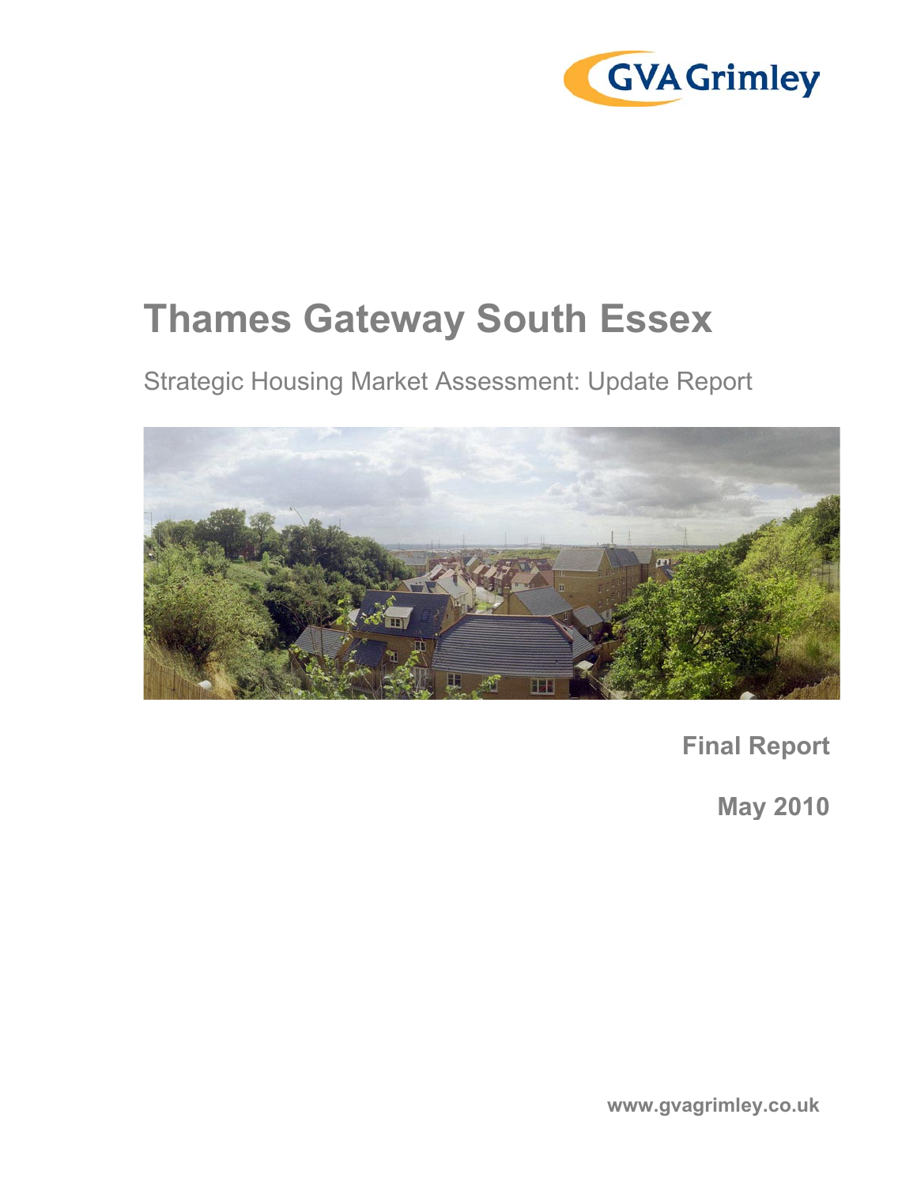GVA Grimley

# Thames Gateway South Essex

## Strategic Housing Market Assessment: Update Report

**Final Report**

**May 2010**

**www.gvagrimley.co.uk**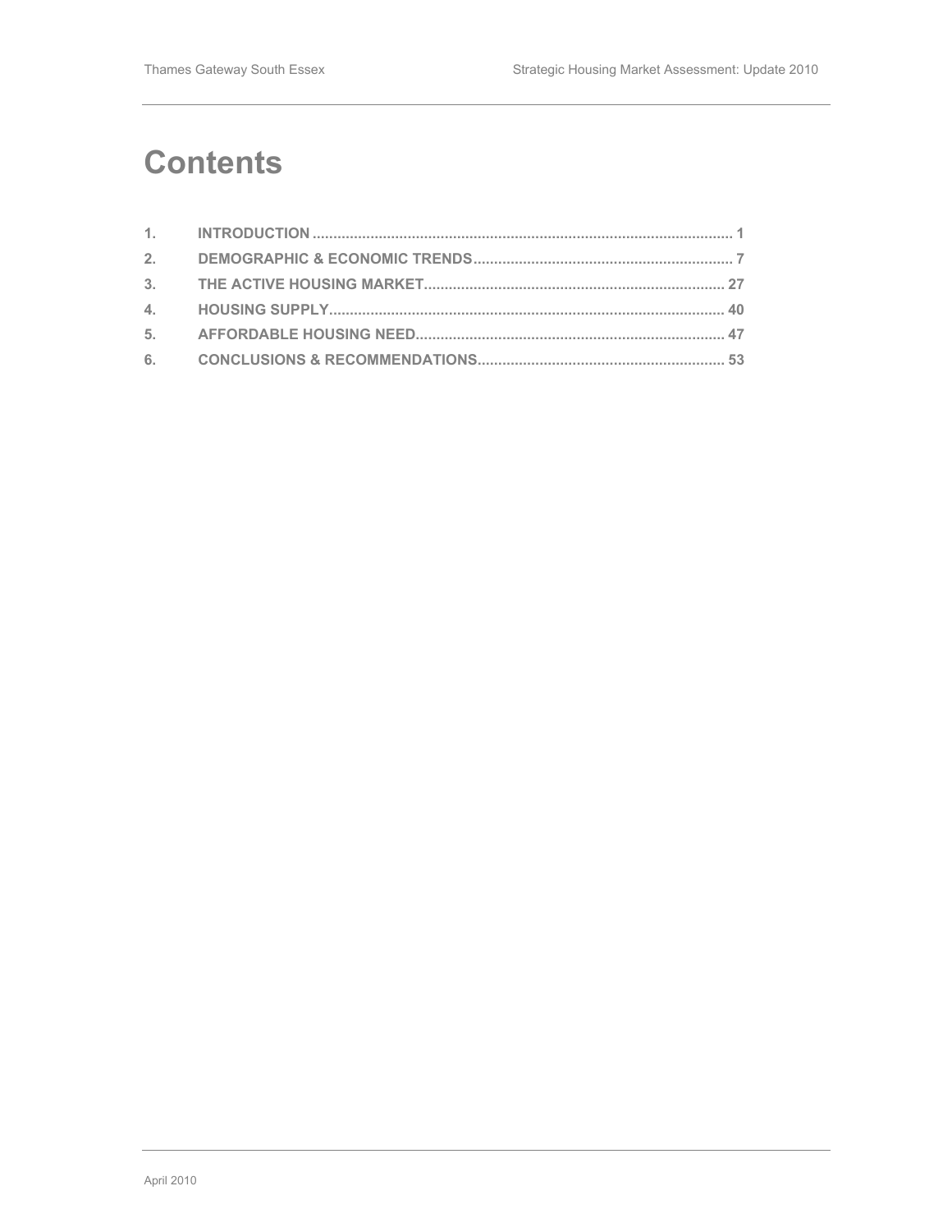# Contents

1. INTRODUCTION ..................................................................................................... 1
2. DEMOGRAPHIC & ECONOMIC TRENDS ............................................................... 7
3. THE ACTIVE HOUSING MARKET ........................................................................ 27
4. HOUSING SUPPLY ............................................................................................... 40
5. AFFORDABLE HOUSING NEED .......................................................................... 47
6. CONCLUSIONS & RECOMMENDATIONS ........................................................... 53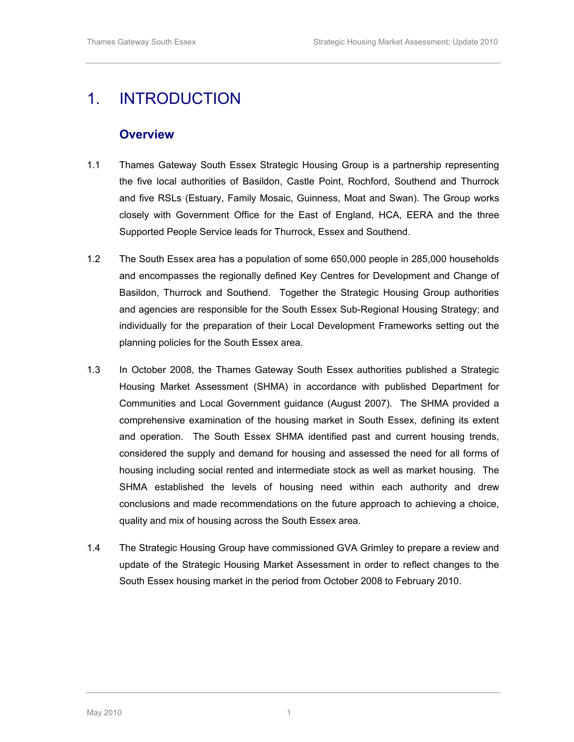# 1. INTRODUCTION

## Overview

1.1 Thames Gateway South Essex Strategic Housing Group is a partnership representing the five local authorities of Basildon, Castle Point, Rochford, Southend and Thurrock and five RSLs (Estuary, Family Mosaic, Guinness, Moat and Swan). The Group works closely with Government Office for the East of England, HCA, EERA and the three Supported People Service leads for Thurrock, Essex and Southend.

1.2 The South Essex area has a population of some 650,000 people in 285,000 households and encompasses the regionally defined Key Centres for Development and Change of Basildon, Thurrock and Southend. Together the Strategic Housing Group authorities and agencies are responsible for the South Essex Sub-Regional Housing Strategy; and individually for the preparation of their Local Development Frameworks setting out the planning policies for the South Essex area.

1.3 In October 2008, the Thames Gateway South Essex authorities published a Strategic Housing Market Assessment (SHMA) in accordance with published Department for Communities and Local Government guidance (August 2007). The SHMA provided a comprehensive examination of the housing market in South Essex, defining its extent and operation. The South Essex SHMA identified past and current housing trends, considered the supply and demand for housing and assessed the need for all forms of housing including social rented and intermediate stock as well as market housing. The SHMA established the levels of housing need within each authority and drew conclusions and made recommendations on the future approach to achieving a choice, quality and mix of housing across the South Essex area.

1.4 The Strategic Housing Group have commissioned GVA Grimley to prepare a review and update of the Strategic Housing Market Assessment in order to reflect changes to the South Essex housing market in the period from October 2008 to February 2010.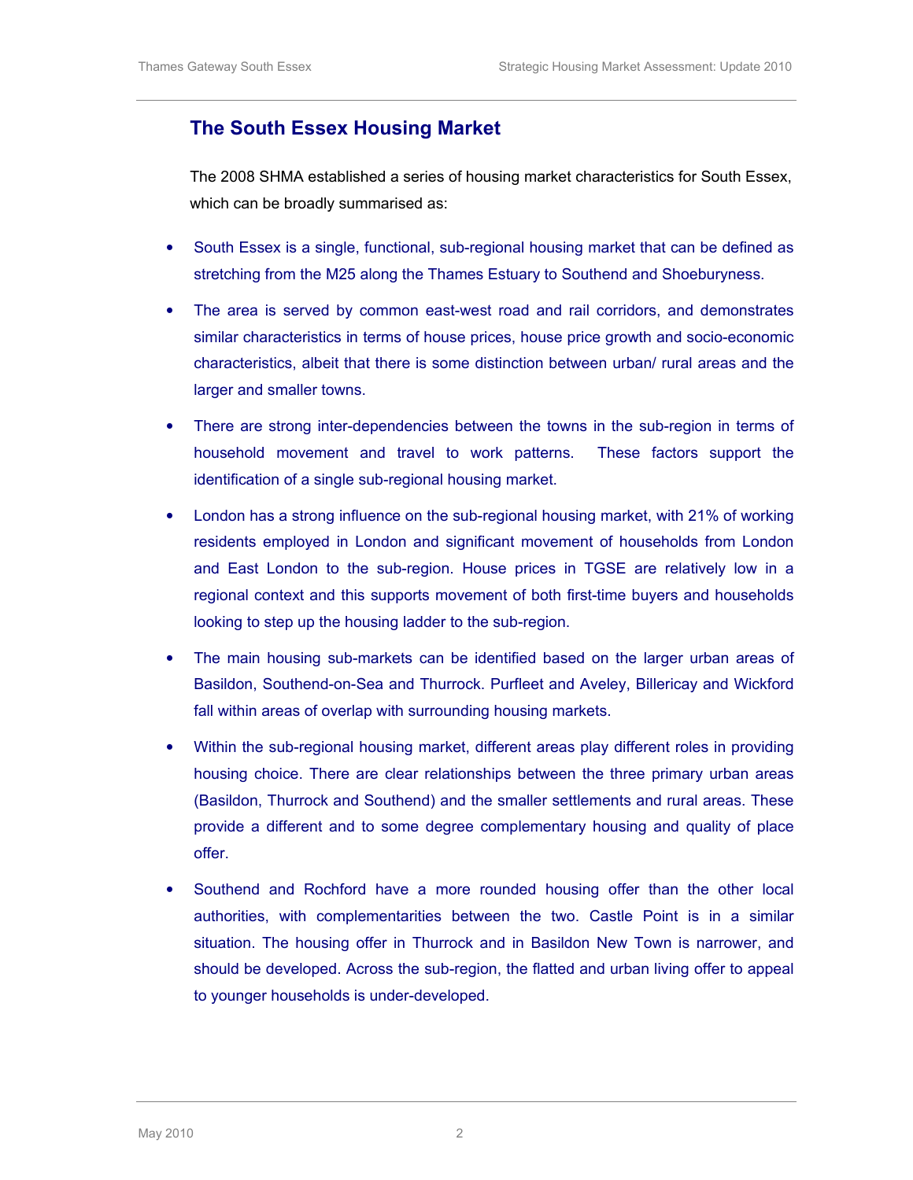## The South Essex Housing Market

The 2008 SHMA established a series of housing market characteristics for South Essex, which can be broadly summarised as:

- South Essex is a single, functional, sub-regional housing market that can be defined as stretching from the M25 along the Thames Estuary to Southend and Shoeburyness.
- The area is served by common east-west road and rail corridors, and demonstrates similar characteristics in terms of house prices, house price growth and socio-economic characteristics, albeit that there is some distinction between urban/ rural areas and the larger and smaller towns.
- There are strong inter-dependencies between the towns in the sub-region in terms of household movement and travel to work patterns. These factors support the identification of a single sub-regional housing market.
- London has a strong influence on the sub-regional housing market, with 21% of working residents employed in London and significant movement of households from London and East London to the sub-region. House prices in TGSE are relatively low in a regional context and this supports movement of both first-time buyers and households looking to step up the housing ladder to the sub-region.
- The main housing sub-markets can be identified based on the larger urban areas of Basildon, Southend-on-Sea and Thurrock. Purfleet and Aveley, Billericay and Wickford fall within areas of overlap with surrounding housing markets.
- Within the sub-regional housing market, different areas play different roles in providing housing choice. There are clear relationships between the three primary urban areas (Basildon, Thurrock and Southend) and the smaller settlements and rural areas. These provide a different and to some degree complementary housing and quality of place offer.
- Southend and Rochford have a more rounded housing offer than the other local authorities, with complementarities between the two. Castle Point is in a similar situation. The housing offer in Thurrock and in Basildon New Town is narrower, and should be developed. Across the sub-region, the flatted and urban living offer to appeal to younger households is under-developed.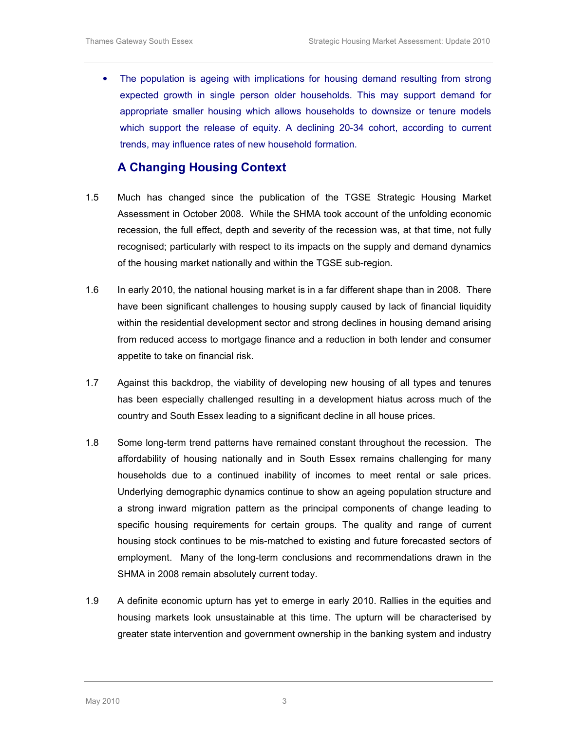- The population is ageing with implications for housing demand resulting from strong expected growth in single person older households. This may support demand for appropriate smaller housing which allows households to downsize or tenure models which support the release of equity. A declining 20-34 cohort, according to current trends, may influence rates of new household formation.

## A Changing Housing Context

1.5 Much has changed since the publication of the TGSE Strategic Housing Market Assessment in October 2008. While the SHMA took account of the unfolding economic recession, the full effect, depth and severity of the recession was, at that time, not fully recognised; particularly with respect to its impacts on the supply and demand dynamics of the housing market nationally and within the TGSE sub-region.

1.6 In early 2010, the national housing market is in a far different shape than in 2008. There have been significant challenges to housing supply caused by lack of financial liquidity within the residential development sector and strong declines in housing demand arising from reduced access to mortgage finance and a reduction in both lender and consumer appetite to take on financial risk.

1.7 Against this backdrop, the viability of developing new housing of all types and tenures has been especially challenged resulting in a development hiatus across much of the country and South Essex leading to a significant decline in all house prices.

1.8 Some long-term trend patterns have remained constant throughout the recession. The affordability of housing nationally and in South Essex remains challenging for many households due to a continued inability of incomes to meet rental or sale prices. Underlying demographic dynamics continue to show an ageing population structure and a strong inward migration pattern as the principal components of change leading to specific housing requirements for certain groups. The quality and range of current housing stock continues to be mis-matched to existing and future forecasted sectors of employment. Many of the long-term conclusions and recommendations drawn in the SHMA in 2008 remain absolutely current today.

1.9 A definite economic upturn has yet to emerge in early 2010. Rallies in the equities and housing markets look unsustainable at this time. The upturn will be characterised by greater state intervention and government ownership in the banking system and industry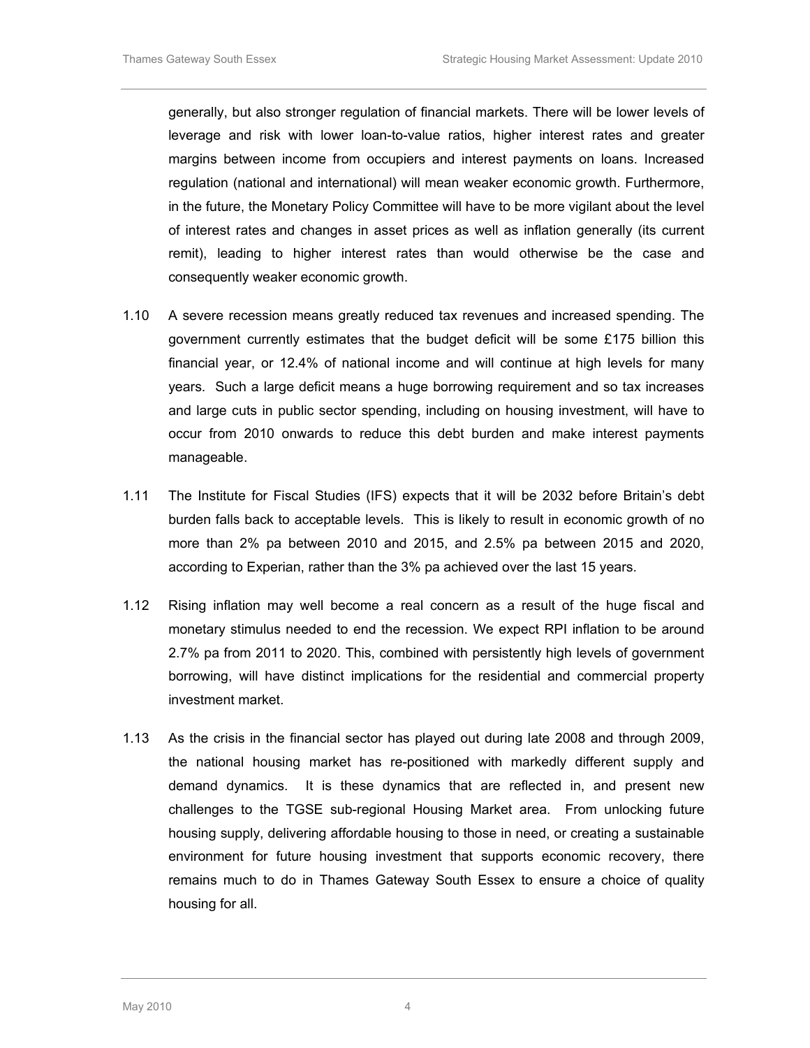generally, but also stronger regulation of financial markets. There will be lower levels of leverage and risk with lower loan-to-value ratios, higher interest rates and greater margins between income from occupiers and interest payments on loans. Increased regulation (national and international) will mean weaker economic growth. Furthermore, in the future, the Monetary Policy Committee will have to be more vigilant about the level of interest rates and changes in asset prices as well as inflation generally (its current remit), leading to higher interest rates than would otherwise be the case and consequently weaker economic growth.

1.10 A severe recession means greatly reduced tax revenues and increased spending. The government currently estimates that the budget deficit will be some £175 billion this financial year, or 12.4% of national income and will continue at high levels for many years. Such a large deficit means a huge borrowing requirement and so tax increases and large cuts in public sector spending, including on housing investment, will have to occur from 2010 onwards to reduce this debt burden and make interest payments manageable.

1.11 The Institute for Fiscal Studies (IFS) expects that it will be 2032 before Britain's debt burden falls back to acceptable levels. This is likely to result in economic growth of no more than 2% pa between 2010 and 2015, and 2.5% pa between 2015 and 2020, according to Experian, rather than the 3% pa achieved over the last 15 years.

1.12 Rising inflation may well become a real concern as a result of the huge fiscal and monetary stimulus needed to end the recession. We expect RPI inflation to be around 2.7% pa from 2011 to 2020. This, combined with persistently high levels of government borrowing, will have distinct implications for the residential and commercial property investment market.

1.13 As the crisis in the financial sector has played out during late 2008 and through 2009, the national housing market has re-positioned with markedly different supply and demand dynamics. It is these dynamics that are reflected in, and present new challenges to the TGSE sub-regional Housing Market area. From unlocking future housing supply, delivering affordable housing to those in need, or creating a sustainable environment for future housing investment that supports economic recovery, there remains much to do in Thames Gateway South Essex to ensure a choice of quality housing for all.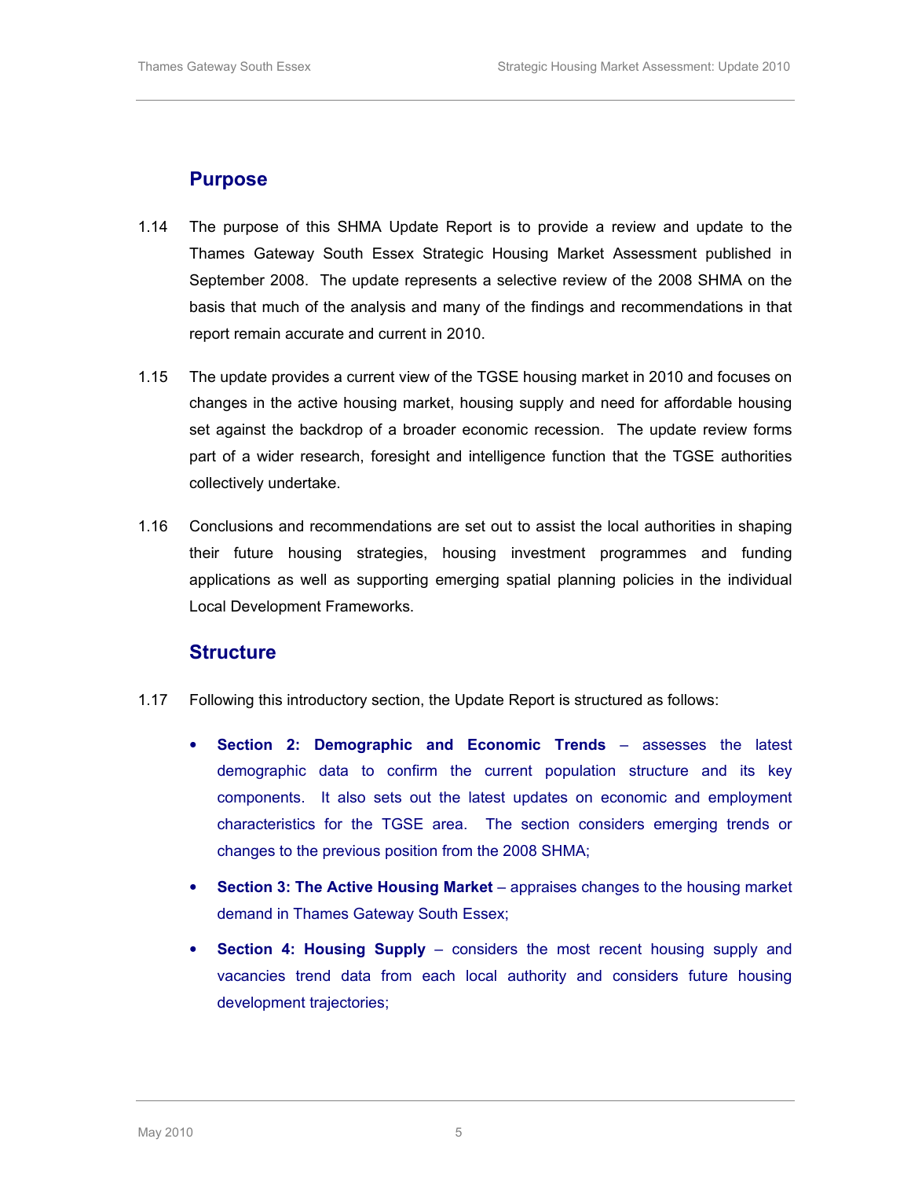## Purpose

1.14 The purpose of this SHMA Update Report is to provide a review and update to the Thames Gateway South Essex Strategic Housing Market Assessment published in September 2008. The update represents a selective review of the 2008 SHMA on the basis that much of the analysis and many of the findings and recommendations in that report remain accurate and current in 2010.

1.15 The update provides a current view of the TGSE housing market in 2010 and focuses on changes in the active housing market, housing supply and need for affordable housing set against the backdrop of a broader economic recession. The update review forms part of a wider research, foresight and intelligence function that the TGSE authorities collectively undertake.

1.16 Conclusions and recommendations are set out to assist the local authorities in shaping their future housing strategies, housing investment programmes and funding applications as well as supporting emerging spatial planning policies in the individual Local Development Frameworks.

## Structure

1.17 Following this introductory section, the Update Report is structured as follows:

- **Section 2: Demographic and Economic Trends** – assesses the latest demographic data to confirm the current population structure and its key components. It also sets out the latest updates on economic and employment characteristics for the TGSE area. The section considers emerging trends or changes to the previous position from the 2008 SHMA;
- **Section 3: The Active Housing Market** – appraises changes to the housing market demand in Thames Gateway South Essex;
- **Section 4: Housing Supply** – considers the most recent housing supply and vacancies trend data from each local authority and considers future housing development trajectories;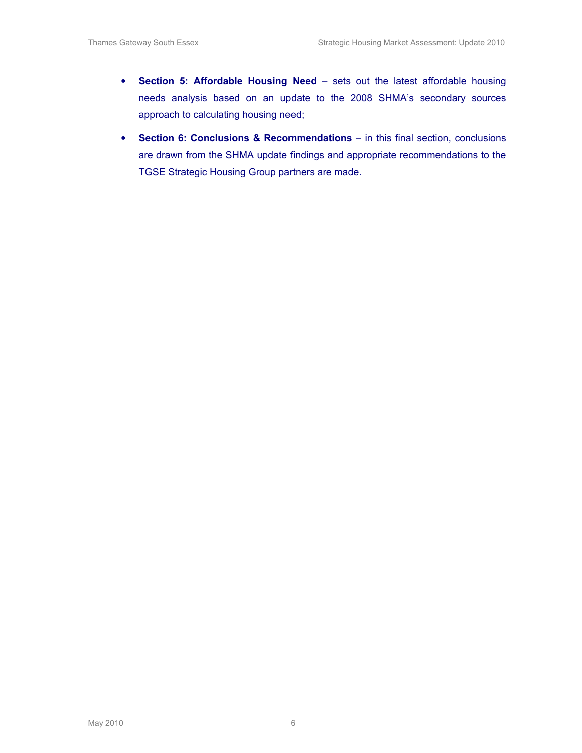- **Section 5: Affordable Housing Need** – sets out the latest affordable housing needs analysis based on an update to the 2008 SHMA's secondary sources approach to calculating housing need;
- **Section 6: Conclusions & Recommendations** – in this final section, conclusions are drawn from the SHMA update findings and appropriate recommendations to the TGSE Strategic Housing Group partners are made.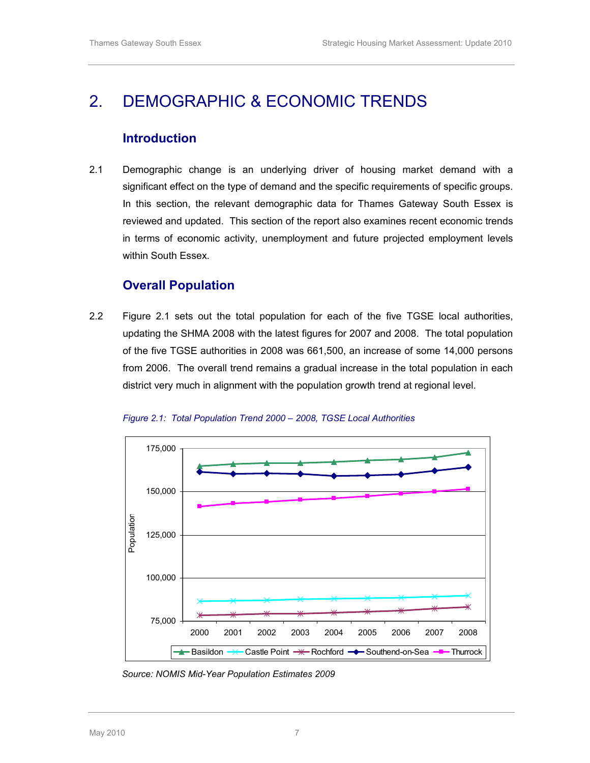# 2. DEMOGRAPHIC & ECONOMIC TRENDS

## Introduction

2.1 Demographic change is an underlying driver of housing market demand with a significant effect on the type of demand and the specific requirements of specific groups. In this section, the relevant demographic data for Thames Gateway South Essex is reviewed and updated. This section of the report also examines recent economic trends in terms of economic activity, unemployment and future projected employment levels within South Essex.

## Overall Population

2.2 Figure 2.1 sets out the total population for each of the five TGSE local authorities, updating the SHMA 2008 with the latest figures for 2007 and 2008. The total population of the five TGSE authorities in 2008 was 661,500, an increase of some 14,000 persons from 2006. The overall trend remains a gradual increase in the total population in each district very much in alignment with the population growth trend at regional level.

*Figure 2.1: Total Population Trend 2000 – 2008, TGSE Local Authorities*

*Source: NOMIS Mid-Year Population Estimates 2009*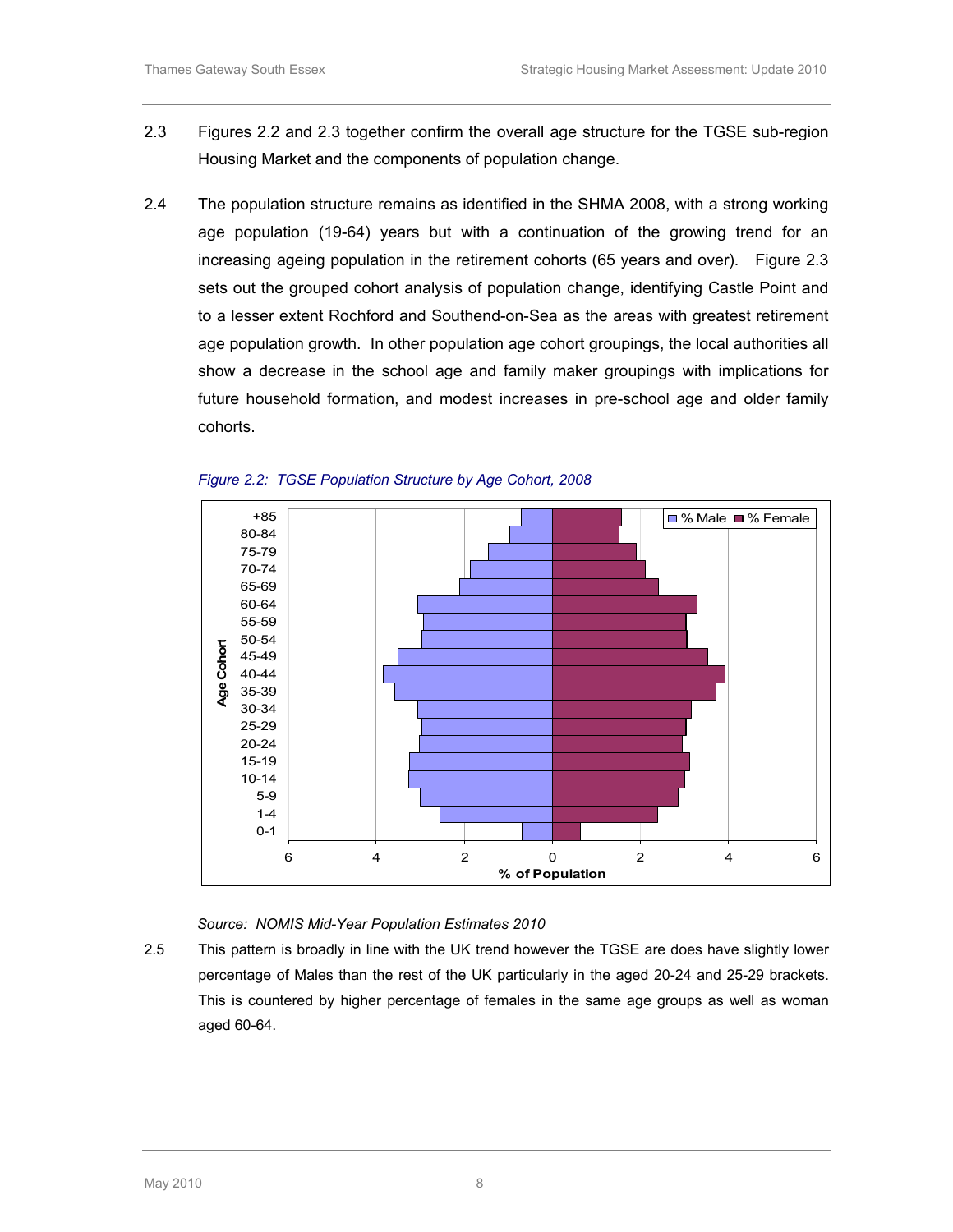2.3 Figures 2.2 and 2.3 together confirm the overall age structure for the TGSE sub-region Housing Market and the components of population change.

2.4 The population structure remains as identified in the SHMA 2008, with a strong working age population (19-64) years but with a continuation of the growing trend for an increasing ageing population in the retirement cohorts (65 years and over). Figure 2.3 sets out the grouped cohort analysis of population change, identifying Castle Point and to a lesser extent Rochford and Southend-on-Sea as the areas with greatest retirement age population growth. In other population age cohort groupings, the local authorities all show a decrease in the school age and family maker groupings with implications for future household formation, and modest increases in pre-school age and older family cohorts.

*Figure 2.2: TGSE Population Structure by Age Cohort, 2008*

*Source: NOMIS Mid-Year Population Estimates 2010*

2.5 This pattern is broadly in line with the UK trend however the TGSE are does have slightly lower percentage of Males than the rest of the UK particularly in the aged 20-24 and 25-29 brackets. This is countered by higher percentage of females in the same age groups as well as woman aged 60-64.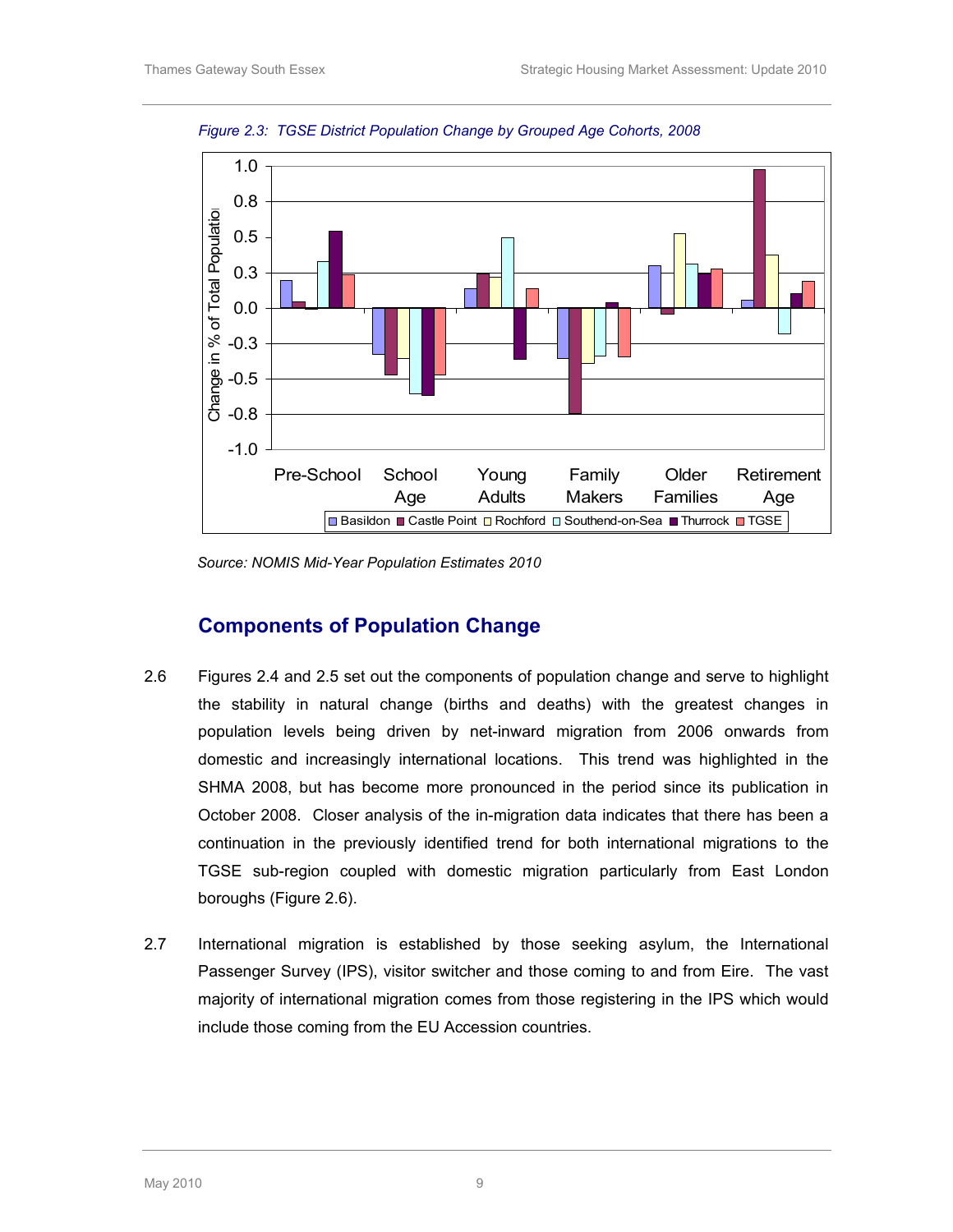*Figure 2.3: TGSE District Population Change by Grouped Age Cohorts, 2008*

Source: NOMIS Mid-Year Population Estimates 2010

## Components of Population Change

2.6 Figures 2.4 and 2.5 set out the components of population change and serve to highlight the stability in natural change (births and deaths) with the greatest changes in population levels being driven by net-inward migration from 2006 onwards from domestic and increasingly international locations. This trend was highlighted in the SHMA 2008, but has become more pronounced in the period since its publication in October 2008. Closer analysis of the in-migration data indicates that there has been a continuation in the previously identified trend for both international migrations to the TGSE sub-region coupled with domestic migration particularly from East London boroughs (Figure 2.6).

2.7 International migration is established by those seeking asylum, the International Passenger Survey (IPS), visitor switcher and those coming to and from Eire. The vast majority of international migration comes from those registering in the IPS which would include those coming from the EU Accession countries.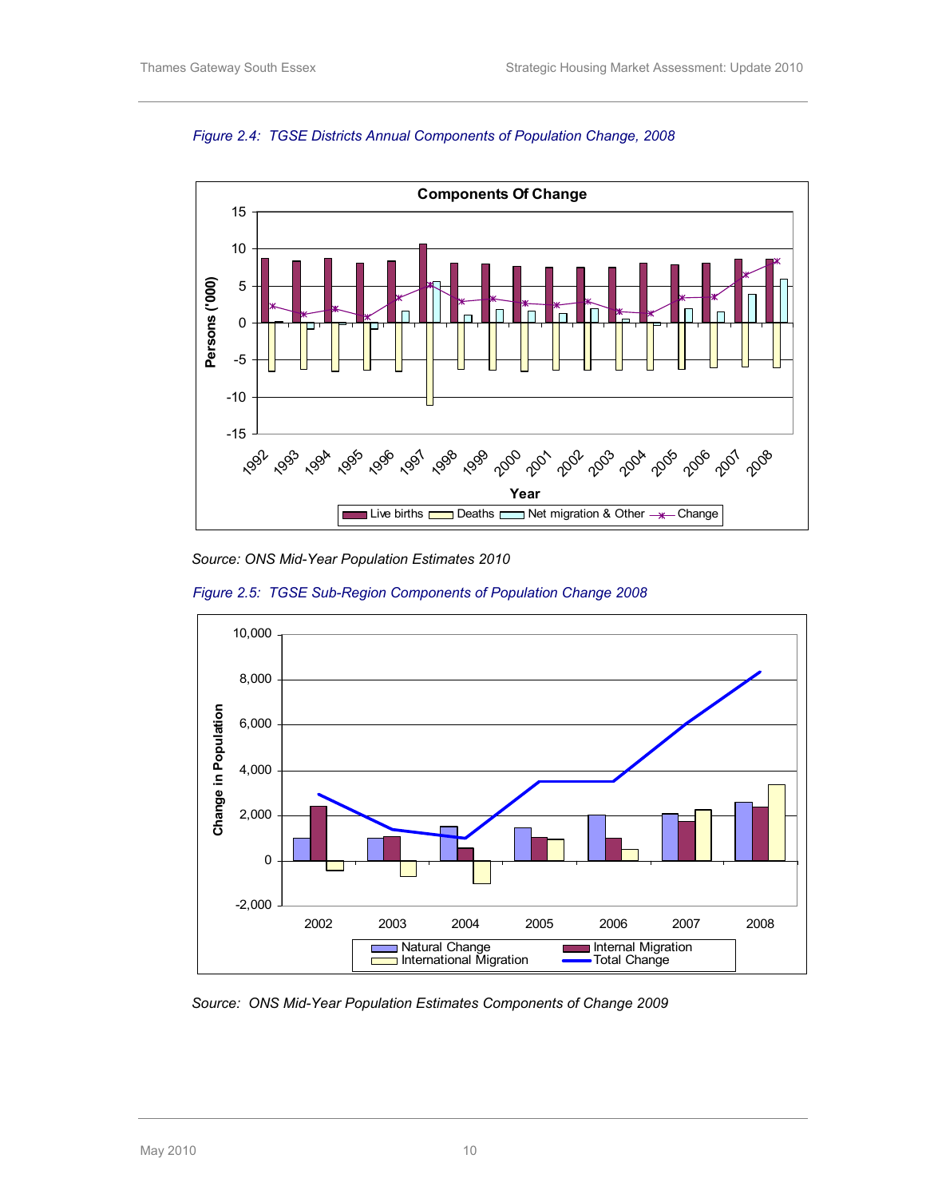*Figure 2.4: TGSE Districts Annual Components of Population Change, 2008*

Source: ONS Mid-Year Population Estimates 2010

*Figure 2.5: TGSE Sub-Region Components of Population Change 2008*

Source: ONS Mid-Year Population Estimates Components of Change 2009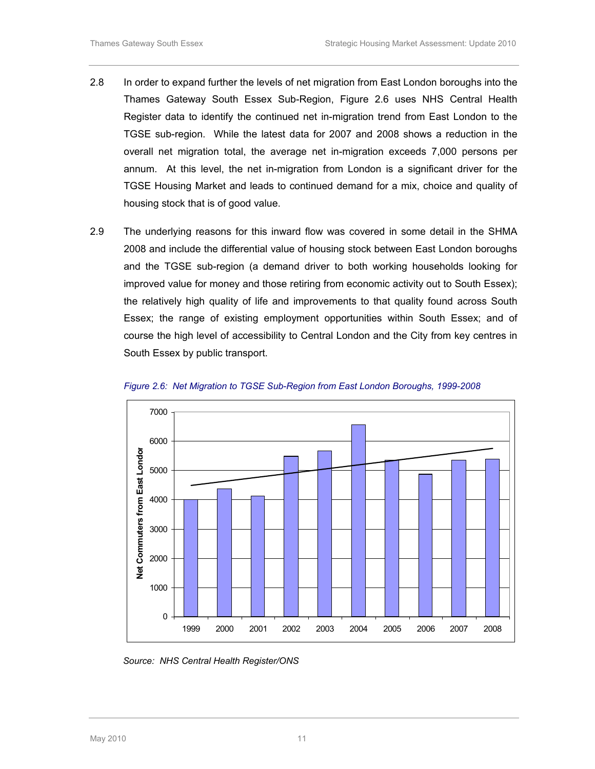2.8 In order to expand further the levels of net migration from East London boroughs into the Thames Gateway South Essex Sub-Region, Figure 2.6 uses NHS Central Health Register data to identify the continued net in-migration trend from East London to the TGSE sub-region. While the latest data for 2007 and 2008 shows a reduction in the overall net migration total, the average net in-migration exceeds 7,000 persons per annum. At this level, the net in-migration from London is a significant driver for the TGSE Housing Market and leads to continued demand for a mix, choice and quality of housing stock that is of good value.

2.9 The underlying reasons for this inward flow was covered in some detail in the SHMA 2008 and include the differential value of housing stock between East London boroughs and the TGSE sub-region (a demand driver to both working households looking for improved value for money and those retiring from economic activity out to South Essex); the relatively high quality of life and improvements to that quality found across South Essex; the range of existing employment opportunities within South Essex; and of course the high level of accessibility to Central London and the City from key centres in South Essex by public transport.

*Figure 2.6: Net Migration to TGSE Sub-Region from East London Boroughs, 1999-2008*

*Source: NHS Central Health Register/ONS*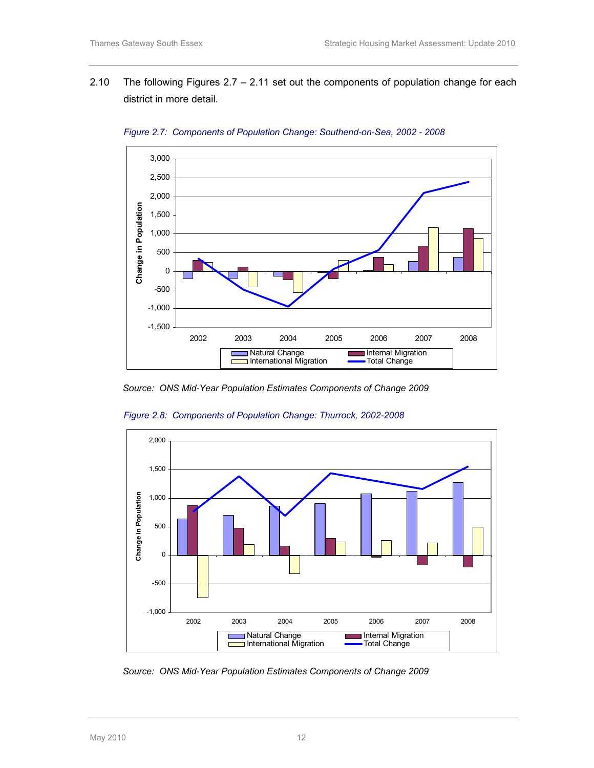2.10 The following Figures 2.7 – 2.11 set out the components of population change for each district in more detail.

*Figure 2.7: Components of Population Change: Southend-on-Sea, 2002 - 2008*

*Source: ONS Mid-Year Population Estimates Components of Change 2009*

*Figure 2.8: Components of Population Change: Thurrock, 2002-2008*

*Source: ONS Mid-Year Population Estimates Components of Change 2009*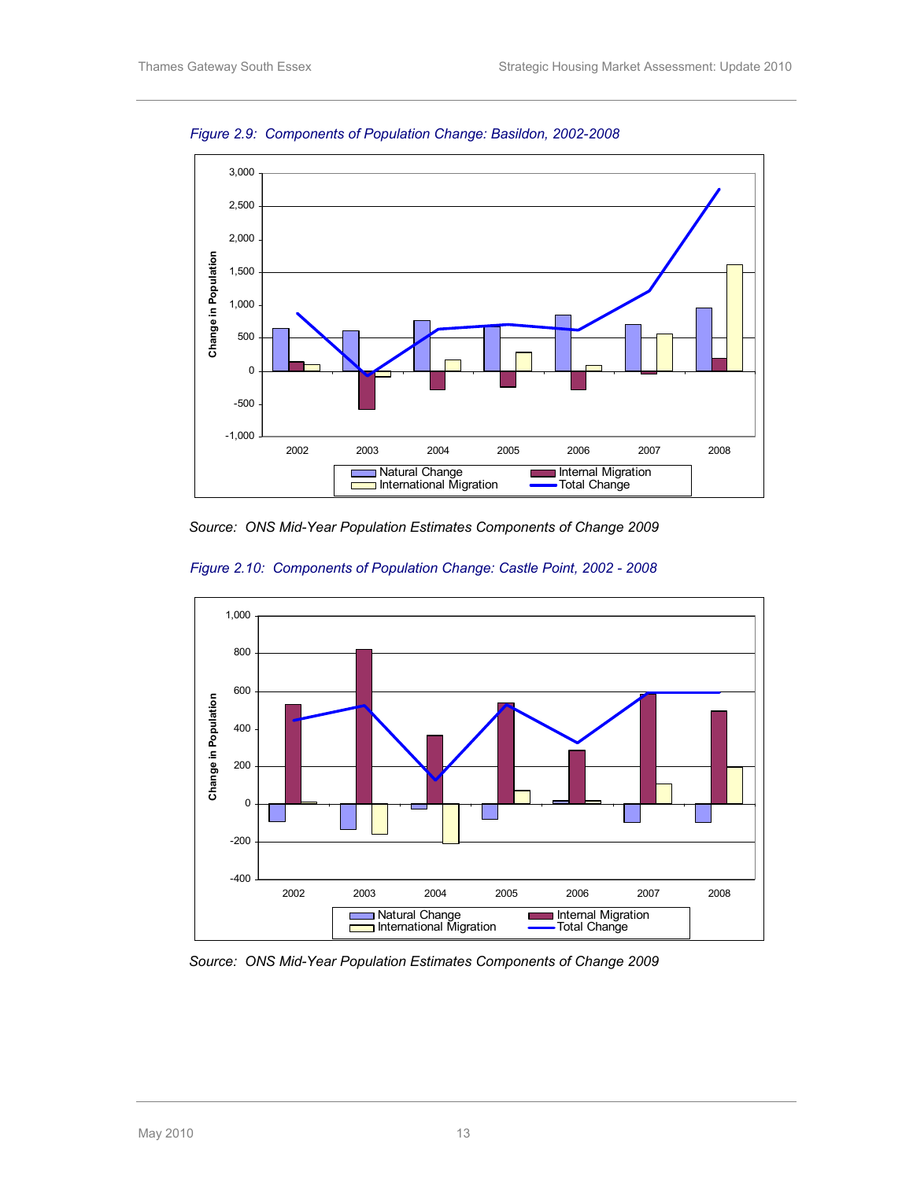*Figure 2.9: Components of Population Change: Basildon, 2002-2008*

*Source: ONS Mid-Year Population Estimates Components of Change 2009*

*Figure 2.10: Components of Population Change: Castle Point, 2002 - 2008*

*Source: ONS Mid-Year Population Estimates Components of Change 2009*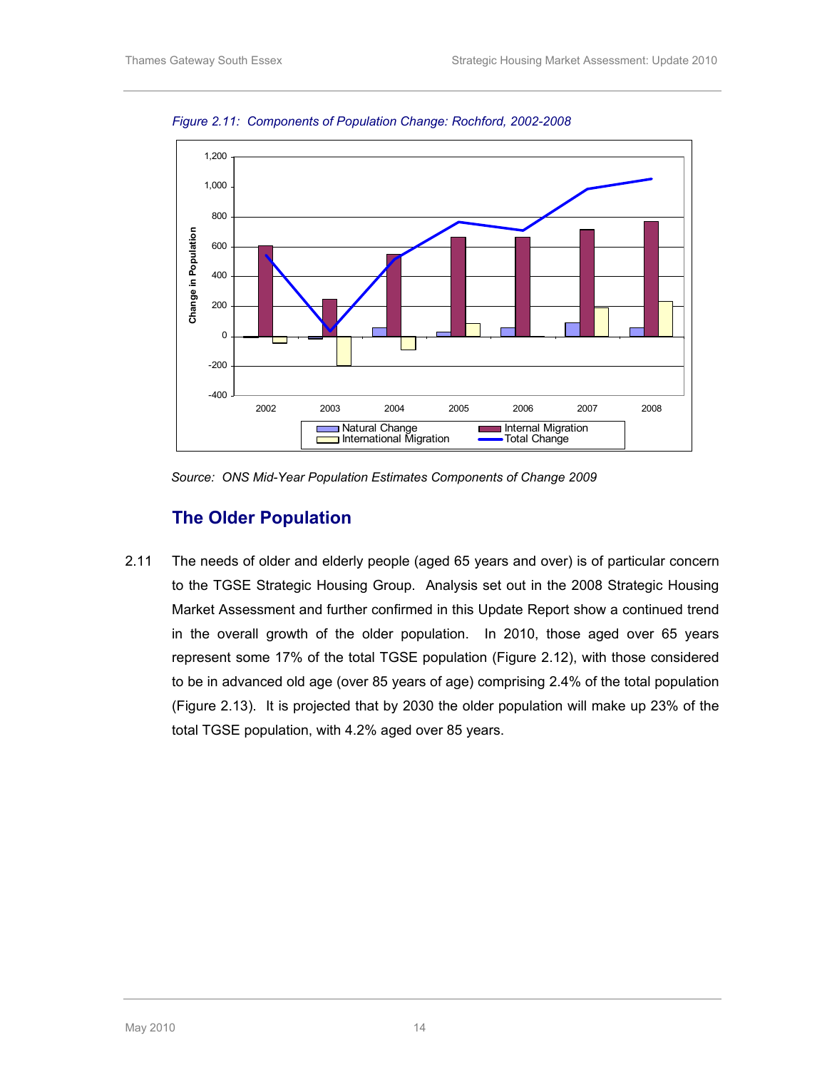*Figure 2.11: Components of Population Change: Rochford, 2002-2008*

*Source: ONS Mid-Year Population Estimates Components of Change 2009*

## The Older Population

2.11 The needs of older and elderly people (aged 65 years and over) is of particular concern to the TGSE Strategic Housing Group. Analysis set out in the 2008 Strategic Housing Market Assessment and further confirmed in this Update Report show a continued trend in the overall growth of the older population. In 2010, those aged over 65 years represent some 17% of the total TGSE population (Figure 2.12), with those considered to be in advanced old age (over 85 years of age) comprising 2.4% of the total population (Figure 2.13). It is projected that by 2030 the older population will make up 23% of the total TGSE population, with 4.2% aged over 85 years.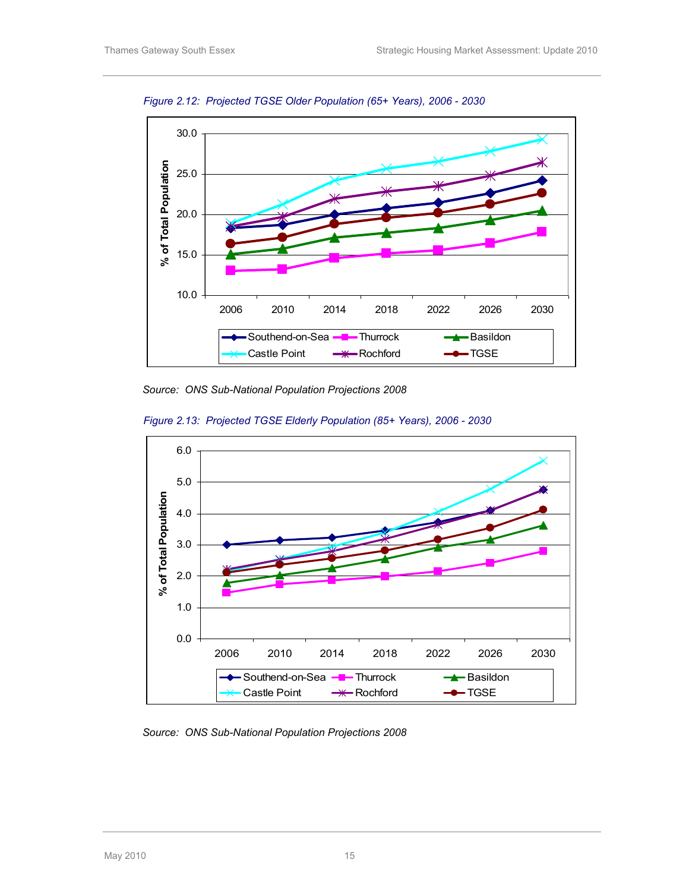*Figure 2.12: Projected TGSE Older Population (65+ Years), 2006 - 2030*

*Source: ONS Sub-National Population Projections 2008*

*Figure 2.13: Projected TGSE Elderly Population (85+ Years), 2006 - 2030*

*Source: ONS Sub-National Population Projections 2008*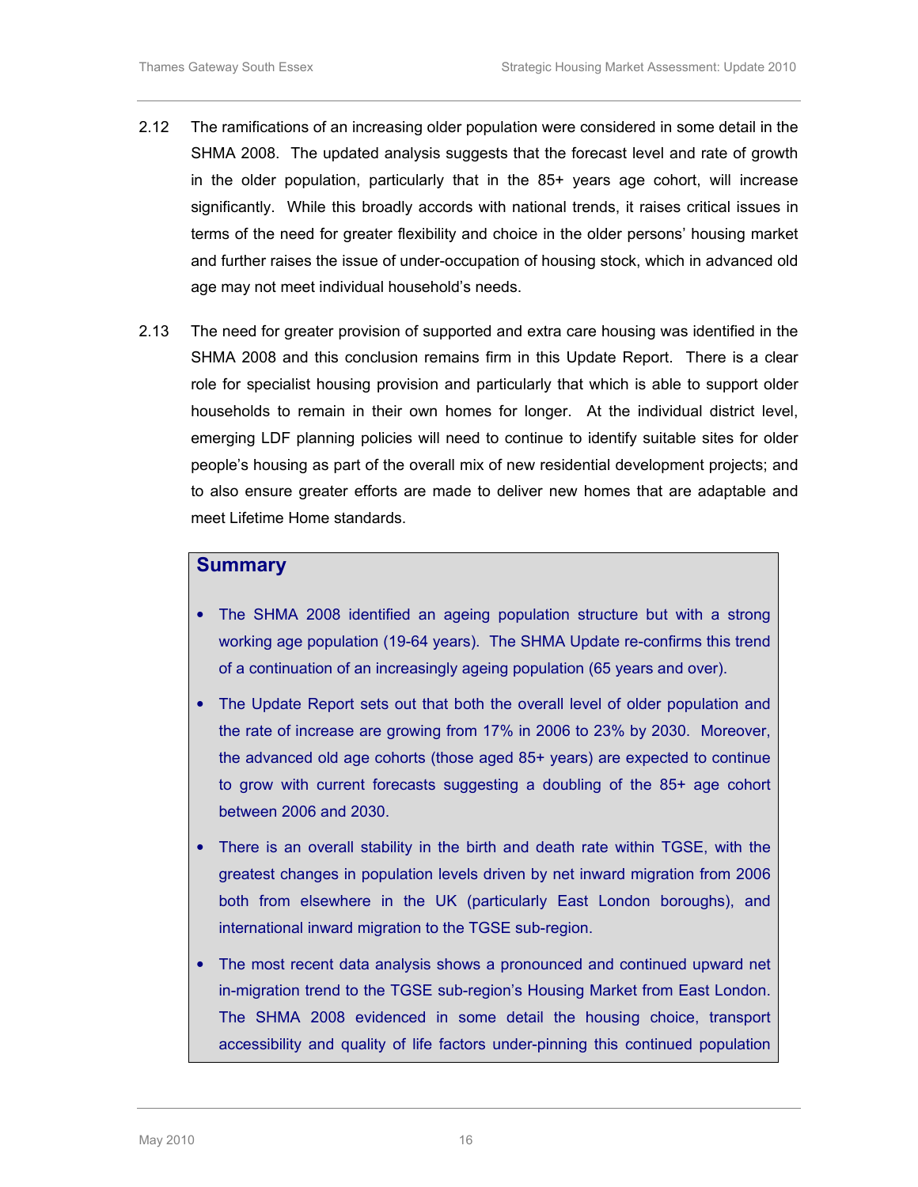2.12 The ramifications of an increasing older population were considered in some detail in the SHMA 2008. The updated analysis suggests that the forecast level and rate of growth in the older population, particularly that in the 85+ years age cohort, will increase significantly. While this broadly accords with national trends, it raises critical issues in terms of the need for greater flexibility and choice in the older persons' housing market and further raises the issue of under-occupation of housing stock, which in advanced old age may not meet individual household's needs.

2.13 The need for greater provision of supported and extra care housing was identified in the SHMA 2008 and this conclusion remains firm in this Update Report. There is a clear role for specialist housing provision and particularly that which is able to support older households to remain in their own homes for longer. At the individual district level, emerging LDF planning policies will need to continue to identify suitable sites for older people's housing as part of the overall mix of new residential development projects; and to also ensure greater efforts are made to deliver new homes that are adaptable and meet Lifetime Home standards.

## Summary

- The SHMA 2008 identified an ageing population structure but with a strong working age population (19-64 years). The SHMA Update re-confirms this trend of a continuation of an increasingly ageing population (65 years and over).
- The Update Report sets out that both the overall level of older population and the rate of increase are growing from 17% in 2006 to 23% by 2030. Moreover, the advanced old age cohorts (those aged 85+ years) are expected to continue to grow with current forecasts suggesting a doubling of the 85+ age cohort between 2006 and 2030.
- There is an overall stability in the birth and death rate within TGSE, with the greatest changes in population levels driven by net inward migration from 2006 both from elsewhere in the UK (particularly East London boroughs), and international inward migration to the TGSE sub-region.
- The most recent data analysis shows a pronounced and continued upward net in-migration trend to the TGSE sub-region's Housing Market from East London. The SHMA 2008 evidenced in some detail the housing choice, transport accessibility and quality of life factors under-pinning this continued population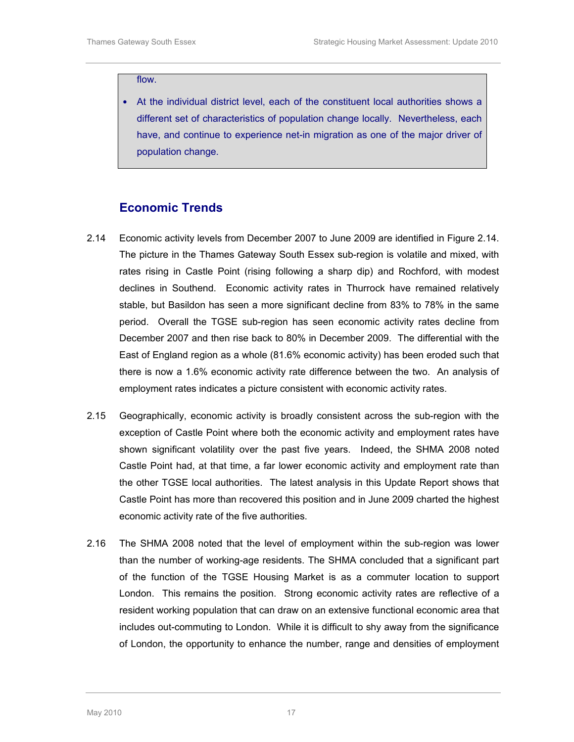flow.

- At the individual district level, each of the constituent local authorities shows a different set of characteristics of population change locally. Nevertheless, each have, and continue to experience net-in migration as one of the major driver of population change.

## Economic Trends

2.14 Economic activity levels from December 2007 to June 2009 are identified in Figure 2.14. The picture in the Thames Gateway South Essex sub-region is volatile and mixed, with rates rising in Castle Point (rising following a sharp dip) and Rochford, with modest declines in Southend. Economic activity rates in Thurrock have remained relatively stable, but Basildon has seen a more significant decline from 83% to 78% in the same period. Overall the TGSE sub-region has seen economic activity rates decline from December 2007 and then rise back to 80% in December 2009. The differential with the East of England region as a whole (81.6% economic activity) has been eroded such that there is now a 1.6% economic activity rate difference between the two. An analysis of employment rates indicates a picture consistent with economic activity rates.

2.15 Geographically, economic activity is broadly consistent across the sub-region with the exception of Castle Point where both the economic activity and employment rates have shown significant volatility over the past five years. Indeed, the SHMA 2008 noted Castle Point had, at that time, a far lower economic activity and employment rate than the other TGSE local authorities. The latest analysis in this Update Report shows that Castle Point has more than recovered this position and in June 2009 charted the highest economic activity rate of the five authorities.

2.16 The SHMA 2008 noted that the level of employment within the sub-region was lower than the number of working-age residents. The SHMA concluded that a significant part of the function of the TGSE Housing Market is as a commuter location to support London. This remains the position. Strong economic activity rates are reflective of a resident working population that can draw on an extensive functional economic area that includes out-commuting to London. While it is difficult to shy away from the significance of London, the opportunity to enhance the number, range and densities of employment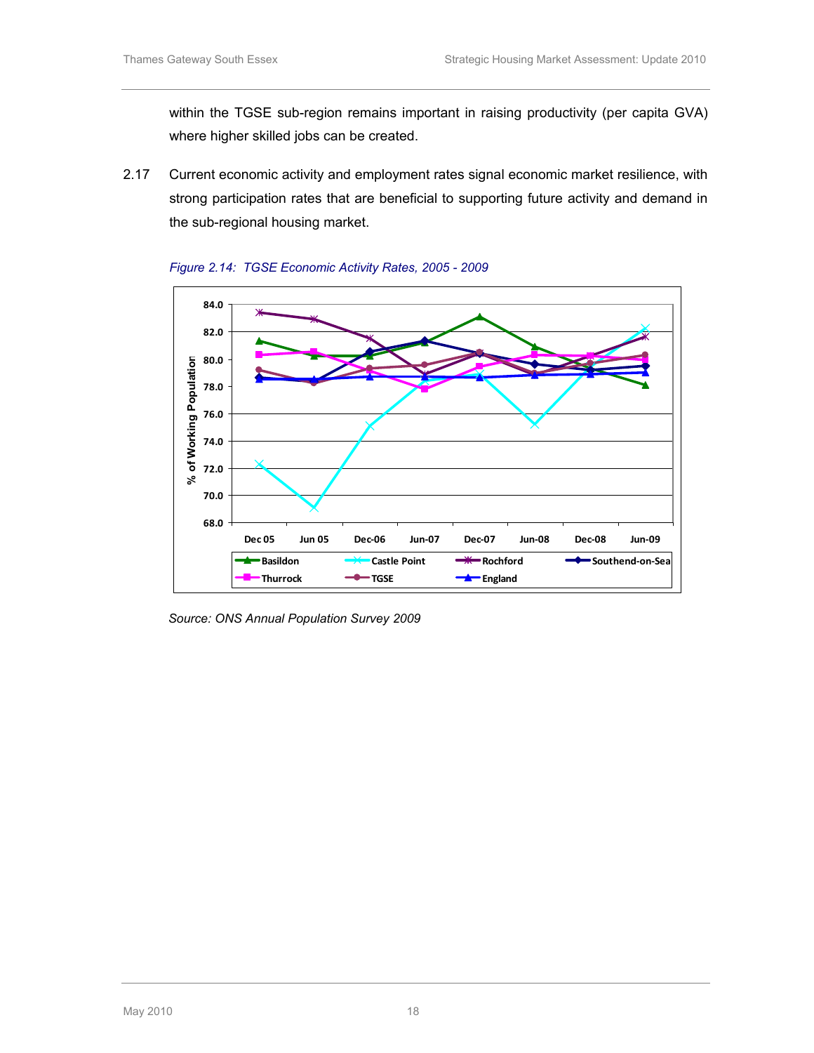within the TGSE sub-region remains important in raising productivity (per capita GVA) where higher skilled jobs can be created.

2.17 Current economic activity and employment rates signal economic market resilience, with strong participation rates that are beneficial to supporting future activity and demand in the sub-regional housing market.

*Figure 2.14: TGSE Economic Activity Rates, 2005 - 2009*

*Source: ONS Annual Population Survey 2009*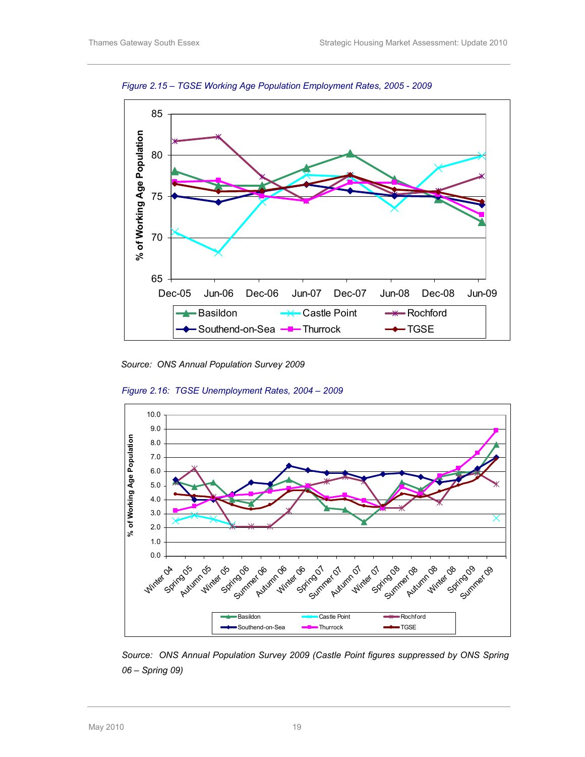*Figure 2.15 – TGSE Working Age Population Employment Rates, 2005 - 2009*

*Source: ONS Annual Population Survey 2009*

*Figure 2.16: TGSE Unemployment Rates, 2004 – 2009*

*Source: ONS Annual Population Survey 2009 (Castle Point figures suppressed by ONS Spring 06 – Spring 09)*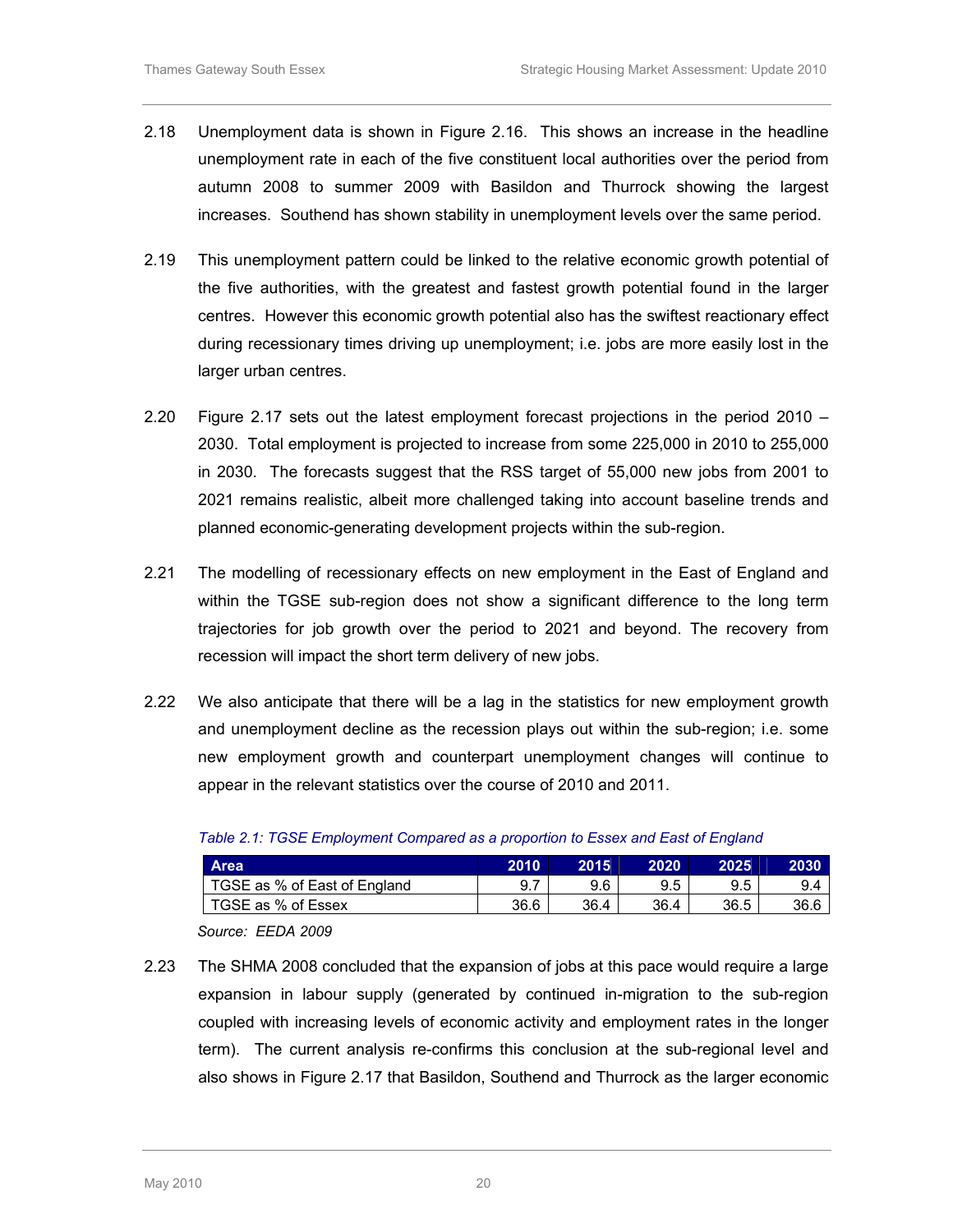2.18 Unemployment data is shown in Figure 2.16. This shows an increase in the headline unemployment rate in each of the five constituent local authorities over the period from autumn 2008 to summer 2009 with Basildon and Thurrock showing the largest increases. Southend has shown stability in unemployment levels over the same period.

2.19 This unemployment pattern could be linked to the relative economic growth potential of the five authorities, with the greatest and fastest growth potential found in the larger centres. However this economic growth potential also has the swiftest reactionary effect during recessionary times driving up unemployment; i.e. jobs are more easily lost in the larger urban centres.

2.20 Figure 2.17 sets out the latest employment forecast projections in the period 2010 – 2030. Total employment is projected to increase from some 225,000 in 2010 to 255,000 in 2030. The forecasts suggest that the RSS target of 55,000 new jobs from 2001 to 2021 remains realistic, albeit more challenged taking into account baseline trends and planned economic-generating development projects within the sub-region.

2.21 The modelling of recessionary effects on new employment in the East of England and within the TGSE sub-region does not show a significant difference to the long term trajectories for job growth over the period to 2021 and beyond. The recovery from recession will impact the short term delivery of new jobs.

2.22 We also anticipate that there will be a lag in the statistics for new employment growth and unemployment decline as the recession plays out within the sub-region; i.e. some new employment growth and counterpart unemployment changes will continue to appear in the relevant statistics over the course of 2010 and 2011.

*Table 2.1: TGSE Employment Compared as a proportion to Essex and East of England*

| Area | 2010 | 2015 | 2020 | 2025 | 2030 |
|---|---|---|---|---|---|
| TGSE as % of East of England | 9.7 | 9.6 | 9.5 | 9.5 | 9.4 |
| TGSE as % of Essex | 36.6 | 36.4 | 36.4 | 36.5 | 36.6 |

*Source: EEDA 2009*

2.23 The SHMA 2008 concluded that the expansion of jobs at this pace would require a large expansion in labour supply (generated by continued in-migration to the sub-region coupled with increasing levels of economic activity and employment rates in the longer term). The current analysis re-confirms this conclusion at the sub-regional level and also shows in Figure 2.17 that Basildon, Southend and Thurrock as the larger economic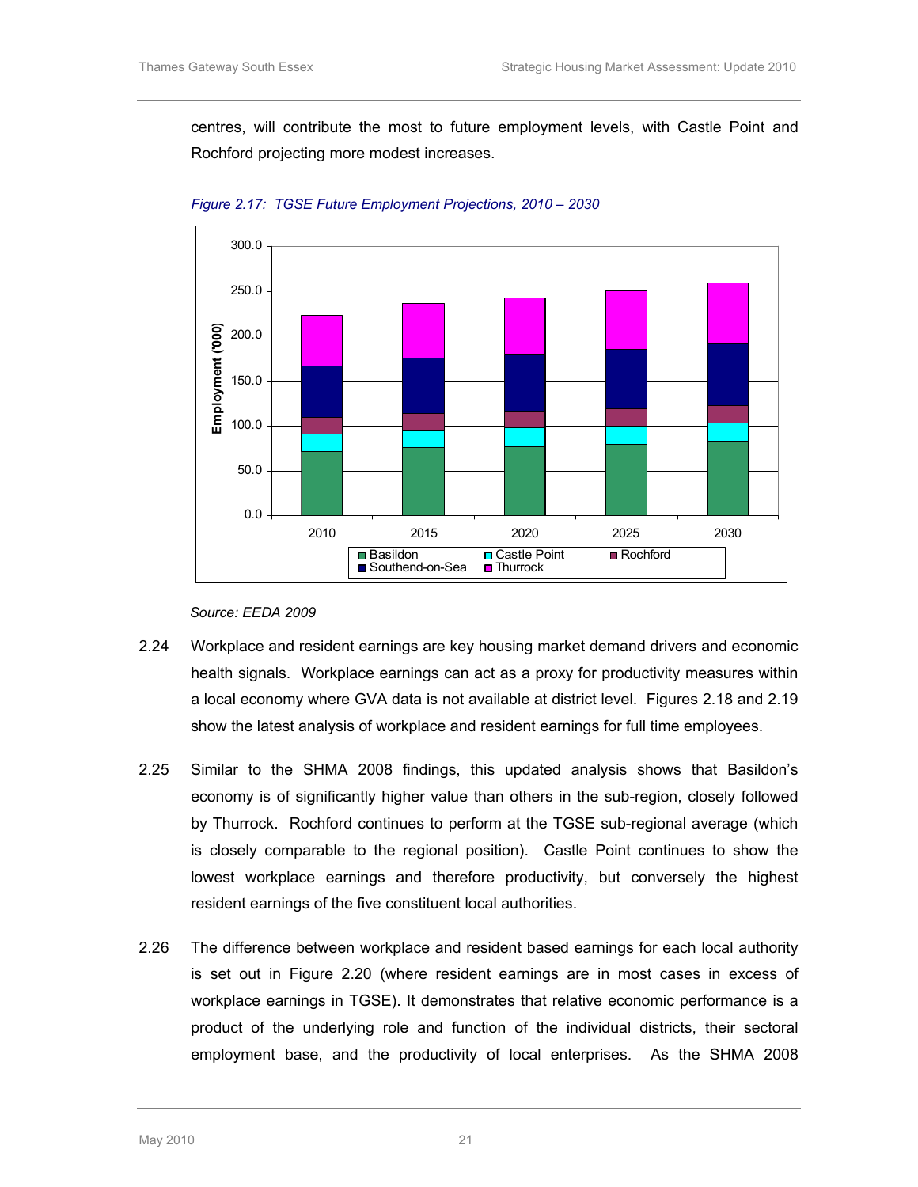centres, will contribute the most to future employment levels, with Castle Point and Rochford projecting more modest increases.

*Figure 2.17: TGSE Future Employment Projections, 2010 – 2030*

*Source: EEDA 2009*

2.24 Workplace and resident earnings are key housing market demand drivers and economic health signals. Workplace earnings can act as a proxy for productivity measures within a local economy where GVA data is not available at district level. Figures 2.18 and 2.19 show the latest analysis of workplace and resident earnings for full time employees.

2.25 Similar to the SHMA 2008 findings, this updated analysis shows that Basildon's economy is of significantly higher value than others in the sub-region, closely followed by Thurrock. Rochford continues to perform at the TGSE sub-regional average (which is closely comparable to the regional position). Castle Point continues to show the lowest workplace earnings and therefore productivity, but conversely the highest resident earnings of the five constituent local authorities.

2.26 The difference between workplace and resident based earnings for each local authority is set out in Figure 2.20 (where resident earnings are in most cases in excess of workplace earnings in TGSE). It demonstrates that relative economic performance is a product of the underlying role and function of the individual districts, their sectoral employment base, and the productivity of local enterprises. As the SHMA 2008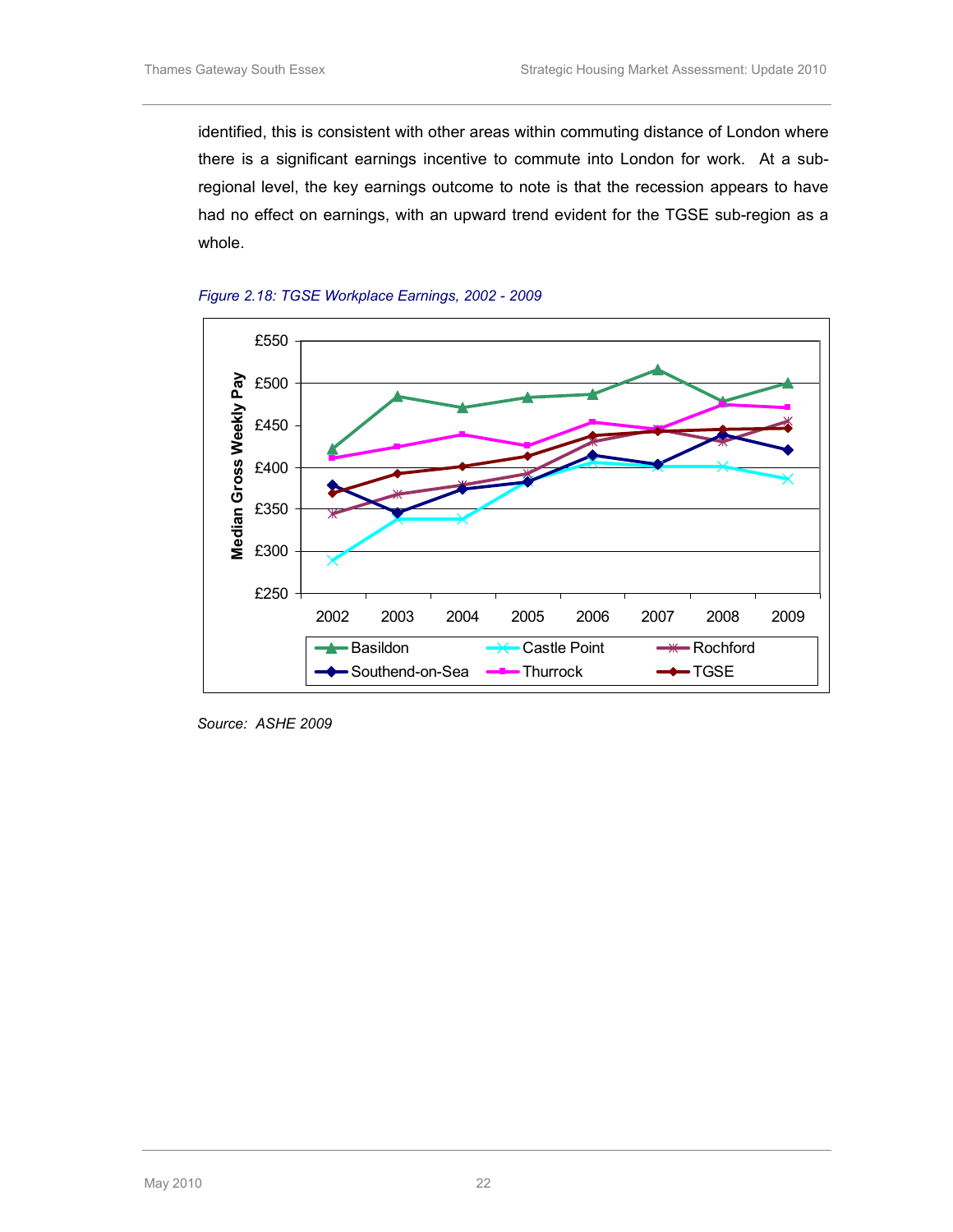identified, this is consistent with other areas within commuting distance of London where there is a significant earnings incentive to commute into London for work. At a sub-regional level, the key earnings outcome to note is that the recession appears to have had no effect on earnings, with an upward trend evident for the TGSE sub-region as a whole.

*Figure 2.18: TGSE Workplace Earnings, 2002 - 2009*

*Source: ASHE 2009*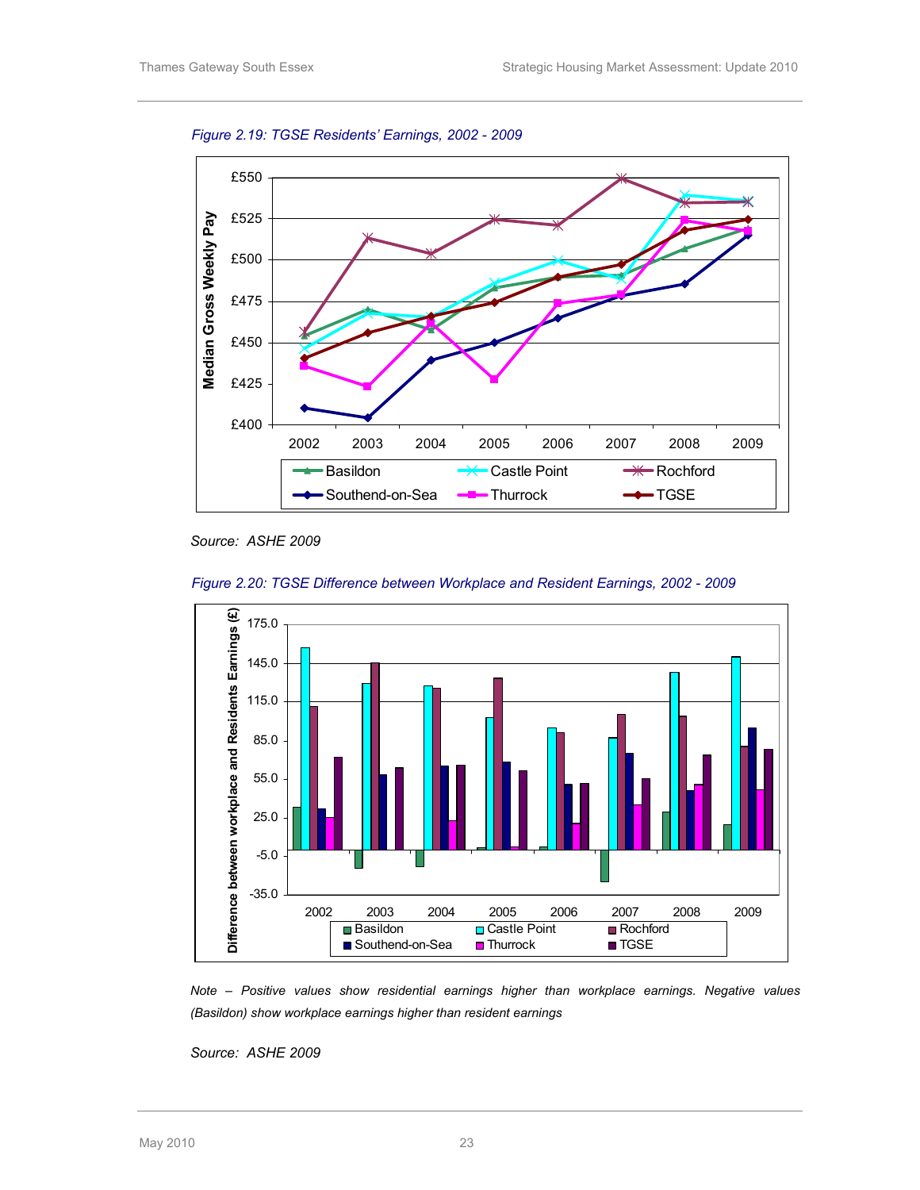*Figure 2.19: TGSE Residents' Earnings, 2002 - 2009*

*Source: ASHE 2009*

*Figure 2.20: TGSE Difference between Workplace and Resident Earnings, 2002 - 2009*

*Note – Positive values show residential earnings higher than workplace earnings. Negative values (Basildon) show workplace earnings higher than resident earnings*

*Source: ASHE 2009*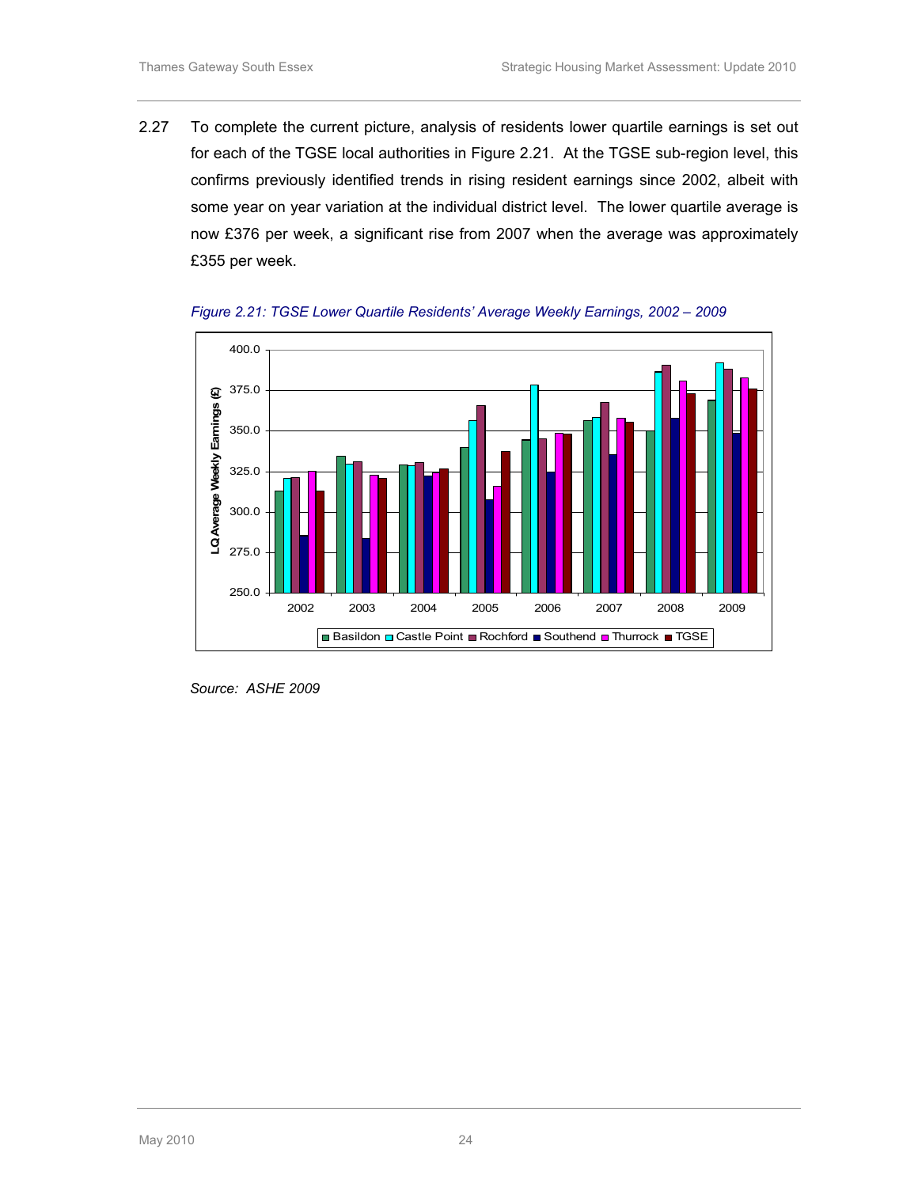2.27 To complete the current picture, analysis of residents lower quartile earnings is set out for each of the TGSE local authorities in Figure 2.21. At the TGSE sub-region level, this confirms previously identified trends in rising resident earnings since 2002, albeit with some year on year variation at the individual district level. The lower quartile average is now £376 per week, a significant rise from 2007 when the average was approximately £355 per week.

*Figure 2.21: TGSE Lower Quartile Residents' Average Weekly Earnings, 2002 – 2009*

*Source: ASHE 2009*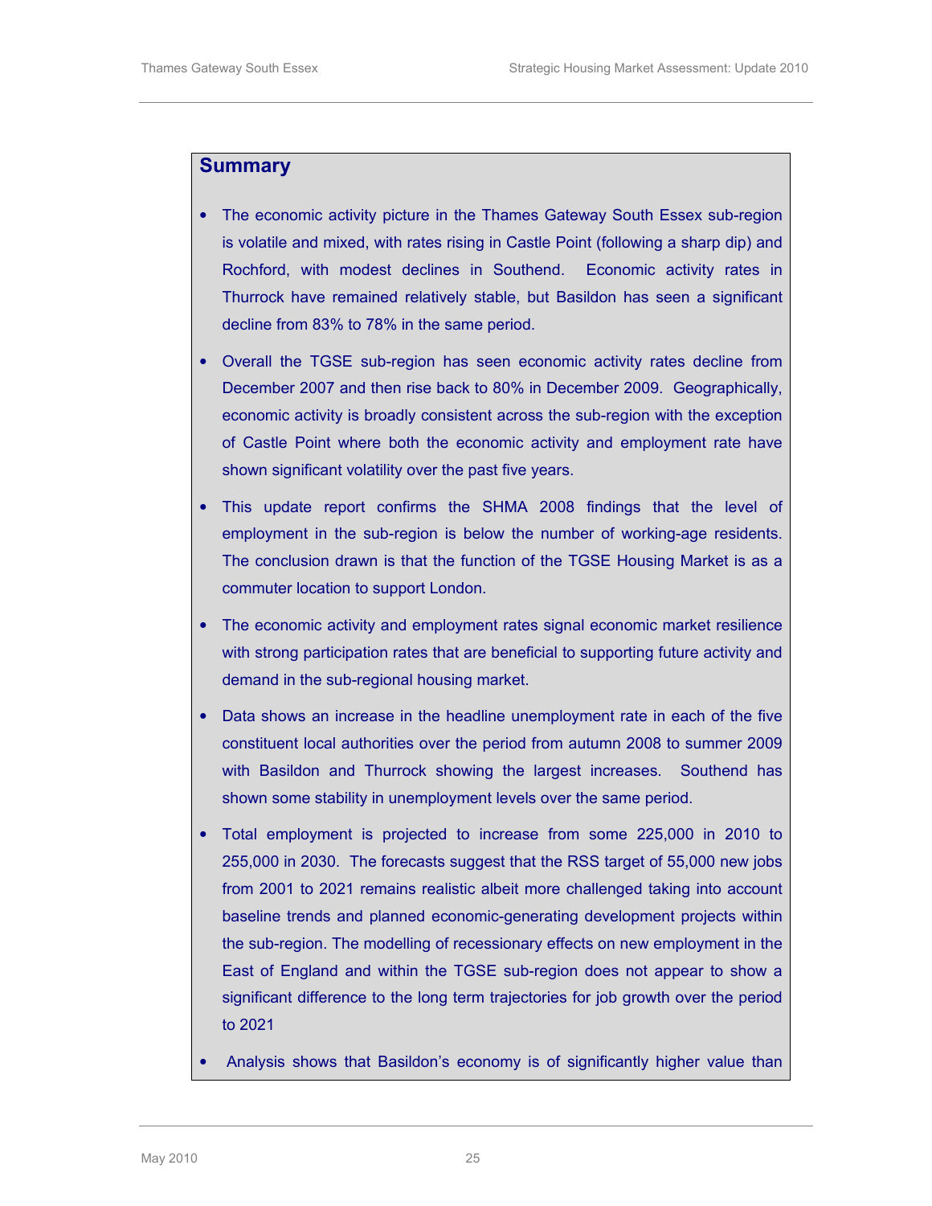## Summary

- The economic activity picture in the Thames Gateway South Essex sub-region is volatile and mixed, with rates rising in Castle Point (following a sharp dip) and Rochford, with modest declines in Southend. Economic activity rates in Thurrock have remained relatively stable, but Basildon has seen a significant decline from 83% to 78% in the same period.
- Overall the TGSE sub-region has seen economic activity rates decline from December 2007 and then rise back to 80% in December 2009. Geographically, economic activity is broadly consistent across the sub-region with the exception of Castle Point where both the economic activity and employment rate have shown significant volatility over the past five years.
- This update report confirms the SHMA 2008 findings that the level of employment in the sub-region is below the number of working-age residents. The conclusion drawn is that the function of the TGSE Housing Market is as a commuter location to support London.
- The economic activity and employment rates signal economic market resilience with strong participation rates that are beneficial to supporting future activity and demand in the sub-regional housing market.
- Data shows an increase in the headline unemployment rate in each of the five constituent local authorities over the period from autumn 2008 to summer 2009 with Basildon and Thurrock showing the largest increases. Southend has shown some stability in unemployment levels over the same period.
- Total employment is projected to increase from some 225,000 in 2010 to 255,000 in 2030. The forecasts suggest that the RSS target of 55,000 new jobs from 2001 to 2021 remains realistic albeit more challenged taking into account baseline trends and planned economic-generating development projects within the sub-region. The modelling of recessionary effects on new employment in the East of England and within the TGSE sub-region does not appear to show a significant difference to the long term trajectories for job growth over the period to 2021
- Analysis shows that Basildon's economy is of significantly higher value than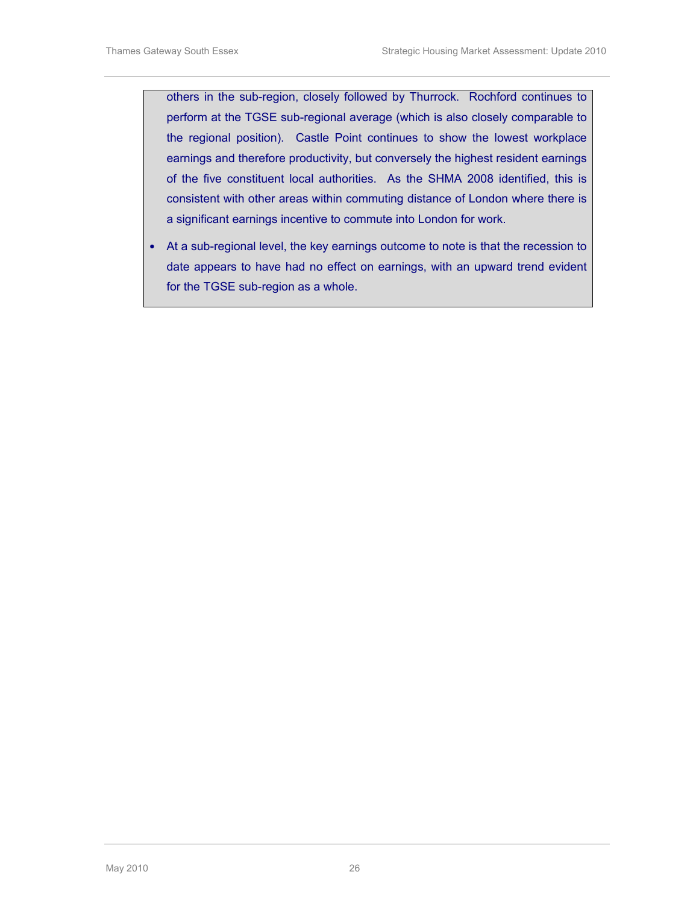others in the sub-region, closely followed by Thurrock. Rochford continues to perform at the TGSE sub-regional average (which is also closely comparable to the regional position). Castle Point continues to show the lowest workplace earnings and therefore productivity, but conversely the highest resident earnings of the five constituent local authorities. As the SHMA 2008 identified, this is consistent with other areas within commuting distance of London where there is a significant earnings incentive to commute into London for work.

- At a sub-regional level, the key earnings outcome to note is that the recession to date appears to have had no effect on earnings, with an upward trend evident for the TGSE sub-region as a whole.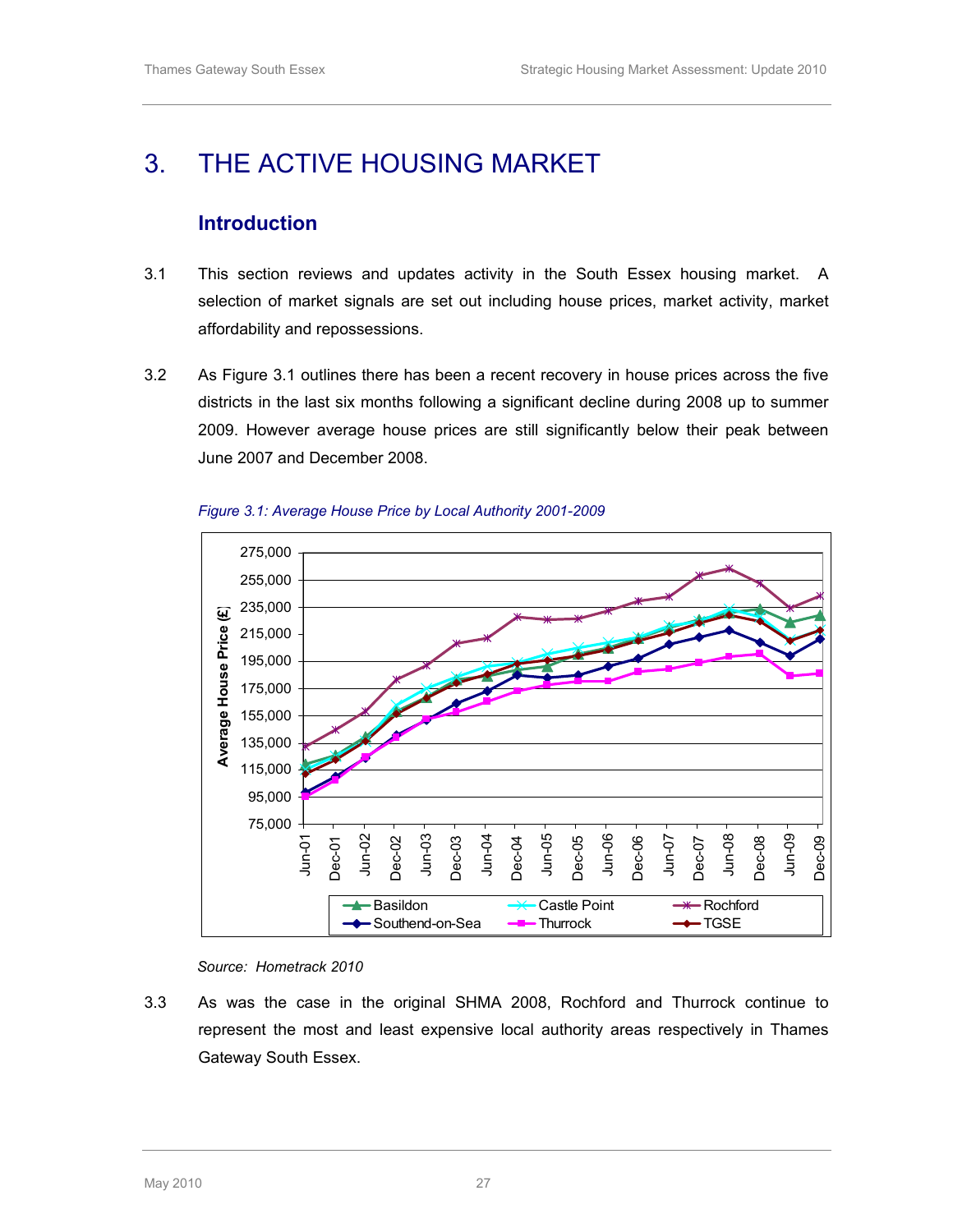# 3. THE ACTIVE HOUSING MARKET

## Introduction

3.1 This section reviews and updates activity in the South Essex housing market. A selection of market signals are set out including house prices, market activity, market affordability and repossessions.

3.2 As Figure 3.1 outlines there has been a recent recovery in house prices across the five districts in the last six months following a significant decline during 2008 up to summer 2009. However average house prices are still significantly below their peak between June 2007 and December 2008.

*Figure 3.1: Average House Price by Local Authority 2001-2009*

*Source: Hometrack 2010*

3.3 As was the case in the original SHMA 2008, Rochford and Thurrock continue to represent the most and least expensive local authority areas respectively in Thames Gateway South Essex.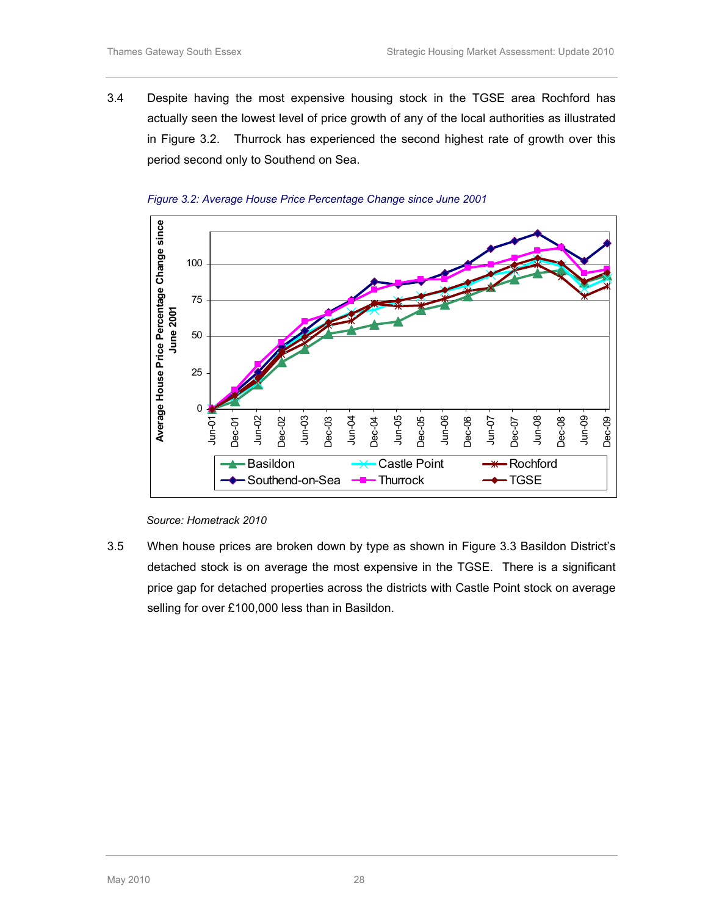3.4 Despite having the most expensive housing stock in the TGSE area Rochford has actually seen the lowest level of price growth of any of the local authorities as illustrated in Figure 3.2. Thurrock has experienced the second highest rate of growth over this period second only to Southend on Sea.

*Figure 3.2: Average House Price Percentage Change since June 2001*

*Source: Hometrack 2010*

3.5 When house prices are broken down by type as shown in Figure 3.3 Basildon District's detached stock is on average the most expensive in the TGSE. There is a significant price gap for detached properties across the districts with Castle Point stock on average selling for over £100,000 less than in Basildon.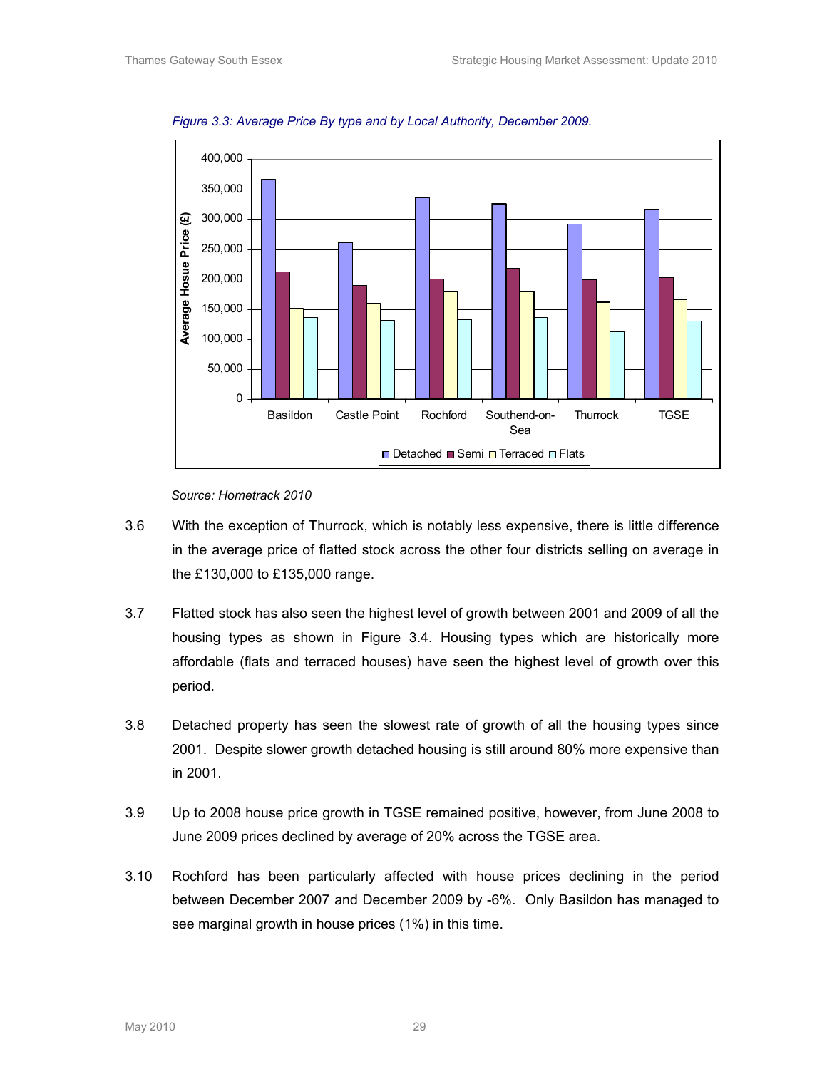*Figure 3.3: Average Price By type and by Local Authority, December 2009.*

*Source: Hometrack 2010*

3.6 With the exception of Thurrock, which is notably less expensive, there is little difference in the average price of flatted stock across the other four districts selling on average in the £130,000 to £135,000 range.

3.7 Flatted stock has also seen the highest level of growth between 2001 and 2009 of all the housing types as shown in Figure 3.4. Housing types which are historically more affordable (flats and terraced houses) have seen the highest level of growth over this period.

3.8 Detached property has seen the slowest rate of growth of all the housing types since 2001. Despite slower growth detached housing is still around 80% more expensive than in 2001.

3.9 Up to 2008 house price growth in TGSE remained positive, however, from June 2008 to June 2009 prices declined by average of 20% across the TGSE area.

3.10 Rochford has been particularly affected with house prices declining in the period between December 2007 and December 2009 by -6%. Only Basildon has managed to see marginal growth in house prices (1%) in this time.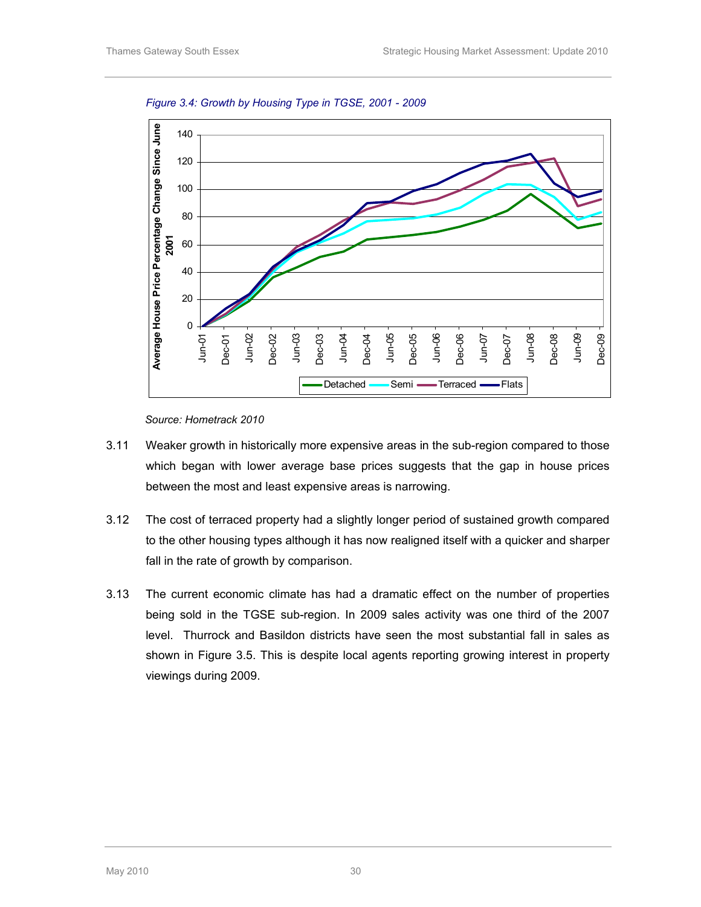*Figure 3.4: Growth by Housing Type in TGSE, 2001 - 2009*

*Source: Hometrack 2010*

3.11 Weaker growth in historically more expensive areas in the sub-region compared to those which began with lower average base prices suggests that the gap in house prices between the most and least expensive areas is narrowing.

3.12 The cost of terraced property had a slightly longer period of sustained growth compared to the other housing types although it has now realigned itself with a quicker and sharper fall in the rate of growth by comparison.

3.13 The current economic climate has had a dramatic effect on the number of properties being sold in the TGSE sub-region. In 2009 sales activity was one third of the 2007 level. Thurrock and Basildon districts have seen the most substantial fall in sales as shown in Figure 3.5. This is despite local agents reporting growing interest in property viewings during 2009.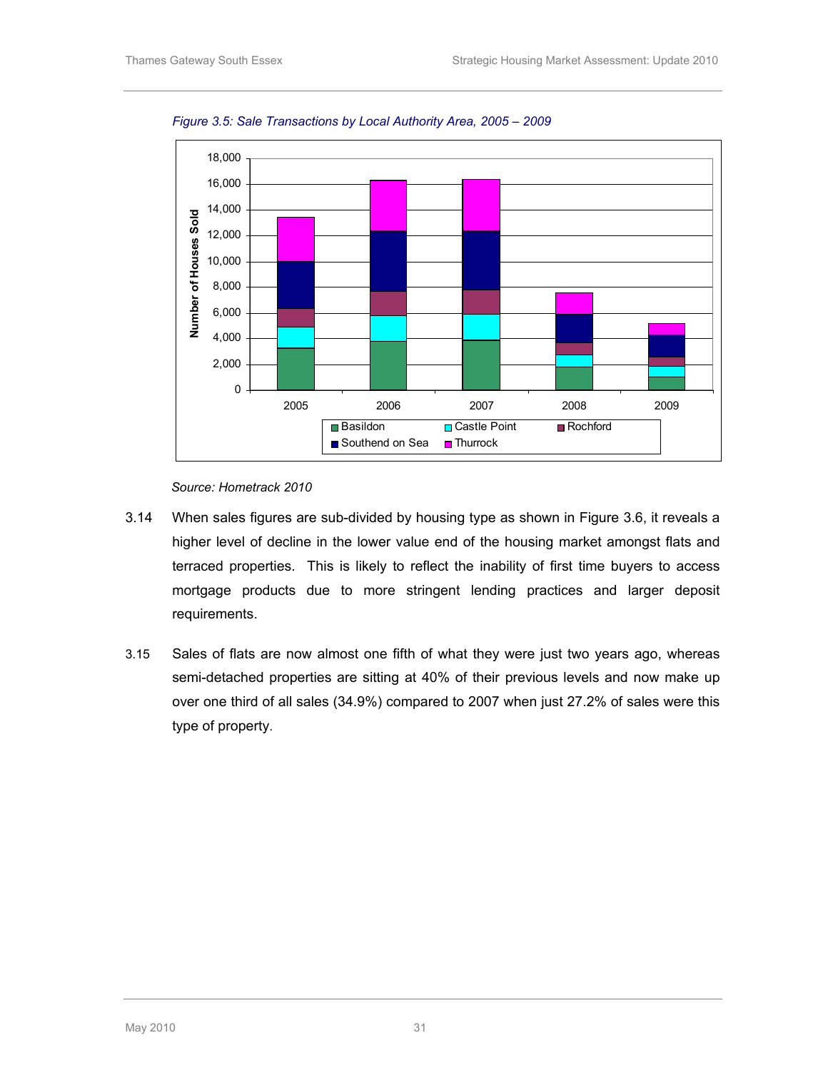*Figure 3.5: Sale Transactions by Local Authority Area, 2005 – 2009*

*Source: Hometrack 2010*

3.14 When sales figures are sub-divided by housing type as shown in Figure 3.6, it reveals a higher level of decline in the lower value end of the housing market amongst flats and terraced properties. This is likely to reflect the inability of first time buyers to access mortgage products due to more stringent lending practices and larger deposit requirements.

3.15 Sales of flats are now almost one fifth of what they were just two years ago, whereas semi-detached properties are sitting at 40% of their previous levels and now make up over one third of all sales (34.9%) compared to 2007 when just 27.2% of sales were this type of property.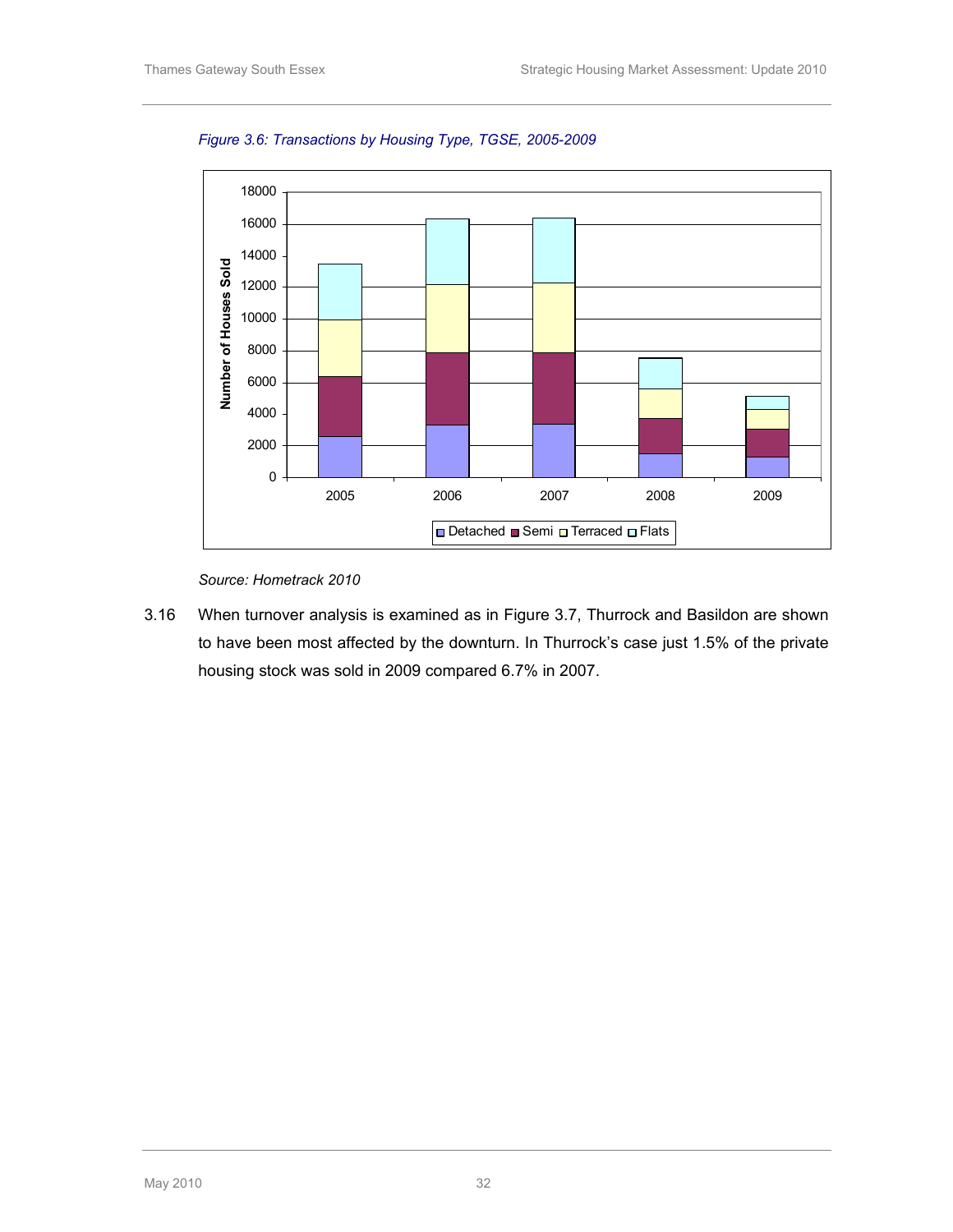*Figure 3.6: Transactions by Housing Type, TGSE, 2005-2009*

*Source: Hometrack 2010*

3.16 When turnover analysis is examined as in Figure 3.7, Thurrock and Basildon are shown to have been most affected by the downturn. In Thurrock's case just 1.5% of the private housing stock was sold in 2009 compared 6.7% in 2007.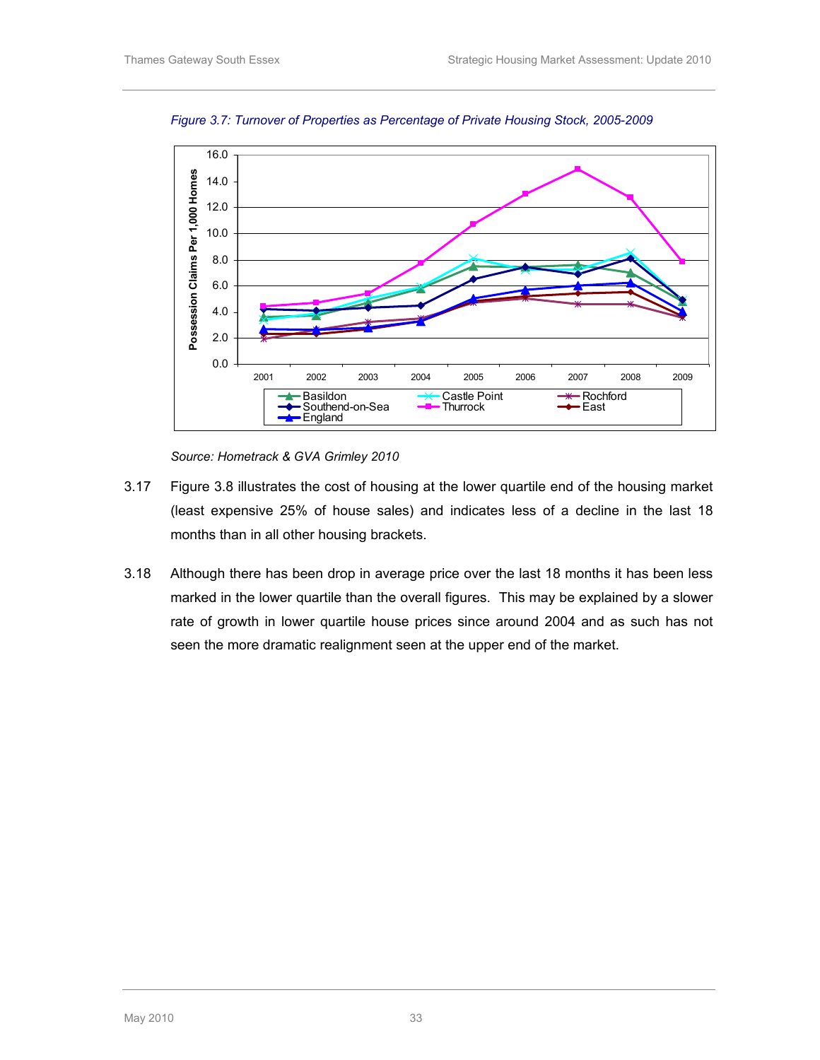*Figure 3.7: Turnover of Properties as Percentage of Private Housing Stock, 2005-2009*

*Source: Hometrack & GVA Grimley 2010*

3.17 Figure 3.8 illustrates the cost of housing at the lower quartile end of the housing market (least expensive 25% of house sales) and indicates less of a decline in the last 18 months than in all other housing brackets.

3.18 Although there has been drop in average price over the last 18 months it has been less marked in the lower quartile than the overall figures. This may be explained by a slower rate of growth in lower quartile house prices since around 2004 and as such has not seen the more dramatic realignment seen at the upper end of the market.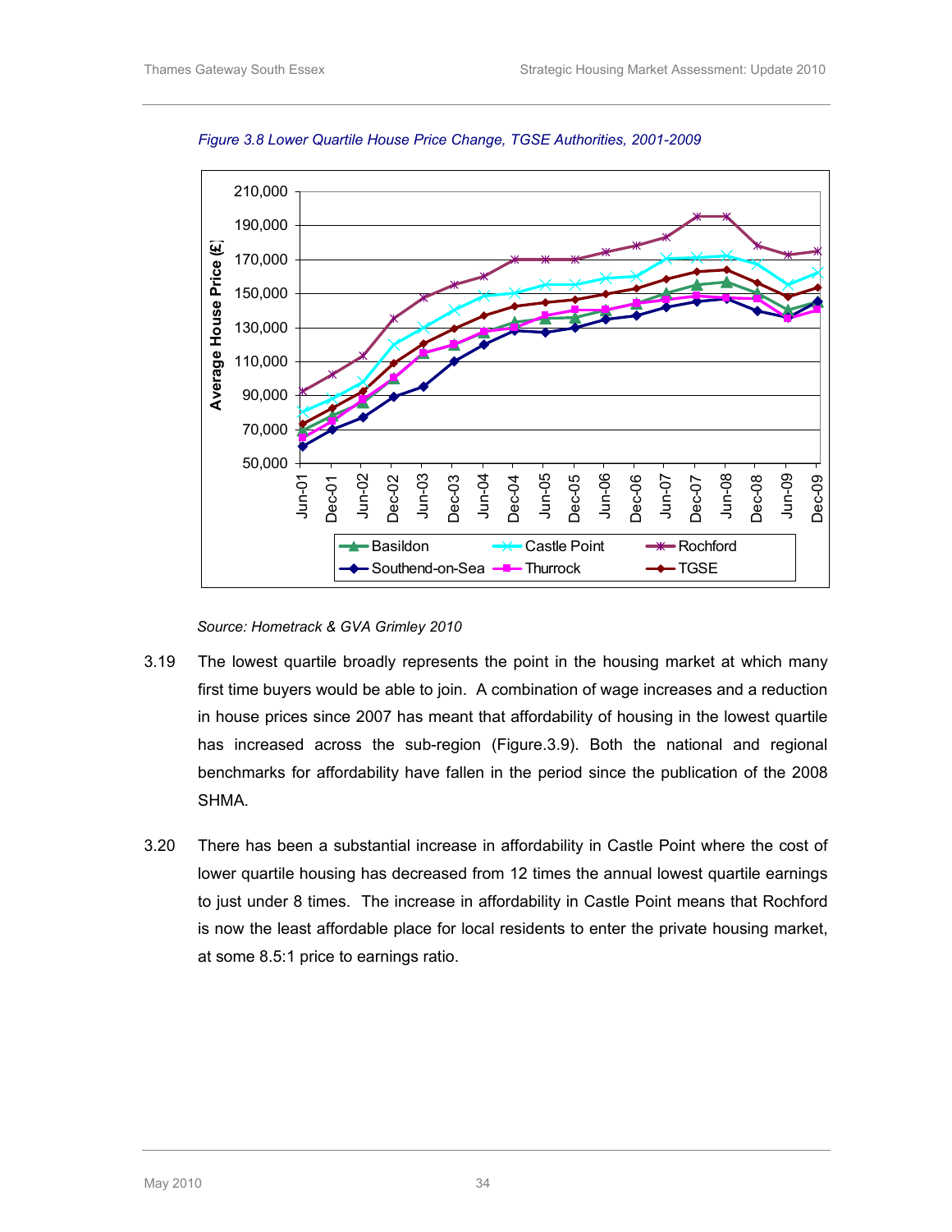*Figure 3.8 Lower Quartile House Price Change, TGSE Authorities, 2001-2009*

*Source: Hometrack & GVA Grimley 2010*

3.19 The lowest quartile broadly represents the point in the housing market at which many first time buyers would be able to join. A combination of wage increases and a reduction in house prices since 2007 has meant that affordability of housing in the lowest quartile has increased across the sub-region (Figure.3.9). Both the national and regional benchmarks for affordability have fallen in the period since the publication of the 2008 SHMA.

3.20 There has been a substantial increase in affordability in Castle Point where the cost of lower quartile housing has decreased from 12 times the annual lowest quartile earnings to just under 8 times. The increase in affordability in Castle Point means that Rochford is now the least affordable place for local residents to enter the private housing market, at some 8.5:1 price to earnings ratio.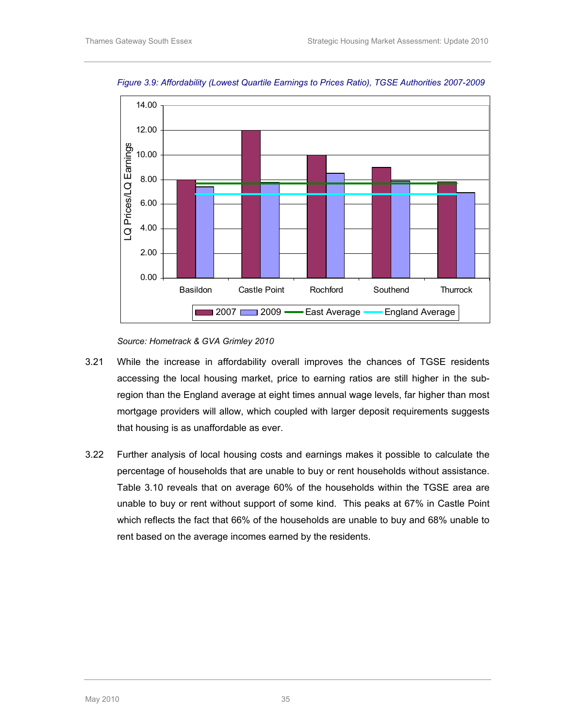*Figure 3.9: Affordability (Lowest Quartile Earnings to Prices Ratio), TGSE Authorities 2007-2009*

*Source: Hometrack & GVA Grimley 2010*

3.21 While the increase in affordability overall improves the chances of TGSE residents accessing the local housing market, price to earning ratios are still higher in the sub-region than the England average at eight times annual wage levels, far higher than most mortgage providers will allow, which coupled with larger deposit requirements suggests that housing is as unaffordable as ever.

3.22 Further analysis of local housing costs and earnings makes it possible to calculate the percentage of households that are unable to buy or rent households without assistance. Table 3.10 reveals that on average 60% of the households within the TGSE area are unable to buy or rent without support of some kind. This peaks at 67% in Castle Point which reflects the fact that 66% of the households are unable to buy and 68% unable to rent based on the average incomes earned by the residents.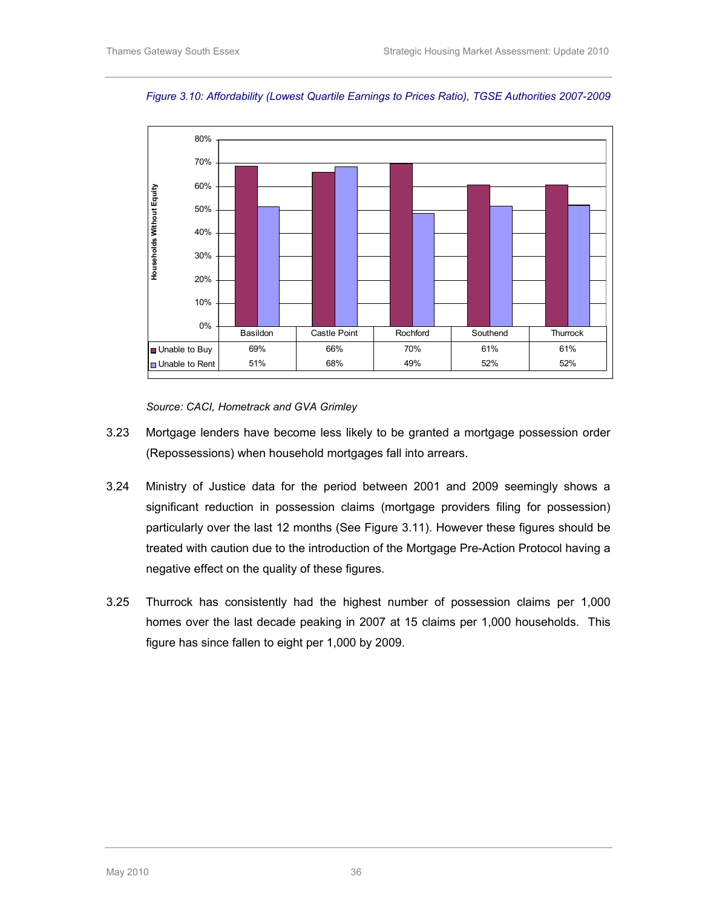*Figure 3.10: Affordability (Lowest Quartile Earnings to Prices Ratio), TGSE Authorities 2007-2009*

| Households Without Equity | Basildon | Castle Point | Rochford | Southend | Thurrock |
|---|---|---|---|---|---|
| Unable to Buy | 69% | 66% | 70% | 61% | 61% |
| Unable to Rent | 51% | 68% | 49% | 52% | 52% |

*Source: CACI, Hometrack and GVA Grimley*

3.23 Mortgage lenders have become less likely to be granted a mortgage possession order (Repossessions) when household mortgages fall into arrears.

3.24 Ministry of Justice data for the period between 2001 and 2009 seemingly shows a significant reduction in possession claims (mortgage providers filing for possession) particularly over the last 12 months (See Figure 3.11). However these figures should be treated with caution due to the introduction of the Mortgage Pre-Action Protocol having a negative effect on the quality of these figures.

3.25 Thurrock has consistently had the highest number of possession claims per 1,000 homes over the last decade peaking in 2007 at 15 claims per 1,000 households. This figure has since fallen to eight per 1,000 by 2009.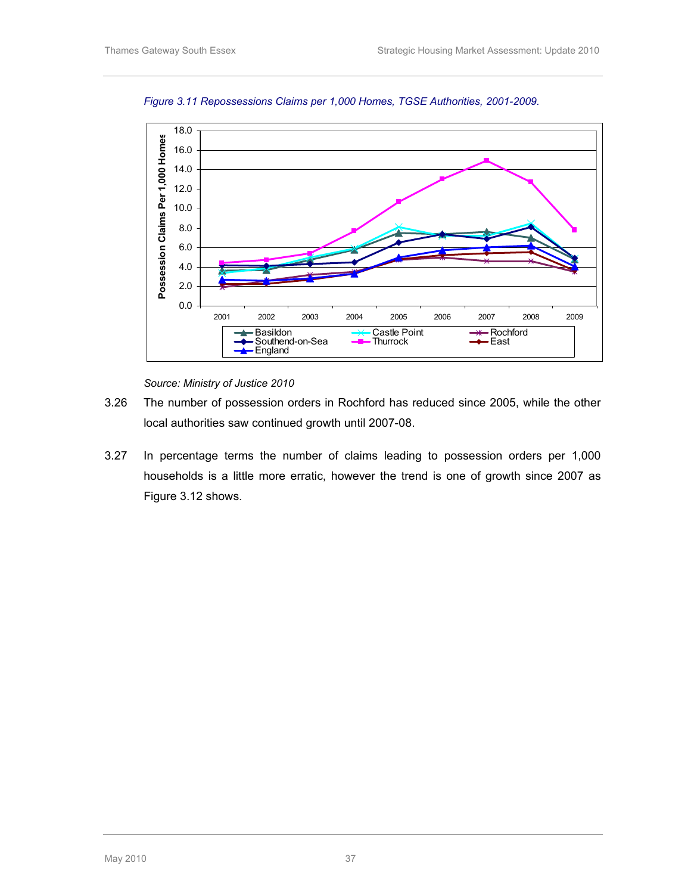*Figure 3.11 Repossessions Claims per 1,000 Homes, TGSE Authorities, 2001-2009.*

*Source: Ministry of Justice 2010*

3.26 The number of possession orders in Rochford has reduced since 2005, while the other local authorities saw continued growth until 2007-08.

3.27 In percentage terms the number of claims leading to possession orders per 1,000 households is a little more erratic, however the trend is one of growth since 2007 as Figure 3.12 shows.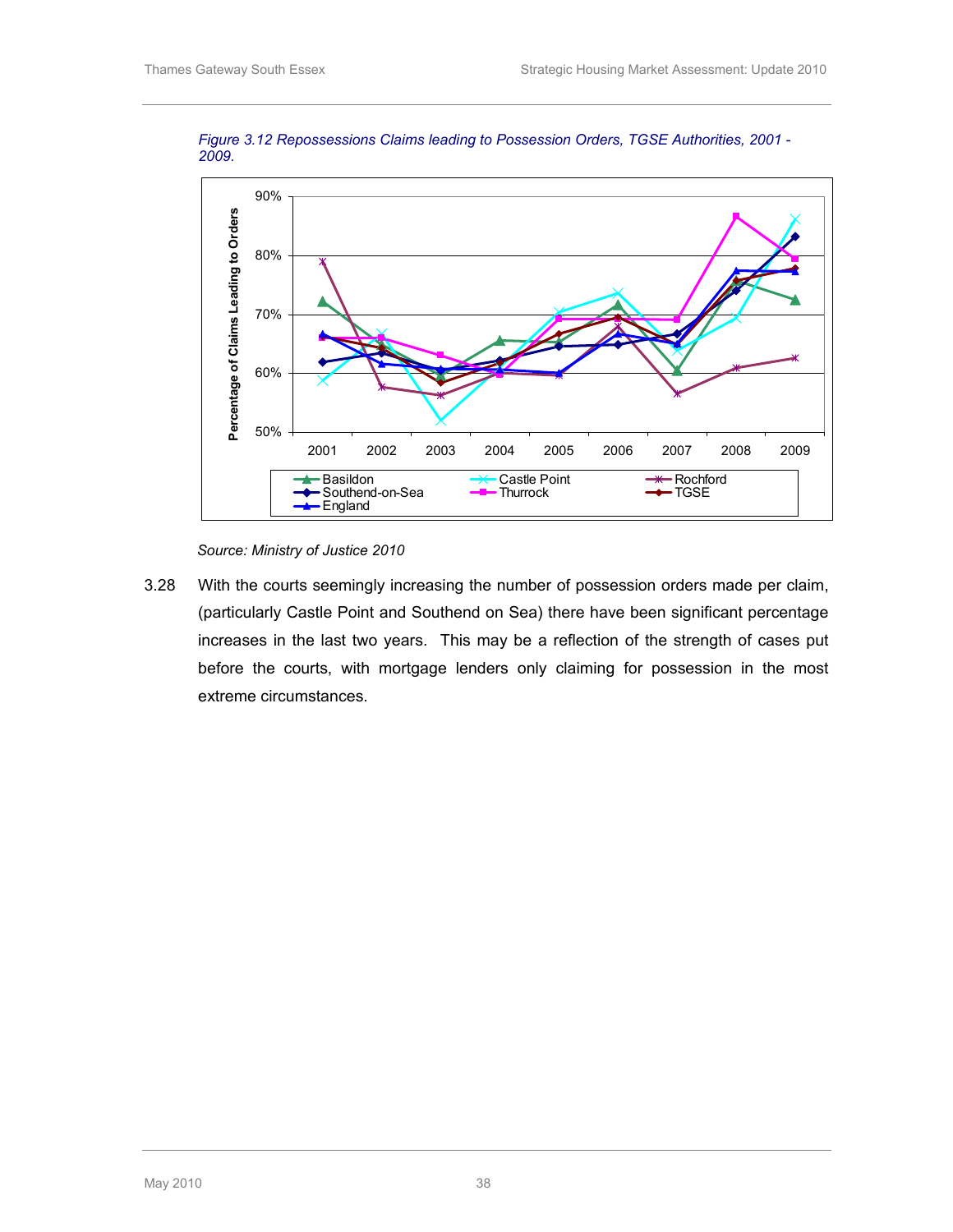*Figure 3.12 Repossessions Claims leading to Possession Orders, TGSE Authorities, 2001 - 2009.*

*Source: Ministry of Justice 2010*

3.28 With the courts seemingly increasing the number of possession orders made per claim, (particularly Castle Point and Southend on Sea) there have been significant percentage increases in the last two years. This may be a reflection of the strength of cases put before the courts, with mortgage lenders only claiming for possession in the most extreme circumstances.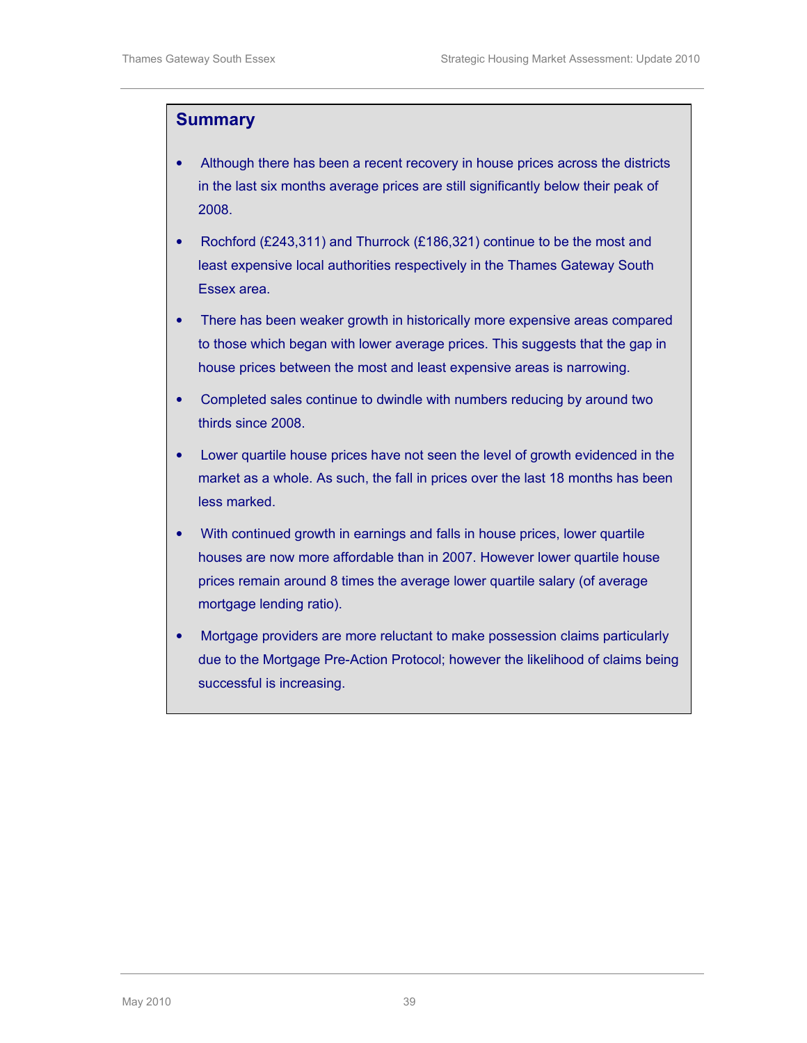## Summary

- Although there has been a recent recovery in house prices across the districts in the last six months average prices are still significantly below their peak of 2008.
- Rochford (£243,311) and Thurrock (£186,321) continue to be the most and least expensive local authorities respectively in the Thames Gateway South Essex area.
- There has been weaker growth in historically more expensive areas compared to those which began with lower average prices. This suggests that the gap in house prices between the most and least expensive areas is narrowing.
- Completed sales continue to dwindle with numbers reducing by around two thirds since 2008.
- Lower quartile house prices have not seen the level of growth evidenced in the market as a whole. As such, the fall in prices over the last 18 months has been less marked.
- With continued growth in earnings and falls in house prices, lower quartile houses are now more affordable than in 2007. However lower quartile house prices remain around 8 times the average lower quartile salary (of average mortgage lending ratio).
- Mortgage providers are more reluctant to make possession claims particularly due to the Mortgage Pre-Action Protocol; however the likelihood of claims being successful is increasing.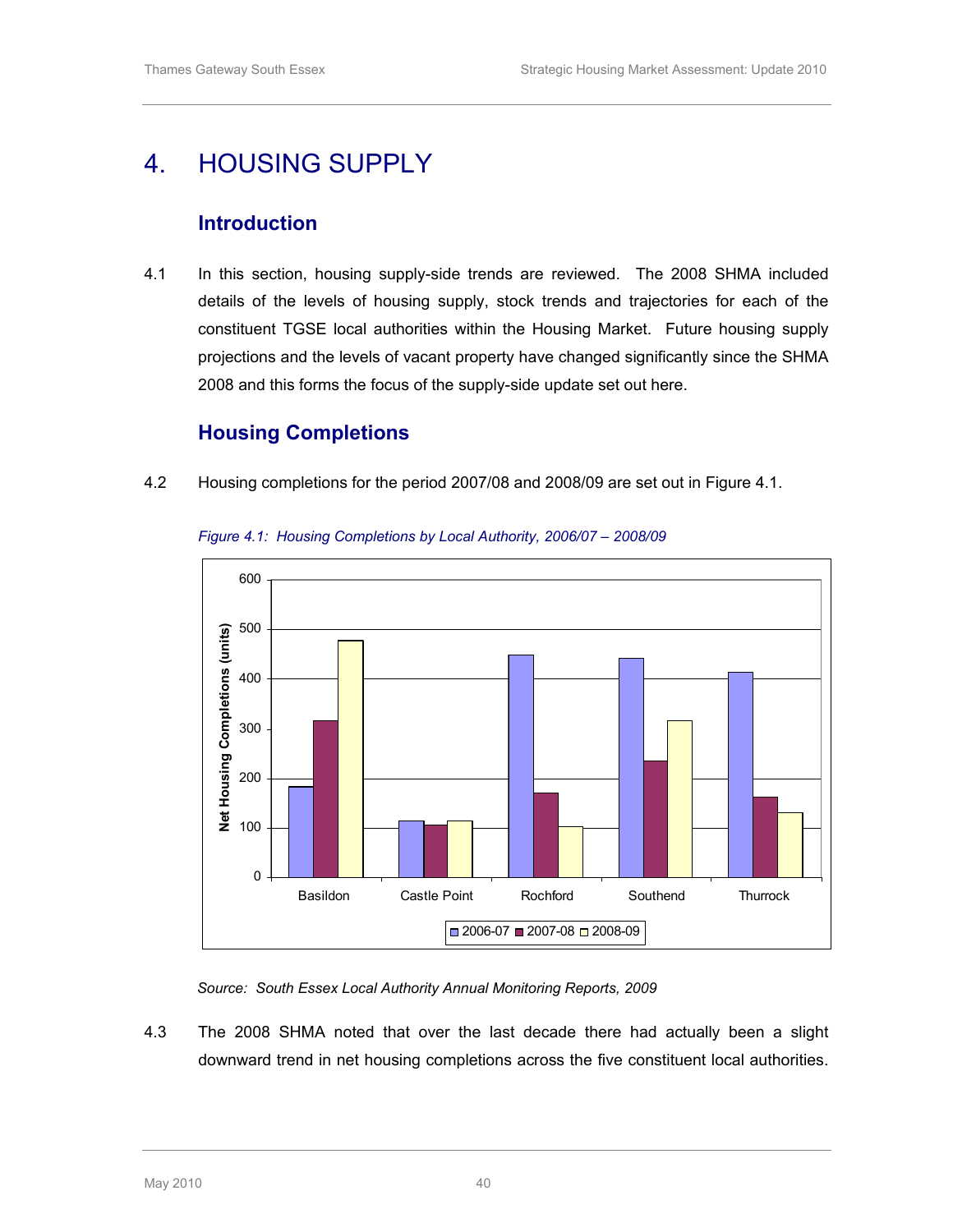# 4. HOUSING SUPPLY

## Introduction

4.1 In this section, housing supply-side trends are reviewed. The 2008 SHMA included details of the levels of housing supply, stock trends and trajectories for each of the constituent TGSE local authorities within the Housing Market. Future housing supply projections and the levels of vacant property have changed significantly since the SHMA 2008 and this forms the focus of the supply-side update set out here.

## Housing Completions

4.2 Housing completions for the period 2007/08 and 2008/09 are set out in Figure 4.1.

*Figure 4.1: Housing Completions by Local Authority, 2006/07 – 2008/09*

*Source: South Essex Local Authority Annual Monitoring Reports, 2009*

4.3 The 2008 SHMA noted that over the last decade there had actually been a slight downward trend in net housing completions across the five constituent local authorities.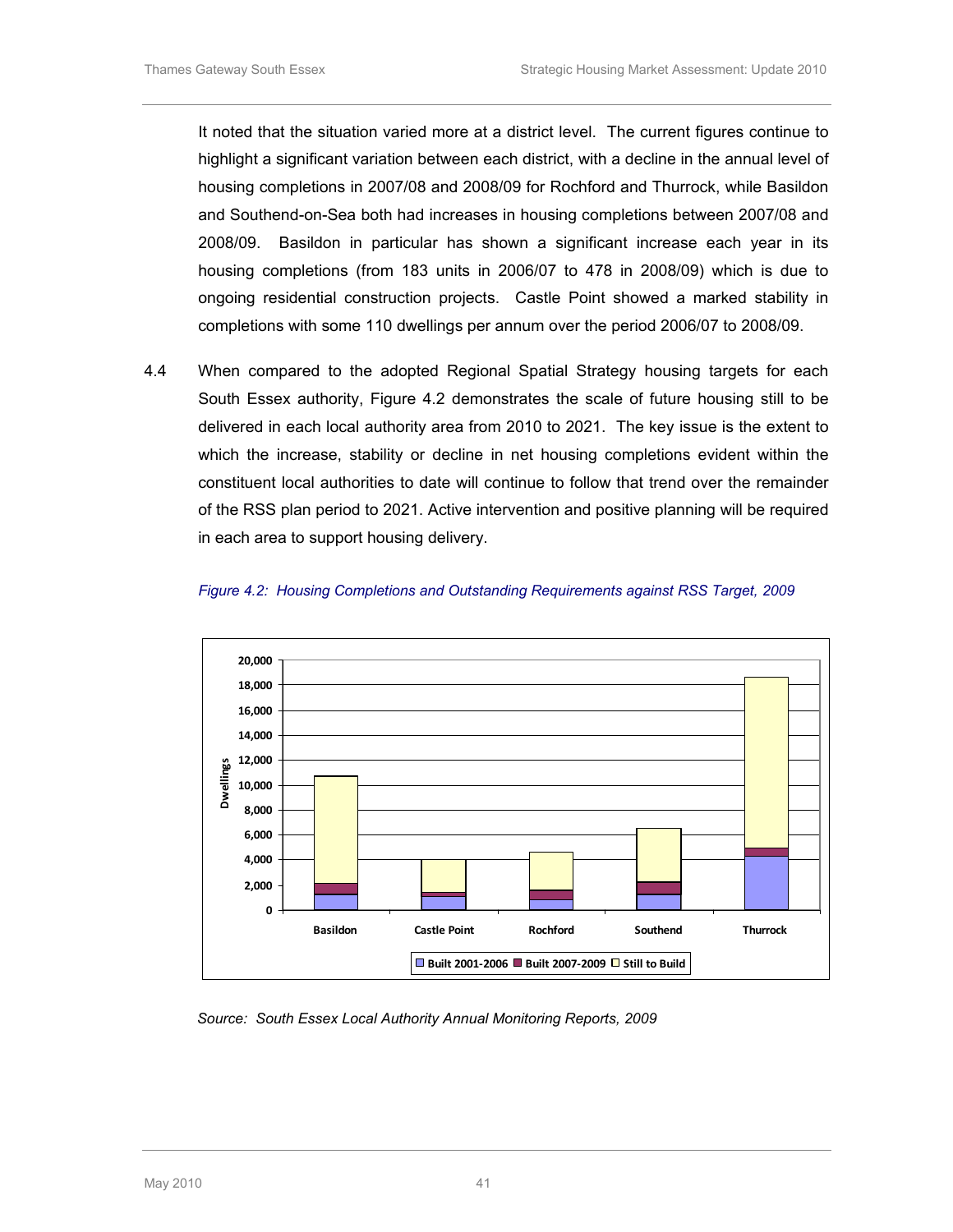It noted that the situation varied more at a district level. The current figures continue to highlight a significant variation between each district, with a decline in the annual level of housing completions in 2007/08 and 2008/09 for Rochford and Thurrock, while Basildon and Southend-on-Sea both had increases in housing completions between 2007/08 and 2008/09. Basildon in particular has shown a significant increase each year in its housing completions (from 183 units in 2006/07 to 478 in 2008/09) which is due to ongoing residential construction projects. Castle Point showed a marked stability in completions with some 110 dwellings per annum over the period 2006/07 to 2008/09.

4.4 When compared to the adopted Regional Spatial Strategy housing targets for each South Essex authority, Figure 4.2 demonstrates the scale of future housing still to be delivered in each local authority area from 2010 to 2021. The key issue is the extent to which the increase, stability or decline in net housing completions evident within the constituent local authorities to date will continue to follow that trend over the remainder of the RSS plan period to 2021. Active intervention and positive planning will be required in each area to support housing delivery.

*Figure 4.2: Housing Completions and Outstanding Requirements against RSS Target, 2009*

*Source: South Essex Local Authority Annual Monitoring Reports, 2009*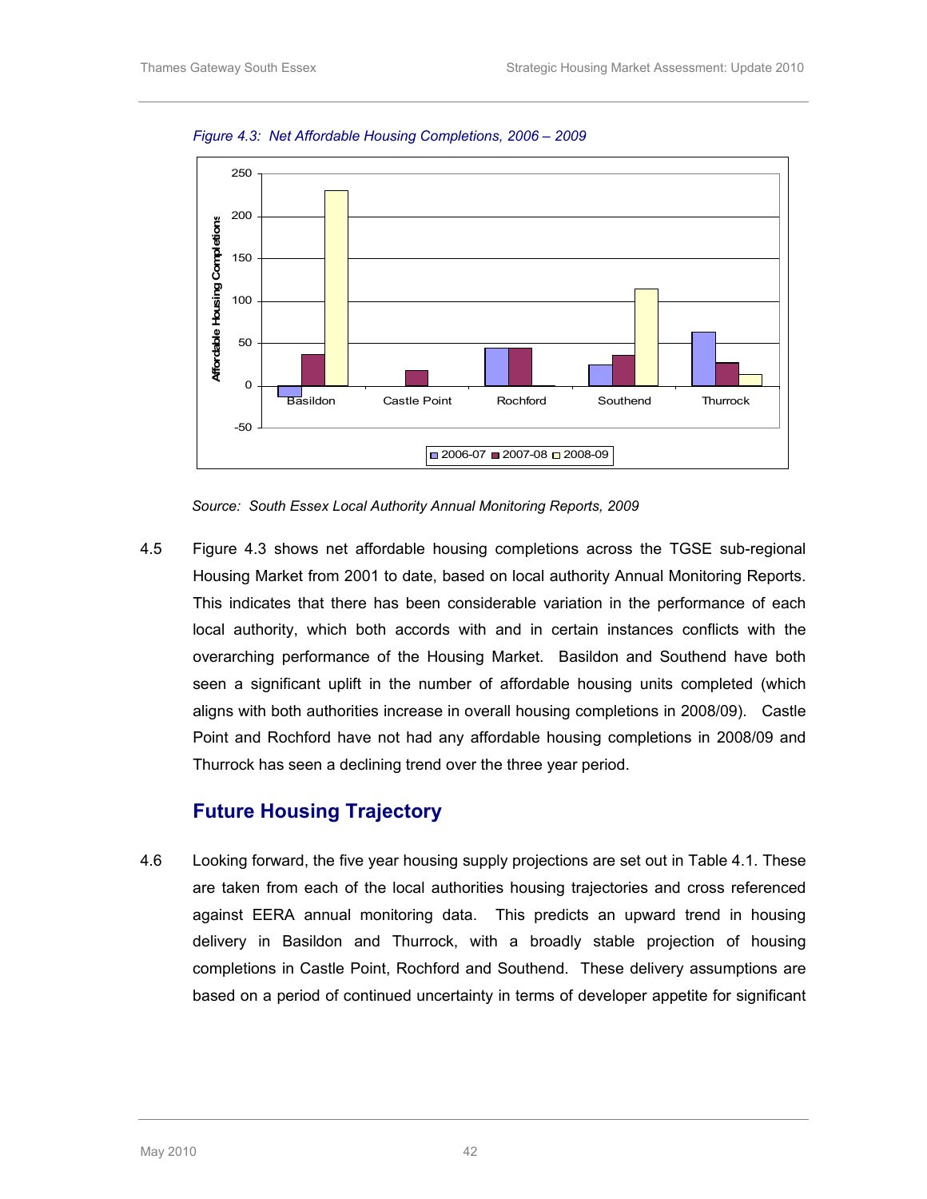*Figure 4.3: Net Affordable Housing Completions, 2006 – 2009*

*Source: South Essex Local Authority Annual Monitoring Reports, 2009*

4.5 Figure 4.3 shows net affordable housing completions across the TGSE sub-regional Housing Market from 2001 to date, based on local authority Annual Monitoring Reports. This indicates that there has been considerable variation in the performance of each local authority, which both accords with and in certain instances conflicts with the overarching performance of the Housing Market. Basildon and Southend have both seen a significant uplift in the number of affordable housing units completed (which aligns with both authorities increase in overall housing completions in 2008/09). Castle Point and Rochford have not had any affordable housing completions in 2008/09 and Thurrock has seen a declining trend over the three year period.

## Future Housing Trajectory

4.6 Looking forward, the five year housing supply projections are set out in Table 4.1. These are taken from each of the local authorities housing trajectories and cross referenced against EERA annual monitoring data. This predicts an upward trend in housing delivery in Basildon and Thurrock, with a broadly stable projection of housing completions in Castle Point, Rochford and Southend. These delivery assumptions are based on a period of continued uncertainty in terms of developer appetite for significant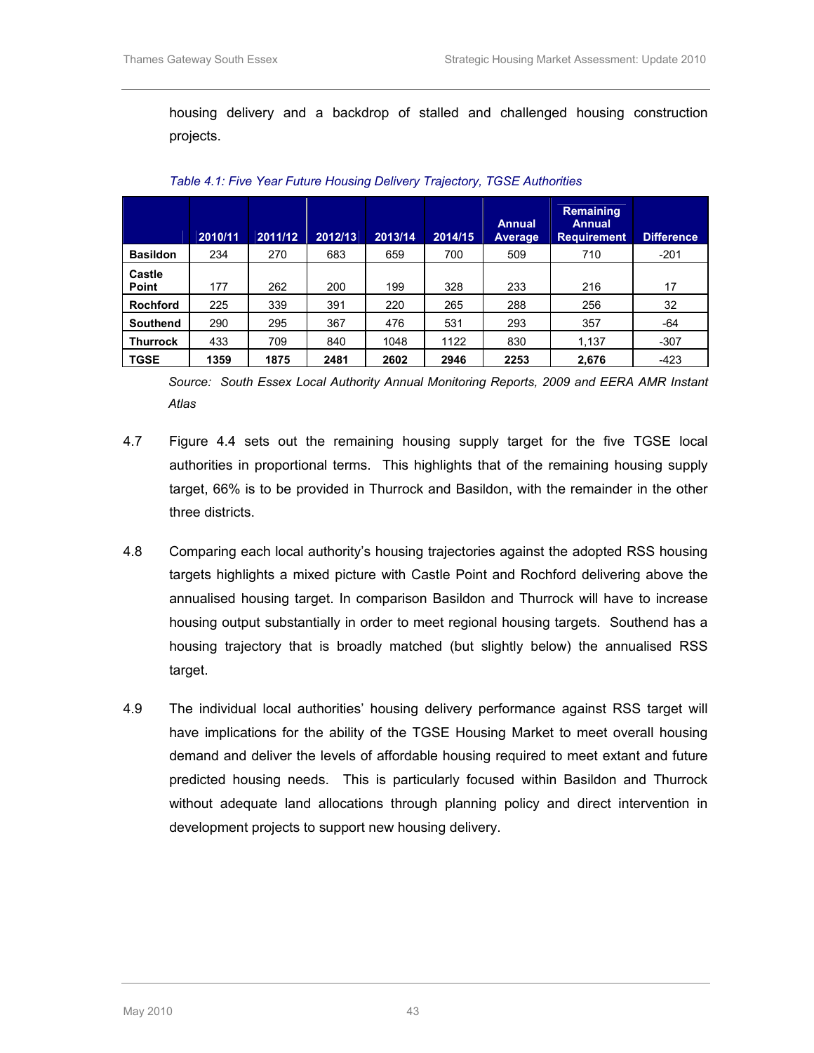housing delivery and a backdrop of stalled and challenged housing construction projects.

*Table 4.1: Five Year Future Housing Delivery Trajectory, TGSE Authorities*

| | 2010/11 | 2011/12 | 2012/13 | 2013/14 | 2014/15 | Annual Average | Remaining Annual Requirement | Difference |
|---|---|---|---|---|---|---|---|---|
| **Basildon** | 234 | 270 | 683 | 659 | 700 | 509 | 710 | -201 |
| **Castle Point** | 177 | 262 | 200 | 199 | 328 | 233 | 216 | 17 |
| **Rochford** | 225 | 339 | 391 | 220 | 265 | 288 | 256 | 32 |
| **Southend** | 290 | 295 | 367 | 476 | 531 | 293 | 357 | -64 |
| **Thurrock** | 433 | 709 | 840 | 1048 | 1122 | 830 | 1,137 | -307 |
| **TGSE** | **1359** | **1875** | **2481** | **2602** | **2946** | **2253** | **2,676** | -423 |

*Source: South Essex Local Authority Annual Monitoring Reports, 2009 and EERA AMR Instant Atlas*

4.7 Figure 4.4 sets out the remaining housing supply target for the five TGSE local authorities in proportional terms. This highlights that of the remaining housing supply target, 66% is to be provided in Thurrock and Basildon, with the remainder in the other three districts.

4.8 Comparing each local authority's housing trajectories against the adopted RSS housing targets highlights a mixed picture with Castle Point and Rochford delivering above the annualised housing target. In comparison Basildon and Thurrock will have to increase housing output substantially in order to meet regional housing targets. Southend has a housing trajectory that is broadly matched (but slightly below) the annualised RSS target.

4.9 The individual local authorities' housing delivery performance against RSS target will have implications for the ability of the TGSE Housing Market to meet overall housing demand and deliver the levels of affordable housing required to meet extant and future predicted housing needs. This is particularly focused within Basildon and Thurrock without adequate land allocations through planning policy and direct intervention in development projects to support new housing delivery.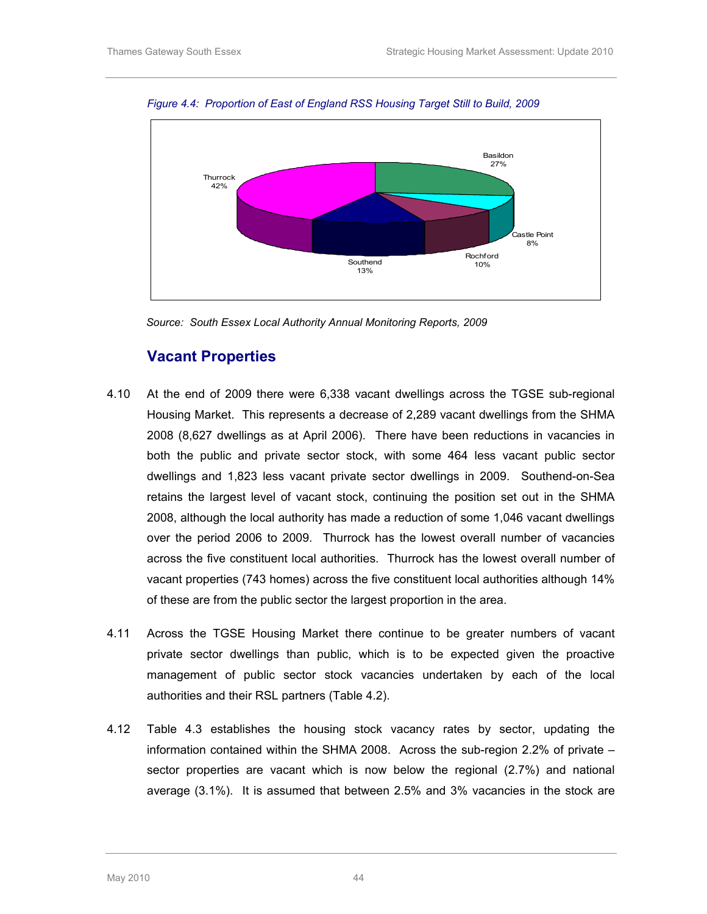*Figure 4.4: Proportion of East of England RSS Housing Target Still to Build, 2009*

Thurrock 42%
Basildon 27%
Castle Point 8%
Rochford 10%
Southend 13%

*Source: South Essex Local Authority Annual Monitoring Reports, 2009*

## Vacant Properties

4.10 At the end of 2009 there were 6,338 vacant dwellings across the TGSE sub-regional Housing Market. This represents a decrease of 2,289 vacant dwellings from the SHMA 2008 (8,627 dwellings as at April 2006). There have been reductions in vacancies in both the public and private sector stock, with some 464 less vacant public sector dwellings and 1,823 less vacant private sector dwellings in 2009. Southend-on-Sea retains the largest level of vacant stock, continuing the position set out in the SHMA 2008, although the local authority has made a reduction of some 1,046 vacant dwellings over the period 2006 to 2009. Thurrock has the lowest overall number of vacancies across the five constituent local authorities. Thurrock has the lowest overall number of vacant properties (743 homes) across the five constituent local authorities although 14% of these are from the public sector the largest proportion in the area.

4.11 Across the TGSE Housing Market there continue to be greater numbers of vacant private sector dwellings than public, which is to be expected given the proactive management of public sector stock vacancies undertaken by each of the local authorities and their RSL partners (Table 4.2).

4.12 Table 4.3 establishes the housing stock vacancy rates by sector, updating the information contained within the SHMA 2008. Across the sub-region 2.2% of private – sector properties are vacant which is now below the regional (2.7%) and national average (3.1%). It is assumed that between 2.5% and 3% vacancies in the stock are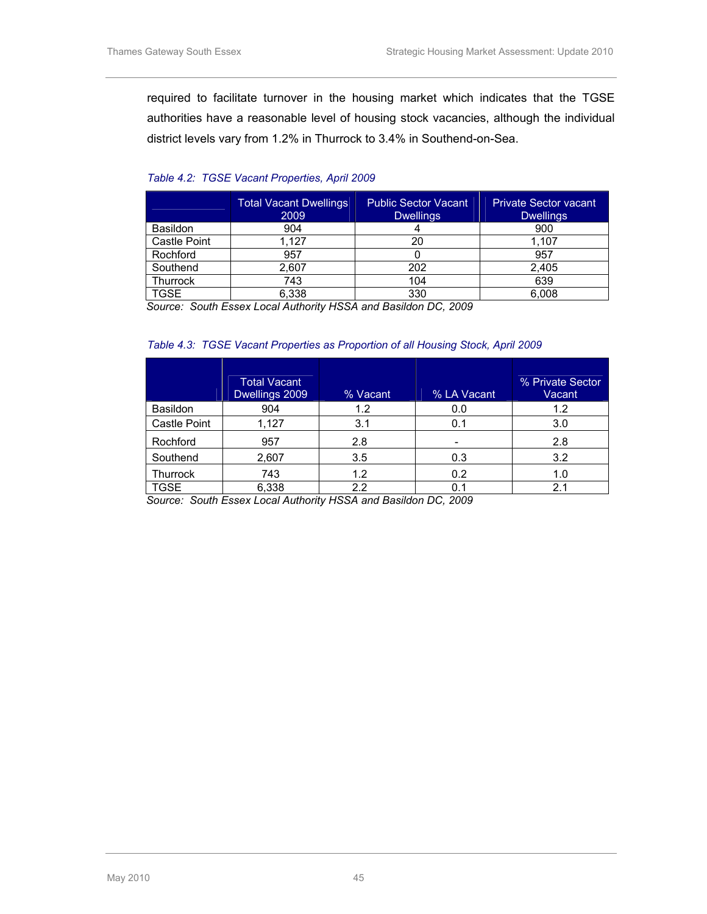required to facilitate turnover in the housing market which indicates that the TGSE authorities have a reasonable level of housing stock vacancies, although the individual district levels vary from 1.2% in Thurrock to 3.4% in Southend-on-Sea.

*Table 4.2: TGSE Vacant Properties, April 2009*

| | Total Vacant Dwellings 2009 | Public Sector Vacant Dwellings | Private Sector vacant Dwellings |
|---|---|---|---|
| Basildon | 904 | 4 | 900 |
| Castle Point | 1,127 | 20 | 1,107 |
| Rochford | 957 | 0 | 957 |
| Southend | 2,607 | 202 | 2,405 |
| Thurrock | 743 | 104 | 639 |
| TGSE | 6,338 | 330 | 6,008 |

*Source: South Essex Local Authority HSSA and Basildon DC, 2009*

*Table 4.3: TGSE Vacant Properties as Proportion of all Housing Stock, April 2009*

| | Total Vacant Dwellings 2009 | % Vacant | % LA Vacant | % Private Sector Vacant |
|---|---|---|---|---|
| Basildon | 904 | 1.2 | 0.0 | 1.2 |
| Castle Point | 1,127 | 3.1 | 0.1 | 3.0 |
| Rochford | 957 | 2.8 | - | 2.8 |
| Southend | 2,607 | 3.5 | 0.3 | 3.2 |
| Thurrock | 743 | 1.2 | 0.2 | 1.0 |
| TGSE | 6,338 | 2.2 | 0.1 | 2.1 |

*Source: South Essex Local Authority HSSA and Basildon DC, 2009*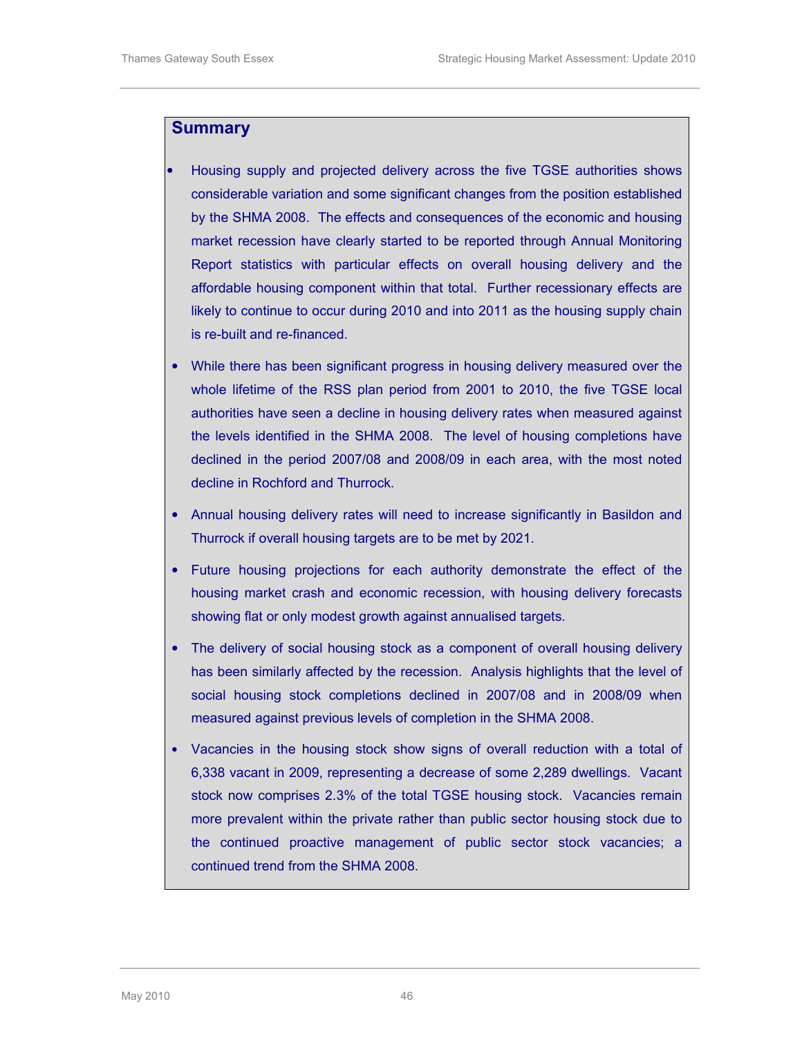## Summary

- Housing supply and projected delivery across the five TGSE authorities shows considerable variation and some significant changes from the position established by the SHMA 2008. The effects and consequences of the economic and housing market recession have clearly started to be reported through Annual Monitoring Report statistics with particular effects on overall housing delivery and the affordable housing component within that total. Further recessionary effects are likely to continue to occur during 2010 and into 2011 as the housing supply chain is re-built and re-financed.
- While there has been significant progress in housing delivery measured over the whole lifetime of the RSS plan period from 2001 to 2010, the five TGSE local authorities have seen a decline in housing delivery rates when measured against the levels identified in the SHMA 2008. The level of housing completions have declined in the period 2007/08 and 2008/09 in each area, with the most noted decline in Rochford and Thurrock.
- Annual housing delivery rates will need to increase significantly in Basildon and Thurrock if overall housing targets are to be met by 2021.
- Future housing projections for each authority demonstrate the effect of the housing market crash and economic recession, with housing delivery forecasts showing flat or only modest growth against annualised targets.
- The delivery of social housing stock as a component of overall housing delivery has been similarly affected by the recession. Analysis highlights that the level of social housing stock completions declined in 2007/08 and in 2008/09 when measured against previous levels of completion in the SHMA 2008.
- Vacancies in the housing stock show signs of overall reduction with a total of 6,338 vacant in 2009, representing a decrease of some 2,289 dwellings. Vacant stock now comprises 2.3% of the total TGSE housing stock. Vacancies remain more prevalent within the private rather than public sector housing stock due to the continued proactive management of public sector stock vacancies; a continued trend from the SHMA 2008.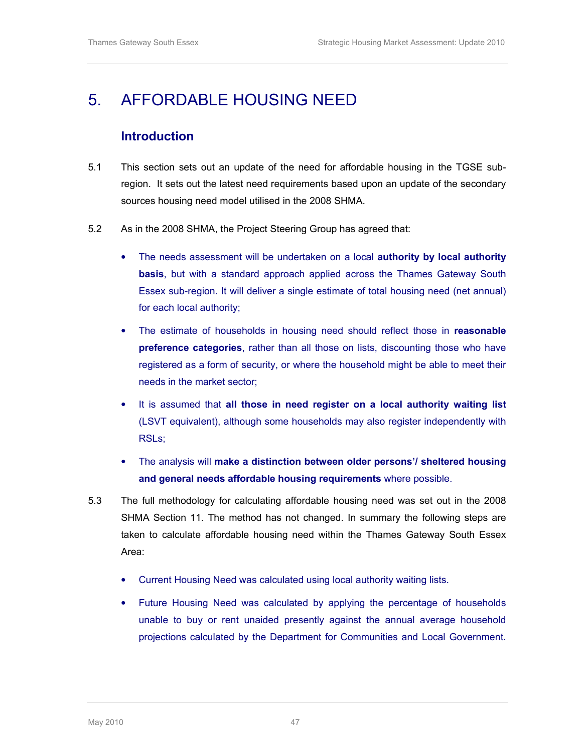# 5. AFFORDABLE HOUSING NEED

## Introduction

5.1 This section sets out an update of the need for affordable housing in the TGSE sub-region. It sets out the latest need requirements based upon an update of the secondary sources housing need model utilised in the 2008 SHMA.

5.2 As in the 2008 SHMA, the Project Steering Group has agreed that:

- The needs assessment will be undertaken on a local **authority by local authority basis**, but with a standard approach applied across the Thames Gateway South Essex sub-region. It will deliver a single estimate of total housing need (net annual) for each local authority;
- The estimate of households in housing need should reflect those in **reasonable preference categories**, rather than all those on lists, discounting those who have registered as a form of security, or where the household might be able to meet their needs in the market sector;
- It is assumed that **all those in need register on a local authority waiting list** (LSVT equivalent), although some households may also register independently with RSLs;
- The analysis will **make a distinction between older persons'/ sheltered housing and general needs affordable housing requirements** where possible.

5.3 The full methodology for calculating affordable housing need was set out in the 2008 SHMA Section 11. The method has not changed. In summary the following steps are taken to calculate affordable housing need within the Thames Gateway South Essex Area:

- Current Housing Need was calculated using local authority waiting lists.
- Future Housing Need was calculated by applying the percentage of households unable to buy or rent unaided presently against the annual average household projections calculated by the Department for Communities and Local Government.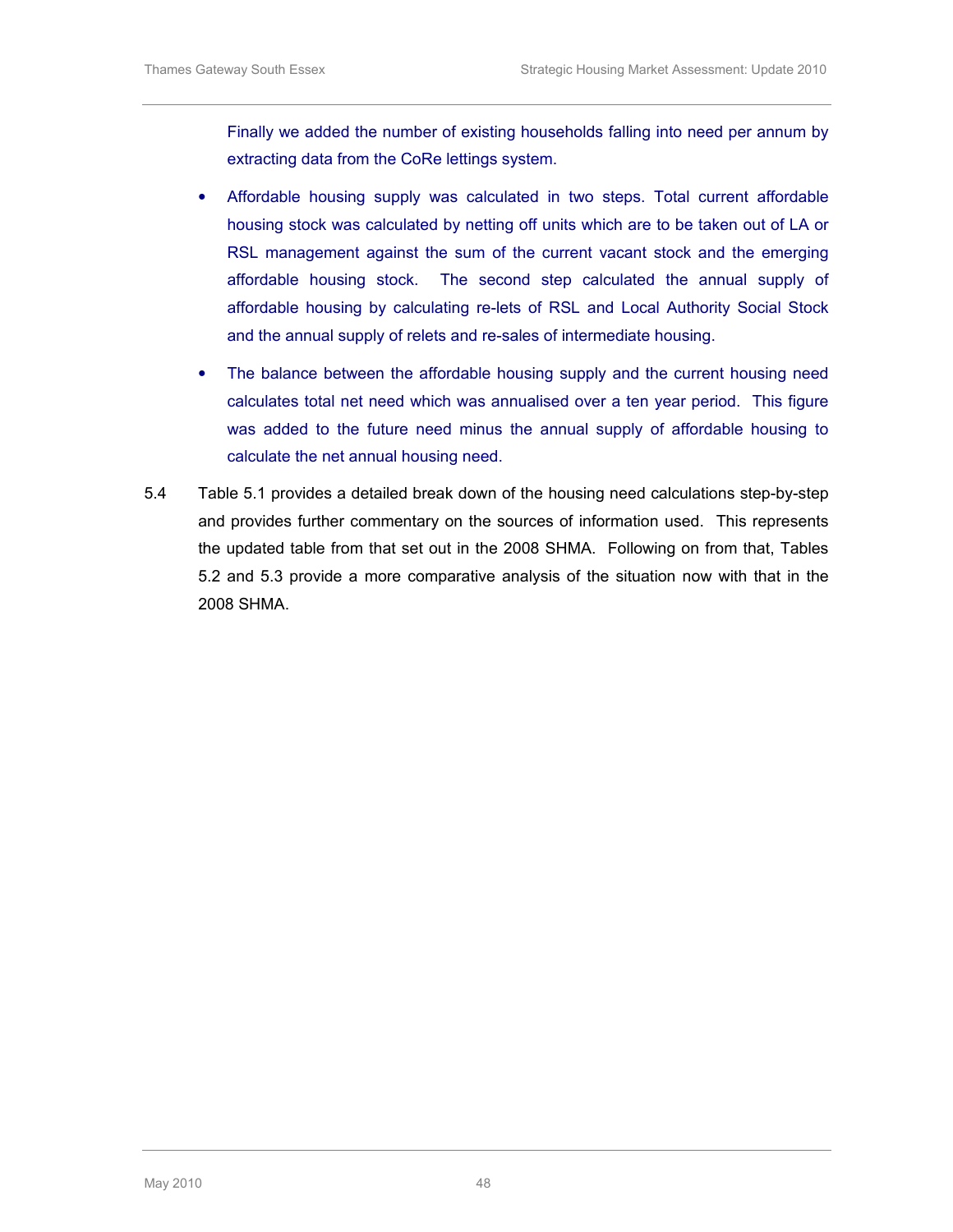Finally we added the number of existing households falling into need per annum by extracting data from the CoRe lettings system.

- Affordable housing supply was calculated in two steps. Total current affordable housing stock was calculated by netting off units which are to be taken out of LA or RSL management against the sum of the current vacant stock and the emerging affordable housing stock. The second step calculated the annual supply of affordable housing by calculating re-lets of RSL and Local Authority Social Stock and the annual supply of relets and re-sales of intermediate housing.

- The balance between the affordable housing supply and the current housing need calculates total net need which was annualised over a ten year period. This figure was added to the future need minus the annual supply of affordable housing to calculate the net annual housing need.

5.4 Table 5.1 provides a detailed break down of the housing need calculations step-by-step and provides further commentary on the sources of information used. This represents the updated table from that set out in the 2008 SHMA. Following on from that, Tables 5.2 and 5.3 provide a more comparative analysis of the situation now with that in the 2008 SHMA.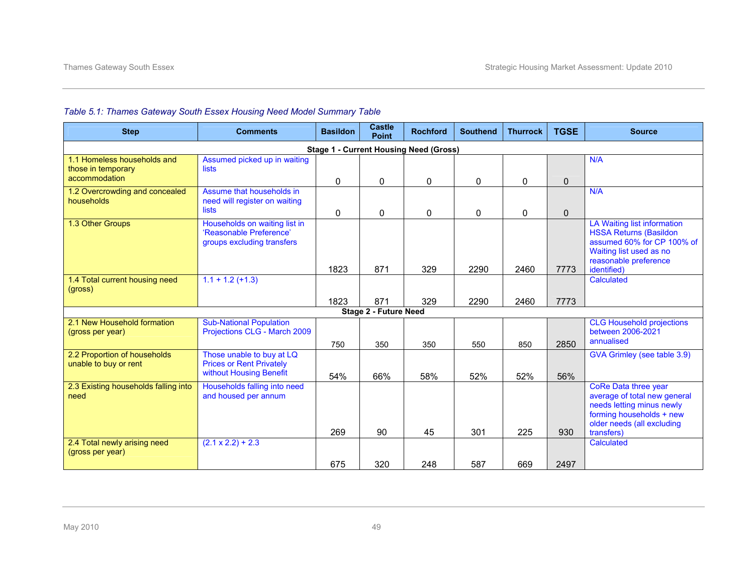*Table 5.1: Thames Gateway South Essex Housing Need Model Summary Table*

| Step | Comments | Basildon | Castle Point | Rochford | Southend | Thurrock | TGSE | Source |
|---|---|---|---|---|---|---|---|---|
| **Stage 1 - Current Housing Need (Gross)** | | | | | | | | |
| 1.1 Homeless households and those in temporary accommodation | Assumed picked up in waiting lists | 0 | 0 | 0 | 0 | 0 | 0 | N/A |
| 1.2 Overcrowding and concealed households | Assume that households in need will register on waiting lists | 0 | 0 | 0 | 0 | 0 | 0 | N/A |
| 1.3 Other Groups | Households on waiting list in 'Reasonable Preference' groups excluding transfers | 1823 | 871 | 329 | 2290 | 2460 | 7773 | LA Waiting list information HSSA Returns (Basildon assumed 60% for CP 100% of Waiting list used as no reasonable preference identified) |
| 1.4 Total current housing need (gross) | 1.1 + 1.2 (+1.3) | 1823 | 871 | 329 | 2290 | 2460 | 7773 | Calculated |
| **Stage 2 - Future Need** | | | | | | | | |
| 2.1 New Household formation (gross per year) | Sub-National Population Projections CLG - March 2009 | 750 | 350 | 350 | 550 | 850 | 2850 | CLG Household projections between 2006-2021 annualised |
| 2.2 Proportion of households unable to buy or rent | Those unable to buy at LQ Prices or Rent Privately without Housing Benefit | 54% | 66% | 58% | 52% | 52% | 56% | GVA Grimley (see table 3.9) |
| 2.3 Existing households falling into need | Households falling into need and housed per annum | 269 | 90 | 45 | 301 | 225 | 930 | CoRe Data three year average of total new general needs letting minus newly forming households + new older needs (all excluding transfers) |
| 2.4 Total newly arising need (gross per year) | (2.1 x 2.2) + 2.3 | 675 | 320 | 248 | 587 | 669 | 2497 | Calculated |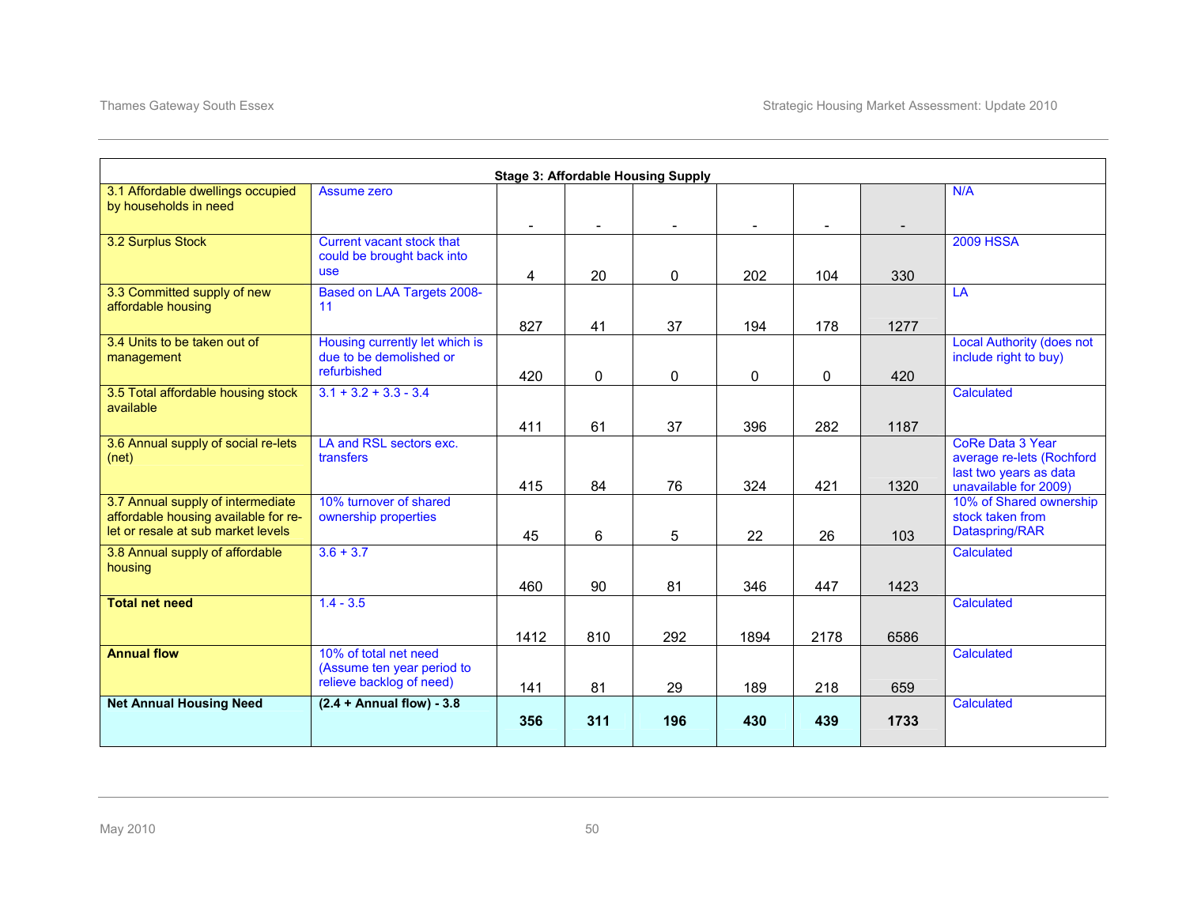| Stage 3: Affordable Housing Supply | | | | | | | | |
|---|---|---|---|---|---|---|---|---|
| 3.1 Affordable dwellings occupied by households in need | Assume zero | - | - | - | - | - | - | N/A |
| 3.2 Surplus Stock | Current vacant stock that could be brought back into use | 4 | 20 | 0 | 202 | 104 | 330 | 2009 HSSA |
| 3.3 Committed supply of new affordable housing | Based on LAA Targets 2008-11 | 827 | 41 | 37 | 194 | 178 | 1277 | LA |
| 3.4 Units to be taken out of management | Housing currently let which is due to be demolished or refurbished | 420 | 0 | 0 | 0 | 0 | 420 | Local Authority (does not include right to buy) |
| 3.5 Total affordable housing stock available | 3.1 + 3.2 + 3.3 - 3.4 | 411 | 61 | 37 | 396 | 282 | 1187 | Calculated |
| 3.6 Annual supply of social re-lets (net) | LA and RSL sectors exc. transfers | 415 | 84 | 76 | 324 | 421 | 1320 | CoRe Data 3 Year average re-lets (Rochford last two years as data unavailable for 2009) |
| 3.7 Annual supply of intermediate affordable housing available for re-let or resale at sub market levels | 10% turnover of shared ownership properties | 45 | 6 | 5 | 22 | 26 | 103 | 10% of Shared ownership stock taken from Dataspring/RAR |
| 3.8 Annual supply of affordable housing | 3.6 + 3.7 | 460 | 90 | 81 | 346 | 447 | 1423 | Calculated |
| **Total net need** | 1.4 - 3.5 | 1412 | 810 | 292 | 1894 | 2178 | 6586 | Calculated |
| **Annual flow** | 10% of total net need (Assume ten year period to relieve backlog of need) | 141 | 81 | 29 | 189 | 218 | 659 | Calculated |
| **Net Annual Housing Need** | **(2.4 + Annual flow) - 3.8** | **356** | **311** | **196** | **430** | **439** | **1733** | Calculated |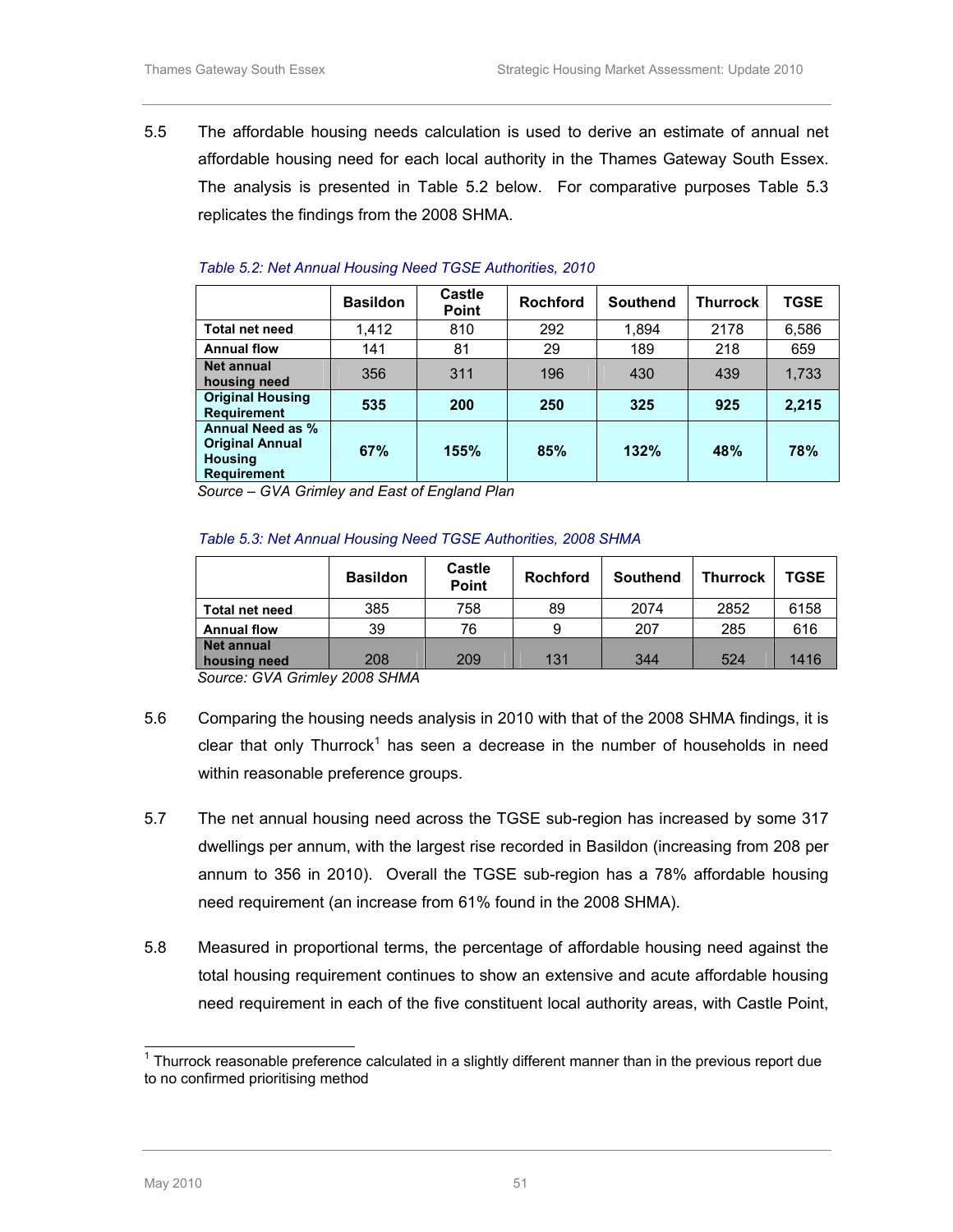5.5 The affordable housing needs calculation is used to derive an estimate of annual net affordable housing need for each local authority in the Thames Gateway South Essex. The analysis is presented in Table 5.2 below. For comparative purposes Table 5.3 replicates the findings from the 2008 SHMA.

*Table 5.2: Net Annual Housing Need TGSE Authorities, 2010*

| | Basildon | Castle Point | Rochford | Southend | Thurrock | TGSE |
|---|---|---|---|---|---|---|
| **Total net need** | 1,412 | 810 | 292 | 1,894 | 2178 | 6,586 |
| **Annual flow** | 141 | 81 | 29 | 189 | 218 | 659 |
| **Net annual housing need** | 356 | 311 | 196 | 430 | 439 | 1,733 |
| **Original Housing Requirement** | **535** | **200** | **250** | **325** | **925** | **2,215** |
| **Annual Need as % Original Annual Housing Requirement** | **67%** | **155%** | **85%** | **132%** | **48%** | **78%** |

*Source – GVA Grimley and East of England Plan*

*Table 5.3: Net Annual Housing Need TGSE Authorities, 2008 SHMA*

| | Basildon | Castle Point | Rochford | Southend | Thurrock | TGSE |
|---|---|---|---|---|---|---|
| **Total net need** | 385 | 758 | 89 | 2074 | 2852 | 6158 |
| **Annual flow** | 39 | 76 | 9 | 207 | 285 | 616 |
| **Net annual housing need** | 208 | 209 | 131 | 344 | 524 | 1416 |

*Source: GVA Grimley 2008 SHMA*

5.6 Comparing the housing needs analysis in 2010 with that of the 2008 SHMA findings, it is clear that only Thurrock[1] has seen a decrease in the number of households in need within reasonable preference groups.

5.7 The net annual housing need across the TGSE sub-region has increased by some 317 dwellings per annum, with the largest rise recorded in Basildon (increasing from 208 per annum to 356 in 2010). Overall the TGSE sub-region has a 78% affordable housing need requirement (an increase from 61% found in the 2008 SHMA).

5.8 Measured in proportional terms, the percentage of affordable housing need against the total housing requirement continues to show an extensive and acute affordable housing need requirement in each of the five constituent local authority areas, with Castle Point,

[1] Thurrock reasonable preference calculated in a slightly different manner than in the previous report due to no confirmed prioritising method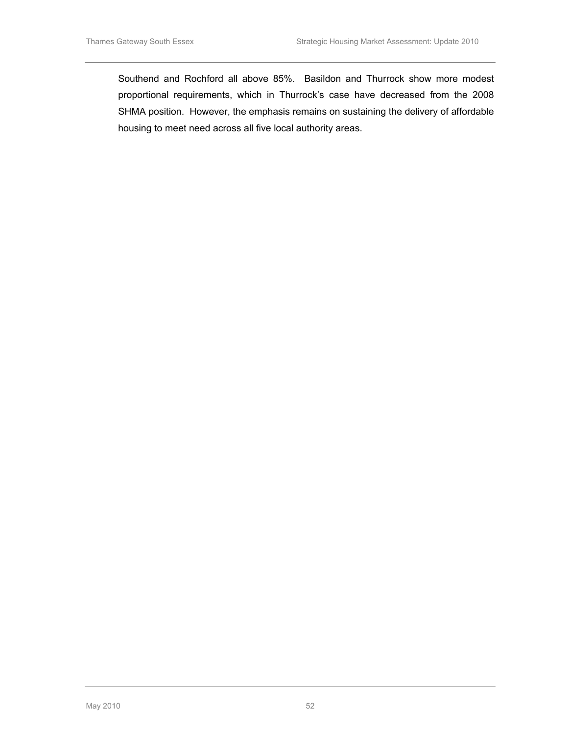Southend and Rochford all above 85%. Basildon and Thurrock show more modest proportional requirements, which in Thurrock's case have decreased from the 2008 SHMA position. However, the emphasis remains on sustaining the delivery of affordable housing to meet need across all five local authority areas.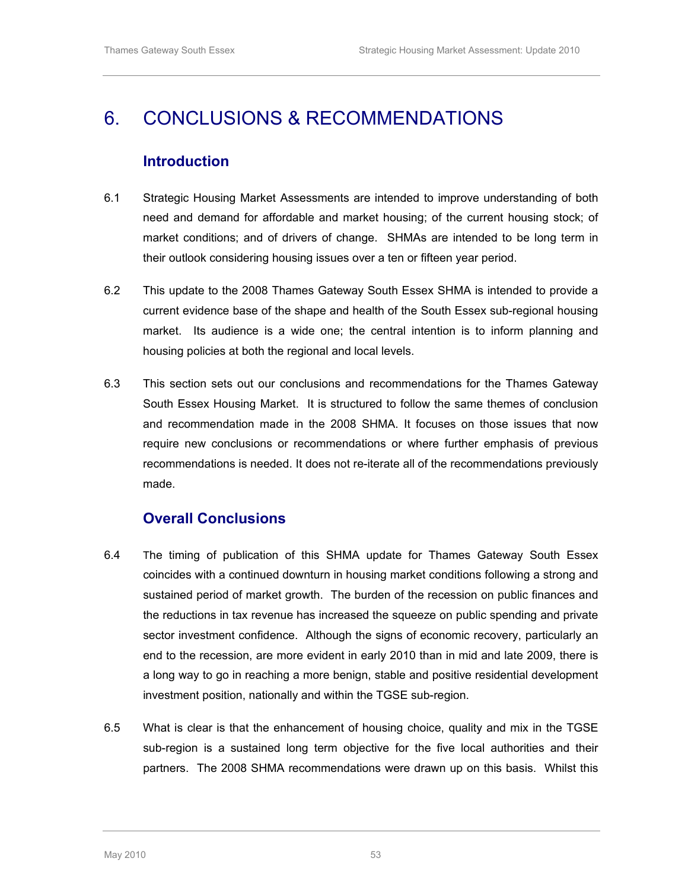# 6. CONCLUSIONS & RECOMMENDATIONS

## Introduction

6.1 Strategic Housing Market Assessments are intended to improve understanding of both need and demand for affordable and market housing; of the current housing stock; of market conditions; and of drivers of change. SHMAs are intended to be long term in their outlook considering housing issues over a ten or fifteen year period.

6.2 This update to the 2008 Thames Gateway South Essex SHMA is intended to provide a current evidence base of the shape and health of the South Essex sub-regional housing market. Its audience is a wide one; the central intention is to inform planning and housing policies at both the regional and local levels.

6.3 This section sets out our conclusions and recommendations for the Thames Gateway South Essex Housing Market. It is structured to follow the same themes of conclusion and recommendation made in the 2008 SHMA. It focuses on those issues that now require new conclusions or recommendations or where further emphasis of previous recommendations is needed. It does not re-iterate all of the recommendations previously made.

## Overall Conclusions

6.4 The timing of publication of this SHMA update for Thames Gateway South Essex coincides with a continued downturn in housing market conditions following a strong and sustained period of market growth. The burden of the recession on public finances and the reductions in tax revenue has increased the squeeze on public spending and private sector investment confidence. Although the signs of economic recovery, particularly an end to the recession, are more evident in early 2010 than in mid and late 2009, there is a long way to go in reaching a more benign, stable and positive residential development investment position, nationally and within the TGSE sub-region.

6.5 What is clear is that the enhancement of housing choice, quality and mix in the TGSE sub-region is a sustained long term objective for the five local authorities and their partners. The 2008 SHMA recommendations were drawn up on this basis. Whilst this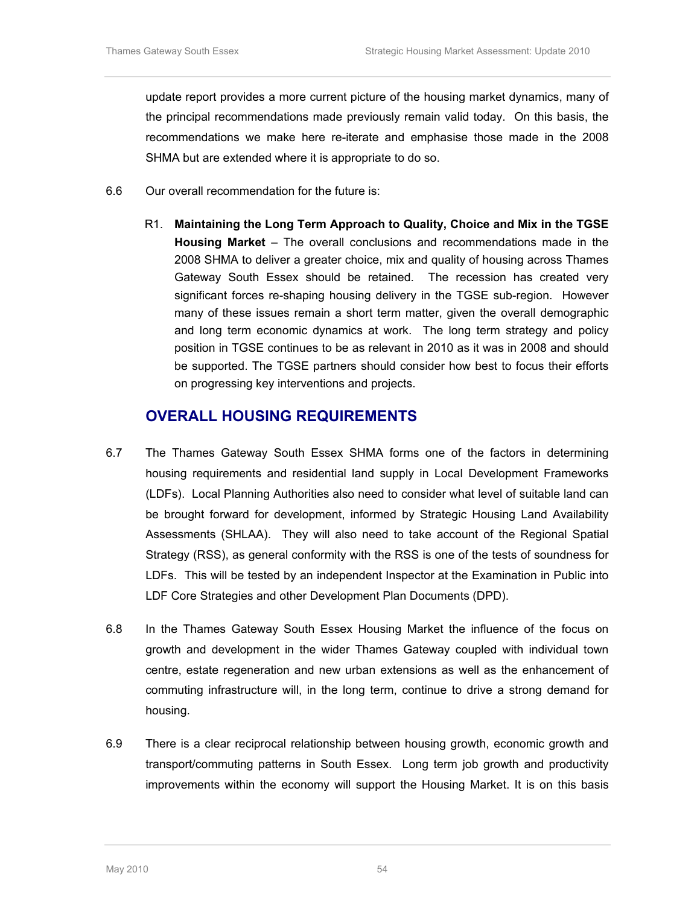update report provides a more current picture of the housing market dynamics, many of the principal recommendations made previously remain valid today. On this basis, the recommendations we make here re-iterate and emphasise those made in the 2008 SHMA but are extended where it is appropriate to do so.

6.6 Our overall recommendation for the future is:

R1. **Maintaining the Long Term Approach to Quality, Choice and Mix in the TGSE Housing Market** – The overall conclusions and recommendations made in the 2008 SHMA to deliver a greater choice, mix and quality of housing across Thames Gateway South Essex should be retained. The recession has created very significant forces re-shaping housing delivery in the TGSE sub-region. However many of these issues remain a short term matter, given the overall demographic and long term economic dynamics at work. The long term strategy and policy position in TGSE continues to be as relevant in 2010 as it was in 2008 and should be supported. The TGSE partners should consider how best to focus their efforts on progressing key interventions and projects.

## OVERALL HOUSING REQUIREMENTS

6.7 The Thames Gateway South Essex SHMA forms one of the factors in determining housing requirements and residential land supply in Local Development Frameworks (LDFs). Local Planning Authorities also need to consider what level of suitable land can be brought forward for development, informed by Strategic Housing Land Availability Assessments (SHLAA). They will also need to take account of the Regional Spatial Strategy (RSS), as general conformity with the RSS is one of the tests of soundness for LDFs. This will be tested by an independent Inspector at the Examination in Public into LDF Core Strategies and other Development Plan Documents (DPD).

6.8 In the Thames Gateway South Essex Housing Market the influence of the focus on growth and development in the wider Thames Gateway coupled with individual town centre, estate regeneration and new urban extensions as well as the enhancement of commuting infrastructure will, in the long term, continue to drive a strong demand for housing.

6.9 There is a clear reciprocal relationship between housing growth, economic growth and transport/commuting patterns in South Essex. Long term job growth and productivity improvements within the economy will support the Housing Market. It is on this basis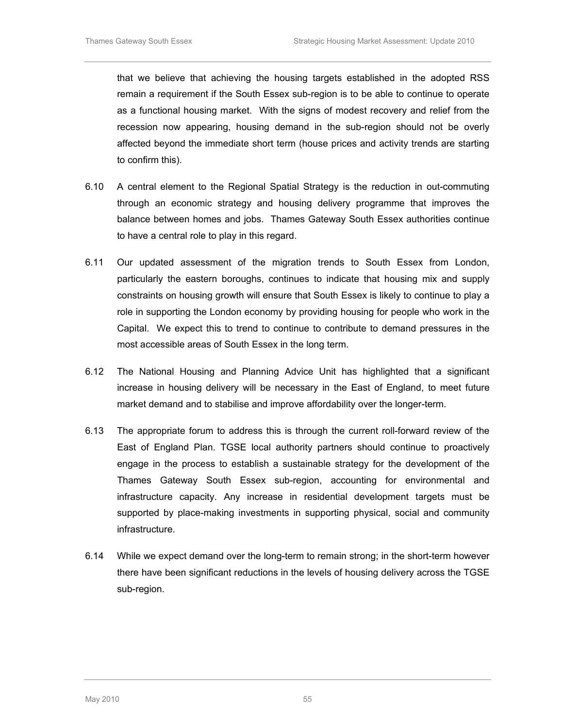that we believe that achieving the housing targets established in the adopted RSS remain a requirement if the South Essex sub-region is to be able to continue to operate as a functional housing market. With the signs of modest recovery and relief from the recession now appearing, housing demand in the sub-region should not be overly affected beyond the immediate short term (house prices and activity trends are starting to confirm this).

6.10 A central element to the Regional Spatial Strategy is the reduction in out-commuting through an economic strategy and housing delivery programme that improves the balance between homes and jobs. Thames Gateway South Essex authorities continue to have a central role to play in this regard.

6.11 Our updated assessment of the migration trends to South Essex from London, particularly the eastern boroughs, continues to indicate that housing mix and supply constraints on housing growth will ensure that South Essex is likely to continue to play a role in supporting the London economy by providing housing for people who work in the Capital. We expect this to trend to continue to contribute to demand pressures in the most accessible areas of South Essex in the long term.

6.12 The National Housing and Planning Advice Unit has highlighted that a significant increase in housing delivery will be necessary in the East of England, to meet future market demand and to stabilise and improve affordability over the longer-term.

6.13 The appropriate forum to address this is through the current roll-forward review of the East of England Plan. TGSE local authority partners should continue to proactively engage in the process to establish a sustainable strategy for the development of the Thames Gateway South Essex sub-region, accounting for environmental and infrastructure capacity. Any increase in residential development targets must be supported by place-making investments in supporting physical, social and community infrastructure.

6.14 While we expect demand over the long-term to remain strong; in the short-term however there have been significant reductions in the levels of housing delivery across the TGSE sub-region.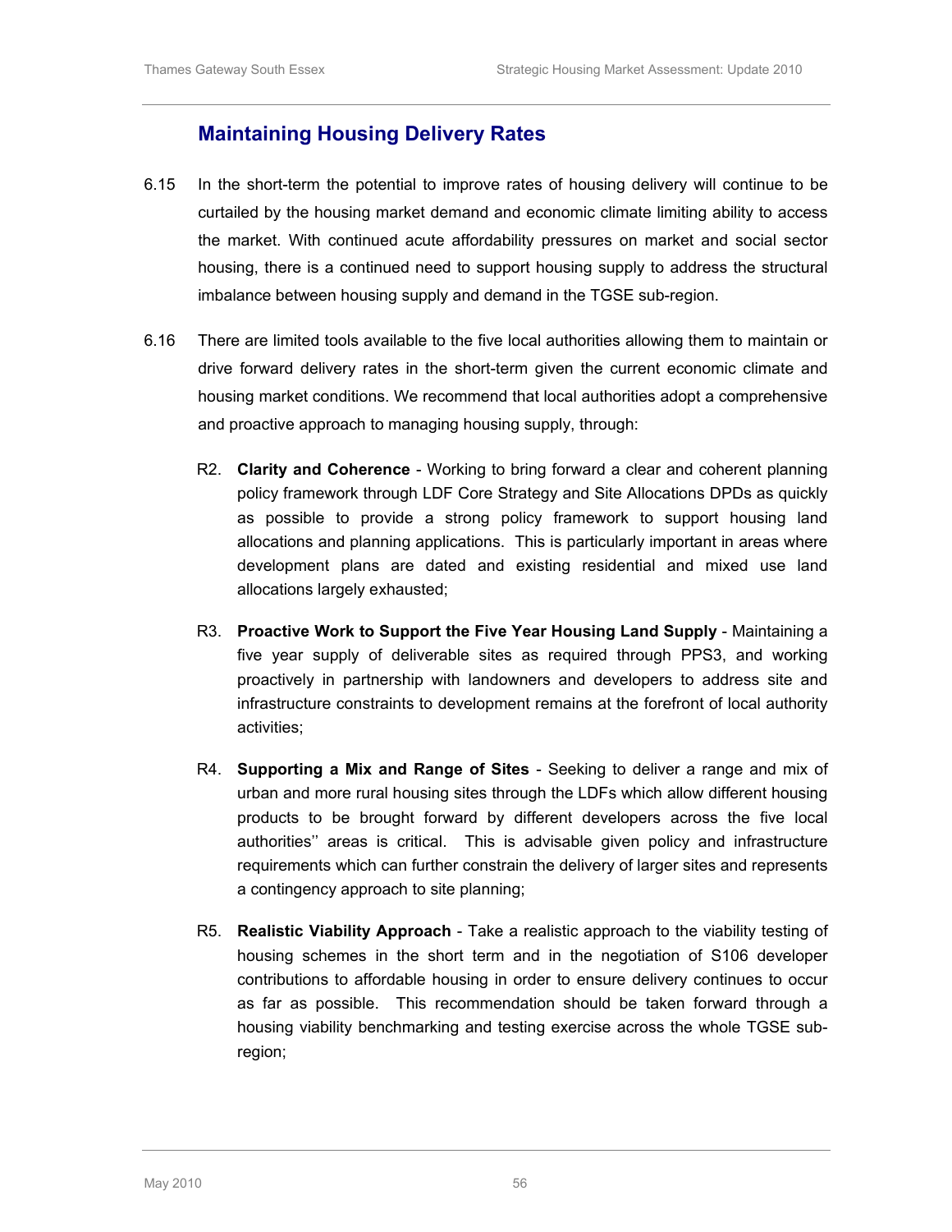## Maintaining Housing Delivery Rates

6.15 In the short-term the potential to improve rates of housing delivery will continue to be curtailed by the housing market demand and economic climate limiting ability to access the market. With continued acute affordability pressures on market and social sector housing, there is a continued need to support housing supply to address the structural imbalance between housing supply and demand in the TGSE sub-region.

6.16 There are limited tools available to the five local authorities allowing them to maintain or drive forward delivery rates in the short-term given the current economic climate and housing market conditions. We recommend that local authorities adopt a comprehensive and proactive approach to managing housing supply, through:

R2. **Clarity and Coherence** - Working to bring forward a clear and coherent planning policy framework through LDF Core Strategy and Site Allocations DPDs as quickly as possible to provide a strong policy framework to support housing land allocations and planning applications. This is particularly important in areas where development plans are dated and existing residential and mixed use land allocations largely exhausted;

R3. **Proactive Work to Support the Five Year Housing Land Supply** - Maintaining a five year supply of deliverable sites as required through PPS3, and working proactively in partnership with landowners and developers to address site and infrastructure constraints to development remains at the forefront of local authority activities;

R4. **Supporting a Mix and Range of Sites** - Seeking to deliver a range and mix of urban and more rural housing sites through the LDFs which allow different housing products to be brought forward by different developers across the five local authorities'' areas is critical. This is advisable given policy and infrastructure requirements which can further constrain the delivery of larger sites and represents a contingency approach to site planning;

R5. **Realistic Viability Approach** - Take a realistic approach to the viability testing of housing schemes in the short term and in the negotiation of S106 developer contributions to affordable housing in order to ensure delivery continues to occur as far as possible. This recommendation should be taken forward through a housing viability benchmarking and testing exercise across the whole TGSE sub-region;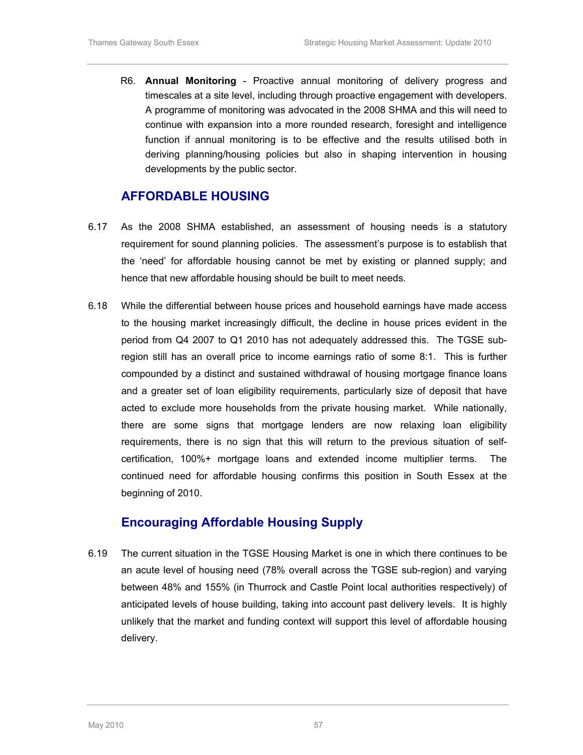R6. **Annual Monitoring** - Proactive annual monitoring of delivery progress and timescales at a site level, including through proactive engagement with developers. A programme of monitoring was advocated in the 2008 SHMA and this will need to continue with expansion into a more rounded research, foresight and intelligence function if annual monitoring is to be effective and the results utilised both in deriving planning/housing policies but also in shaping intervention in housing developments by the public sector.

## AFFORDABLE HOUSING

6.17 As the 2008 SHMA established, an assessment of housing needs is a statutory requirement for sound planning policies. The assessment's purpose is to establish that the 'need' for affordable housing cannot be met by existing or planned supply; and hence that new affordable housing should be built to meet needs.

6.18 While the differential between house prices and household earnings have made access to the housing market increasingly difficult, the decline in house prices evident in the period from Q4 2007 to Q1 2010 has not adequately addressed this. The TGSE sub-region still has an overall price to income earnings ratio of some 8:1. This is further compounded by a distinct and sustained withdrawal of housing mortgage finance loans and a greater set of loan eligibility requirements, particularly size of deposit that have acted to exclude more households from the private housing market. While nationally, there are some signs that mortgage lenders are now relaxing loan eligibility requirements, there is no sign that this will return to the previous situation of self-certification, 100%+ mortgage loans and extended income multiplier terms. The continued need for affordable housing confirms this position in South Essex at the beginning of 2010.

### Encouraging Affordable Housing Supply

6.19 The current situation in the TGSE Housing Market is one in which there continues to be an acute level of housing need (78% overall across the TGSE sub-region) and varying between 48% and 155% (in Thurrock and Castle Point local authorities respectively) of anticipated levels of house building, taking into account past delivery levels. It is highly unlikely that the market and funding context will support this level of affordable housing delivery.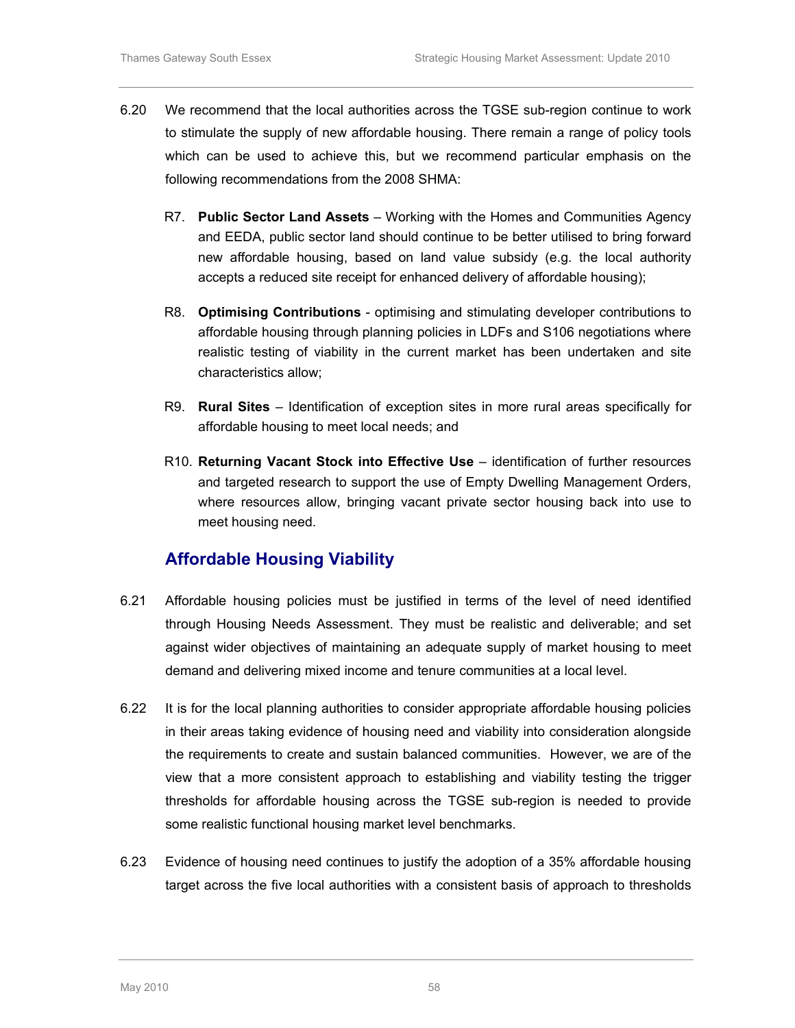6.20 We recommend that the local authorities across the TGSE sub-region continue to work to stimulate the supply of new affordable housing. There remain a range of policy tools which can be used to achieve this, but we recommend particular emphasis on the following recommendations from the 2008 SHMA:

R7. **Public Sector Land Assets** – Working with the Homes and Communities Agency and EEDA, public sector land should continue to be better utilised to bring forward new affordable housing, based on land value subsidy (e.g. the local authority accepts a reduced site receipt for enhanced delivery of affordable housing);

R8. **Optimising Contributions** - optimising and stimulating developer contributions to affordable housing through planning policies in LDFs and S106 negotiations where realistic testing of viability in the current market has been undertaken and site characteristics allow;

R9. **Rural Sites** – Identification of exception sites in more rural areas specifically for affordable housing to meet local needs; and

R10. **Returning Vacant Stock into Effective Use** – identification of further resources and targeted research to support the use of Empty Dwelling Management Orders, where resources allow, bringing vacant private sector housing back into use to meet housing need.

## Affordable Housing Viability

6.21 Affordable housing policies must be justified in terms of the level of need identified through Housing Needs Assessment. They must be realistic and deliverable; and set against wider objectives of maintaining an adequate supply of market housing to meet demand and delivering mixed income and tenure communities at a local level.

6.22 It is for the local planning authorities to consider appropriate affordable housing policies in their areas taking evidence of housing need and viability into consideration alongside the requirements to create and sustain balanced communities. However, we are of the view that a more consistent approach to establishing and viability testing the trigger thresholds for affordable housing across the TGSE sub-region is needed to provide some realistic functional housing market level benchmarks.

6.23 Evidence of housing need continues to justify the adoption of a 35% affordable housing target across the five local authorities with a consistent basis of approach to thresholds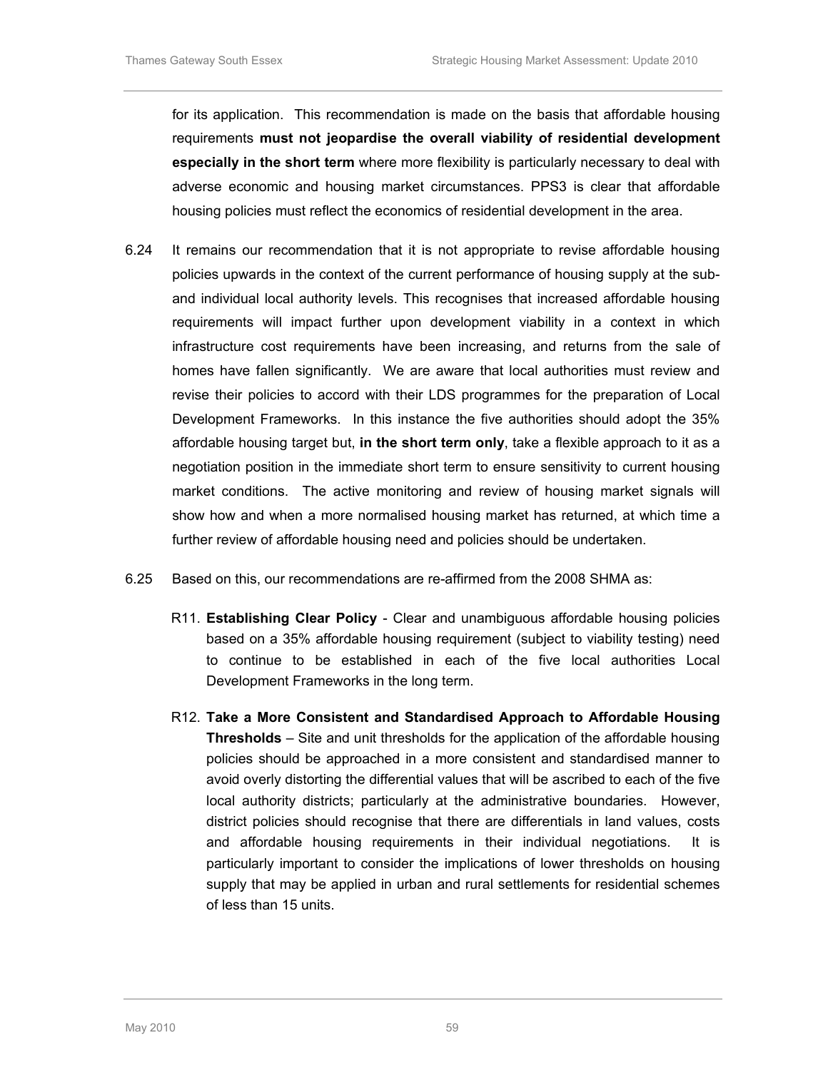for its application. This recommendation is made on the basis that affordable housing requirements **must not jeopardise the overall viability of residential development especially in the short term** where more flexibility is particularly necessary to deal with adverse economic and housing market circumstances. PPS3 is clear that affordable housing policies must reflect the economics of residential development in the area.

6.24 It remains our recommendation that it is not appropriate to revise affordable housing policies upwards in the context of the current performance of housing supply at the sub- and individual local authority levels. This recognises that increased affordable housing requirements will impact further upon development viability in a context in which infrastructure cost requirements have been increasing, and returns from the sale of homes have fallen significantly. We are aware that local authorities must review and revise their policies to accord with their LDS programmes for the preparation of Local Development Frameworks. In this instance the five authorities should adopt the 35% affordable housing target but, **in the short term only**, take a flexible approach to it as a negotiation position in the immediate short term to ensure sensitivity to current housing market conditions. The active monitoring and review of housing market signals will show how and when a more normalised housing market has returned, at which time a further review of affordable housing need and policies should be undertaken.

6.25 Based on this, our recommendations are re-affirmed from the 2008 SHMA as:

R11. **Establishing Clear Policy** - Clear and unambiguous affordable housing policies based on a 35% affordable housing requirement (subject to viability testing) need to continue to be established in each of the five local authorities Local Development Frameworks in the long term.

R12. **Take a More Consistent and Standardised Approach to Affordable Housing Thresholds** – Site and unit thresholds for the application of the affordable housing policies should be approached in a more consistent and standardised manner to avoid overly distorting the differential values that will be ascribed to each of the five local authority districts; particularly at the administrative boundaries. However, district policies should recognise that there are differentials in land values, costs and affordable housing requirements in their individual negotiations. It is particularly important to consider the implications of lower thresholds on housing supply that may be applied in urban and rural settlements for residential schemes of less than 15 units.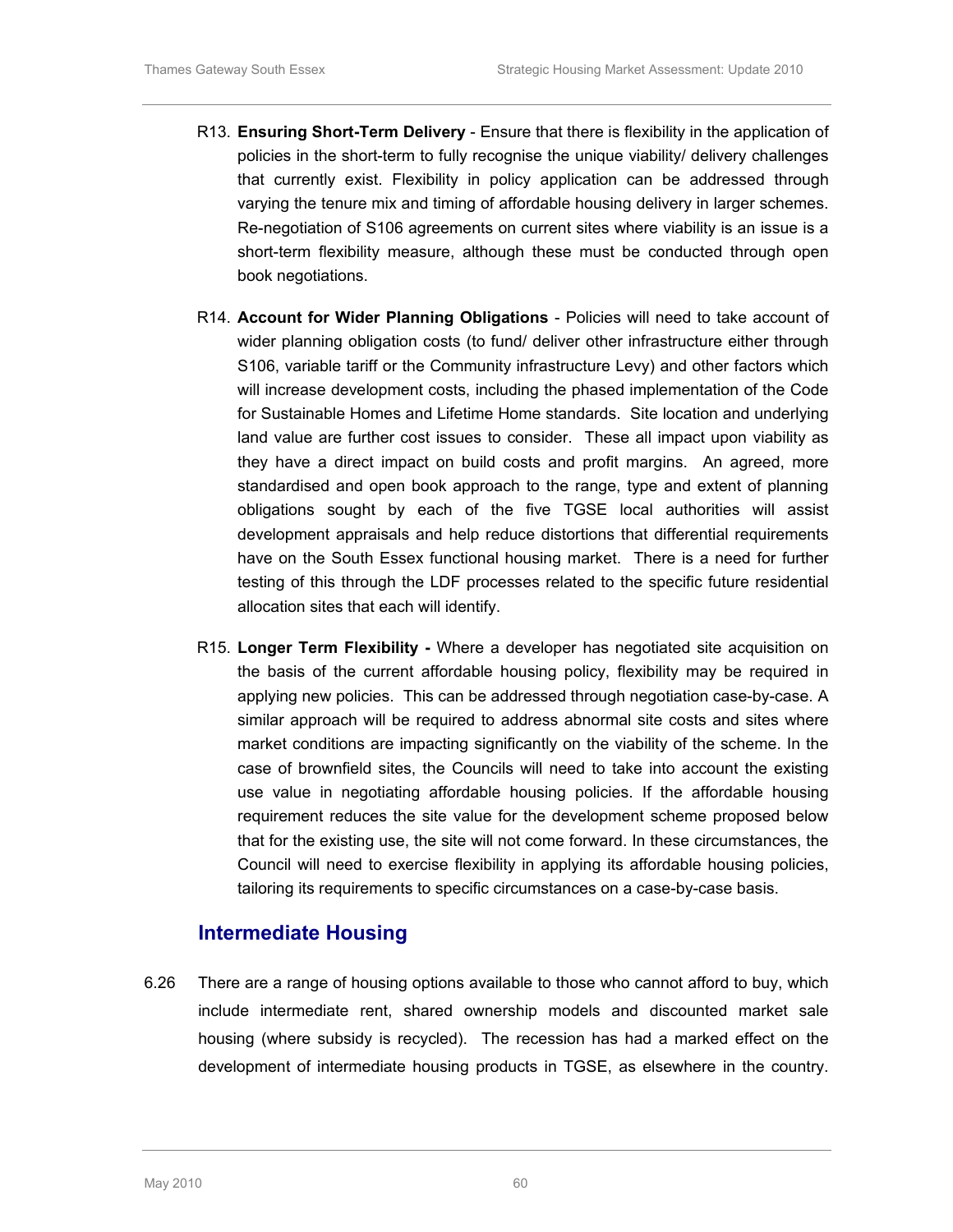R13. **Ensuring Short-Term Delivery** - Ensure that there is flexibility in the application of policies in the short-term to fully recognise the unique viability/ delivery challenges that currently exist. Flexibility in policy application can be addressed through varying the tenure mix and timing of affordable housing delivery in larger schemes. Re-negotiation of S106 agreements on current sites where viability is an issue is a short-term flexibility measure, although these must be conducted through open book negotiations.

R14. **Account for Wider Planning Obligations** - Policies will need to take account of wider planning obligation costs (to fund/ deliver other infrastructure either through S106, variable tariff or the Community infrastructure Levy) and other factors which will increase development costs, including the phased implementation of the Code for Sustainable Homes and Lifetime Home standards. Site location and underlying land value are further cost issues to consider. These all impact upon viability as they have a direct impact on build costs and profit margins. An agreed, more standardised and open book approach to the range, type and extent of planning obligations sought by each of the five TGSE local authorities will assist development appraisals and help reduce distortions that differential requirements have on the South Essex functional housing market. There is a need for further testing of this through the LDF processes related to the specific future residential allocation sites that each will identify.

R15. **Longer Term Flexibility -** Where a developer has negotiated site acquisition on the basis of the current affordable housing policy, flexibility may be required in applying new policies. This can be addressed through negotiation case-by-case. A similar approach will be required to address abnormal site costs and sites where market conditions are impacting significantly on the viability of the scheme. In the case of brownfield sites, the Councils will need to take into account the existing use value in negotiating affordable housing policies. If the affordable housing requirement reduces the site value for the development scheme proposed below that for the existing use, the site will not come forward. In these circumstances, the Council will need to exercise flexibility in applying its affordable housing policies, tailoring its requirements to specific circumstances on a case-by-case basis.

## Intermediate Housing

6.26 There are a range of housing options available to those who cannot afford to buy, which include intermediate rent, shared ownership models and discounted market sale housing (where subsidy is recycled). The recession has had a marked effect on the development of intermediate housing products in TGSE, as elsewhere in the country.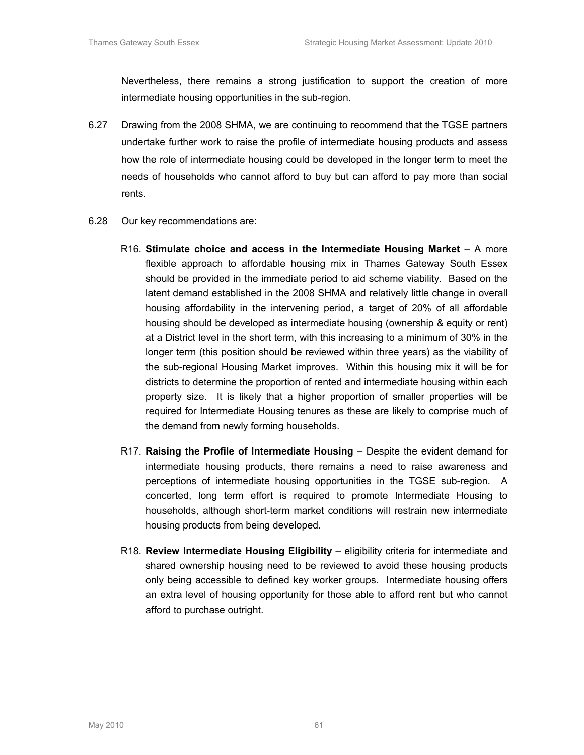Nevertheless, there remains a strong justification to support the creation of more intermediate housing opportunities in the sub-region.

6.27 Drawing from the 2008 SHMA, we are continuing to recommend that the TGSE partners undertake further work to raise the profile of intermediate housing products and assess how the role of intermediate housing could be developed in the longer term to meet the needs of households who cannot afford to buy but can afford to pay more than social rents.

6.28 Our key recommendations are:

R16. **Stimulate choice and access in the Intermediate Housing Market** – A more flexible approach to affordable housing mix in Thames Gateway South Essex should be provided in the immediate period to aid scheme viability. Based on the latent demand established in the 2008 SHMA and relatively little change in overall housing affordability in the intervening period, a target of 20% of all affordable housing should be developed as intermediate housing (ownership & equity or rent) at a District level in the short term, with this increasing to a minimum of 30% in the longer term (this position should be reviewed within three years) as the viability of the sub-regional Housing Market improves. Within this housing mix it will be for districts to determine the proportion of rented and intermediate housing within each property size. It is likely that a higher proportion of smaller properties will be required for Intermediate Housing tenures as these are likely to comprise much of the demand from newly forming households.

R17. **Raising the Profile of Intermediate Housing** – Despite the evident demand for intermediate housing products, there remains a need to raise awareness and perceptions of intermediate housing opportunities in the TGSE sub-region. A concerted, long term effort is required to promote Intermediate Housing to households, although short-term market conditions will restrain new intermediate housing products from being developed.

R18. **Review Intermediate Housing Eligibility** – eligibility criteria for intermediate and shared ownership housing need to be reviewed to avoid these housing products only being accessible to defined key worker groups. Intermediate housing offers an extra level of housing opportunity for those able to afford rent but who cannot afford to purchase outright.